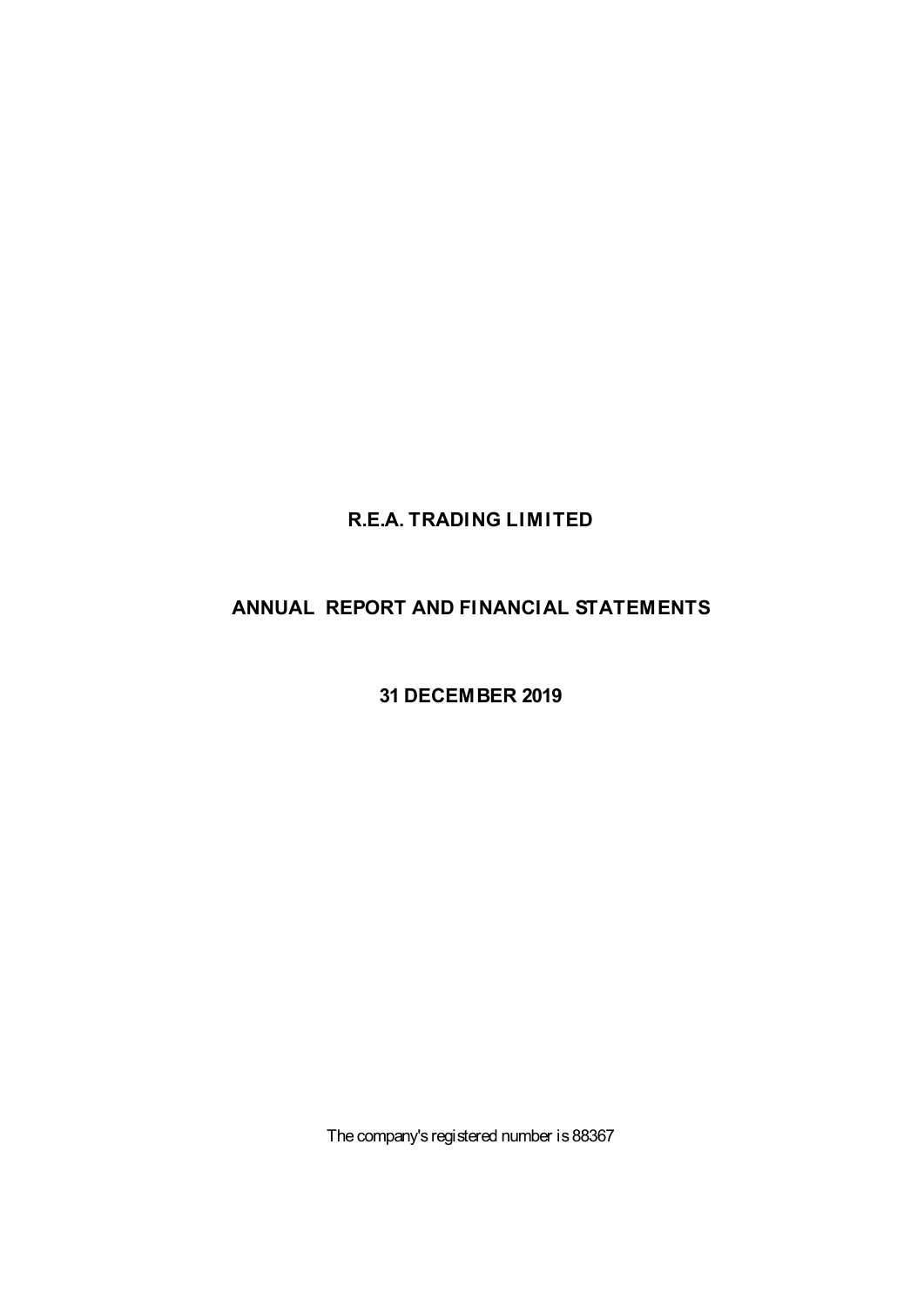# R.E.A. TRADING LIMITED

## ANNUAL REPORT AND FINANCIAL STATEMENTS

## 31 DECEMBER 2019

The company's registered number is 88367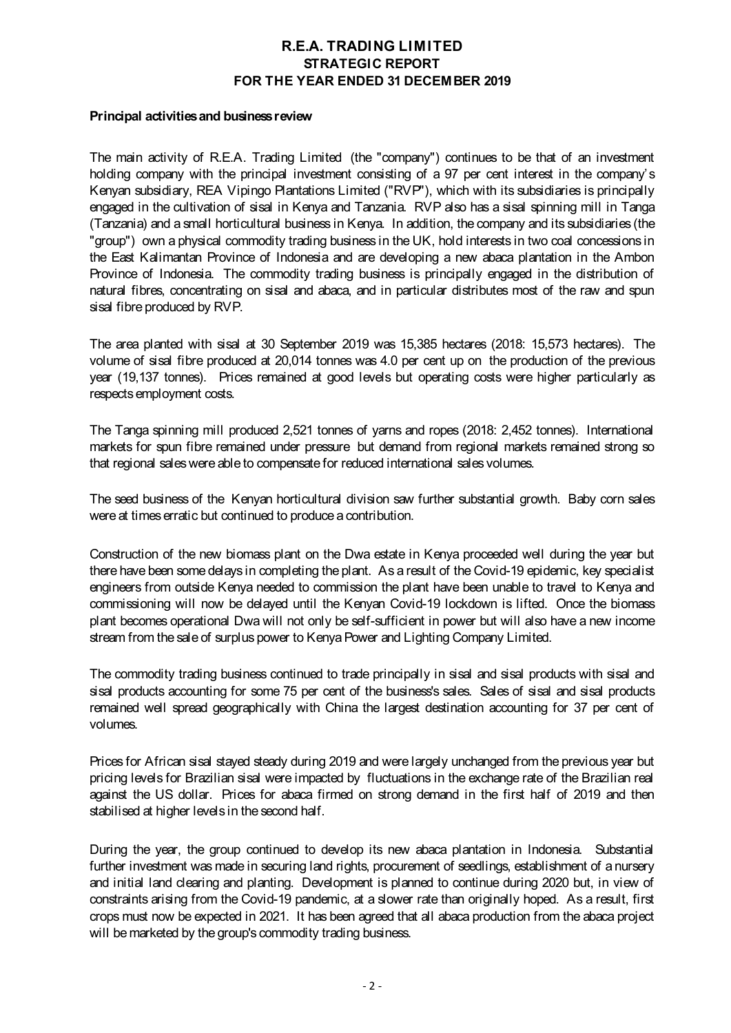# R.E.A. TRADING LIMITED
## STRATEGIC REPORT
## FOR THE YEAR ENDED 31 DECEMBER 2019

**Principal activities and business review**

The main activity of R.E.A. Trading Limited (the "company") continues to be that of an investment holding company with the principal investment consisting of a 97 per cent interest in the company's Kenyan subsidiary, REA Vipingo Plantations Limited ("RVP"), which with its subsidiaries is principally engaged in the cultivation of sisal in Kenya and Tanzania. RVP also has a sisal spinning mill in Tanga (Tanzania) and a small horticultural business in Kenya. In addition, the company and its subsidiaries (the "group") own a physical commodity trading business in the UK, hold interests in two coal concessions in the East Kalimantan Province of Indonesia and are developing a new abaca plantation in the Ambon Province of Indonesia. The commodity trading business is principally engaged in the distribution of natural fibres, concentrating on sisal and abaca, and in particular distributes most of the raw and spun sisal fibre produced by RVP.

The area planted with sisal at 30 September 2019 was 15,385 hectares (2018: 15,573 hectares). The volume of sisal fibre produced at 20,014 tonnes was 4.0 per cent up on the production of the previous year (19,137 tonnes). Prices remained at good levels but operating costs were higher particularly as respects employment costs.

The Tanga spinning mill produced 2,521 tonnes of yarns and ropes (2018: 2,452 tonnes). International markets for spun fibre remained under pressure but demand from regional markets remained strong so that regional sales were able to compensate for reduced international sales volumes.

The seed business of the Kenyan horticultural division saw further substantial growth. Baby corn sales were at times erratic but continued to produce a contribution.

Construction of the new biomass plant on the Dwa estate in Kenya proceeded well during the year but there have been some delays in completing the plant. As a result of the Covid-19 epidemic, key specialist engineers from outside Kenya needed to commission the plant have been unable to travel to Kenya and commissioning will now be delayed until the Kenyan Covid-19 lockdown is lifted. Once the biomass plant becomes operational Dwa will not only be self-sufficient in power but will also have a new income stream from the sale of surplus power to Kenya Power and Lighting Company Limited.

The commodity trading business continued to trade principally in sisal and sisal products with sisal and sisal products accounting for some 75 per cent of the business's sales. Sales of sisal and sisal products remained well spread geographically with China the largest destination accounting for 37 per cent of volumes.

Prices for African sisal stayed steady during 2019 and were largely unchanged from the previous year but pricing levels for Brazilian sisal were impacted by fluctuations in the exchange rate of the Brazilian real against the US dollar. Prices for abaca firmed on strong demand in the first half of 2019 and then stabilised at higher levels in the second half.

During the year, the group continued to develop its new abaca plantation in Indonesia. Substantial further investment was made in securing land rights, procurement of seedlings, establishment of a nursery and initial land clearing and planting. Development is planned to continue during 2020 but, in view of constraints arising from the Covid-19 pandemic, at a slower rate than originally hoped. As a result, first crops must now be expected in 2021. It has been agreed that all abaca production from the abaca project will be marketed by the group's commodity trading business.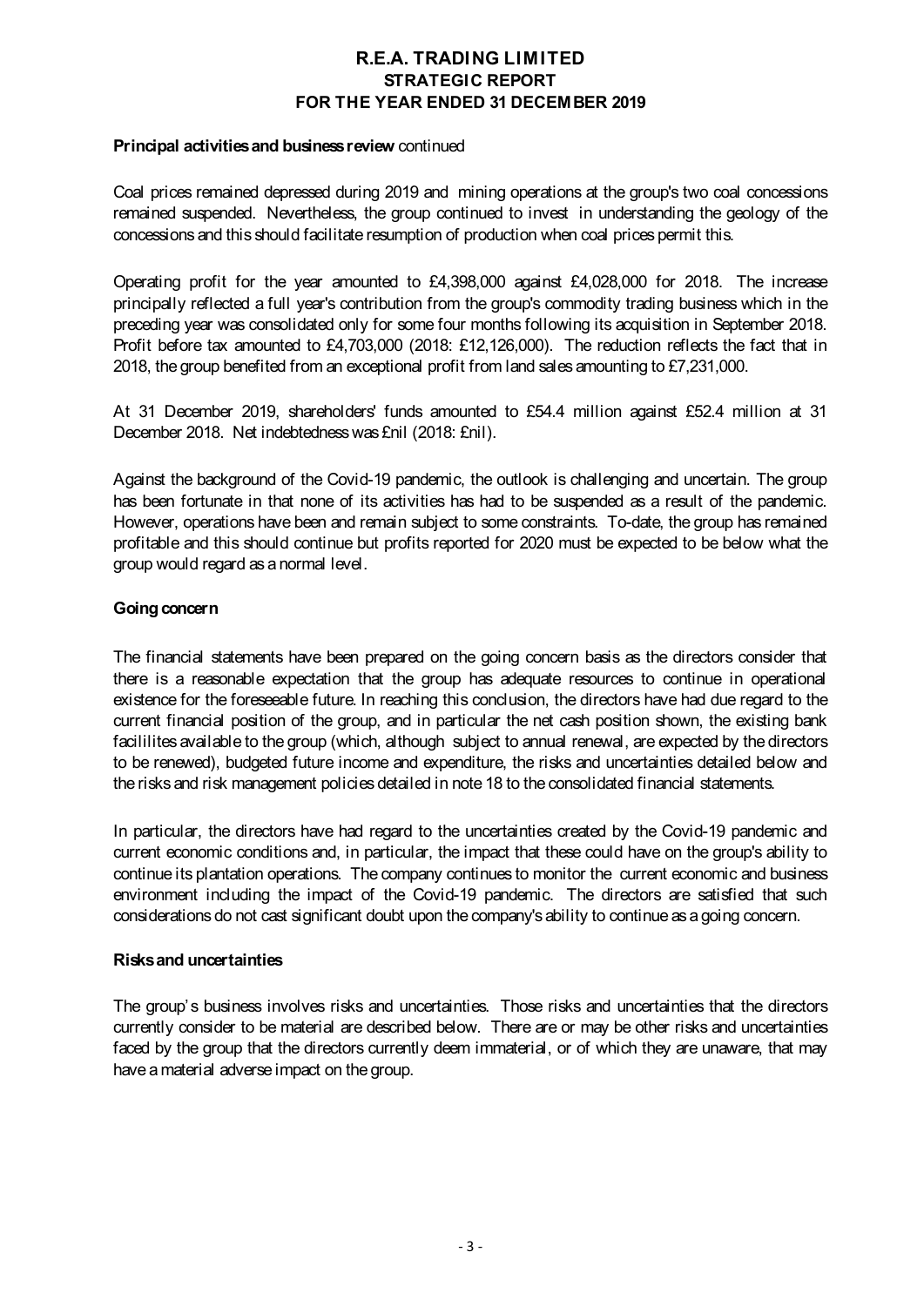**Principal activities and business review** continued

Coal prices remained depressed during 2019 and mining operations at the group's two coal concessions remained suspended. Nevertheless, the group continued to invest in understanding the geology of the concessions and this should facilitate resumption of production when coal prices permit this.

Operating profit for the year amounted to £4,398,000 against £4,028,000 for 2018. The increase principally reflected a full year's contribution from the group's commodity trading business which in the preceding year was consolidated only for some four months following its acquisition in September 2018. Profit before tax amounted to £4,703,000 (2018: £12,126,000). The reduction reflects the fact that in 2018, the group benefited from an exceptional profit from land sales amounting to £7,231,000.

At 31 December 2019, shareholders' funds amounted to £54.4 million against £52.4 million at 31 December 2018. Net indebtedness was £nil (2018: £nil).

Against the background of the Covid-19 pandemic, the outlook is challenging and uncertain. The group has been fortunate in that none of its activities has had to be suspended as a result of the pandemic. However, operations have been and remain subject to some constraints. To-date, the group has remained profitable and this should continue but profits reported for 2020 must be expected to be below what the group would regard as a normal level.

## Going concern

The financial statements have been prepared on the going concern basis as the directors consider that there is a reasonable expectation that the group has adequate resources to continue in operational existence for the foreseeable future. In reaching this conclusion, the directors have had due regard to the current financial position of the group, and in particular the net cash position shown, the existing bank facililites available to the group (which, although subject to annual renewal, are expected by the directors to be renewed), budgeted future income and expenditure, the risks and uncertainties detailed below and the risks and risk management policies detailed in note 18 to the consolidated financial statements.

In particular, the directors have had regard to the uncertainties created by the Covid-19 pandemic and current economic conditions and, in particular, the impact that these could have on the group's ability to continue its plantation operations. The company continues to monitor the current economic and business environment including the impact of the Covid-19 pandemic. The directors are satisfied that such considerations do not cast significant doubt upon the company's ability to continue as a going concern.

## Risks and uncertainties

The group's business involves risks and uncertainties. Those risks and uncertainties that the directors currently consider to be material are described below. There are or may be other risks and uncertainties faced by the group that the directors currently deem immaterial, or of which they are unaware, that may have a material adverse impact on the group.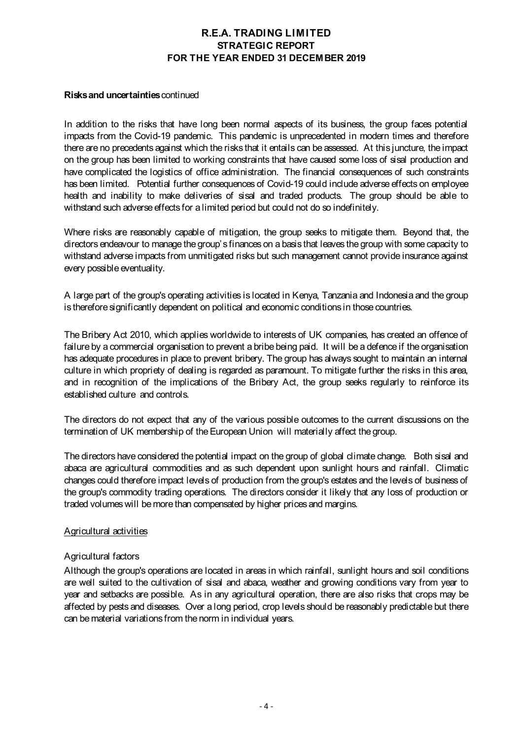**Risks and uncertainties** continued

In addition to the risks that have long been normal aspects of its business, the group faces potential impacts from the Covid-19 pandemic. This pandemic is unprecedented in modern times and therefore there are no precedents against which the risks that it entails can be assessed. At this juncture, the impact on the group has been limited to working constraints that have caused some loss of sisal production and have complicated the logistics of office administration. The financial consequences of such constraints has been limited. Potential further consequences of Covid-19 could include adverse effects on employee health and inability to make deliveries of sisal and traded products. The group should be able to withstand such adverse effects for a limited period but could not do so indefinitely.

Where risks are reasonably capable of mitigation, the group seeks to mitigate them. Beyond that, the directors endeavour to manage the group's finances on a basis that leaves the group with some capacity to withstand adverse impacts from unmitigated risks but such management cannot provide insurance against every possible eventuality.

A large part of the group's operating activities is located in Kenya, Tanzania and Indonesia and the group is therefore significantly dependent on political and economic conditions in those countries.

The Bribery Act 2010, which applies worldwide to interests of UK companies, has created an offence of failure by a commercial organisation to prevent a bribe being paid. It will be a defence if the organisation has adequate procedures in place to prevent bribery. The group has always sought to maintain an internal culture in which propriety of dealing is regarded as paramount. To mitigate further the risks in this area, and in recognition of the implications of the Bribery Act, the group seeks regularly to reinforce its established culture and controls.

The directors do not expect that any of the various possible outcomes to the current discussions on the termination of UK membership of the European Union will materially affect the group.

The directors have considered the potential impact on the group of global climate change. Both sisal and abaca are agricultural commodities and as such dependent upon sunlight hours and rainfall. Climatic changes could therefore impact levels of production from the group's estates and the levels of business of the group's commodity trading operations. The directors consider it likely that any loss of production or traded volumes will be more than compensated by higher prices and margins.

Agricultural activities

Agricultural factors

Although the group's operations are located in areas in which rainfall, sunlight hours and soil conditions are well suited to the cultivation of sisal and abaca, weather and growing conditions vary from year to year and setbacks are possible. As in any agricultural operation, there are also risks that crops may be affected by pests and diseases. Over a long period, crop levels should be reasonably predictable but there can be material variations from the norm in individual years.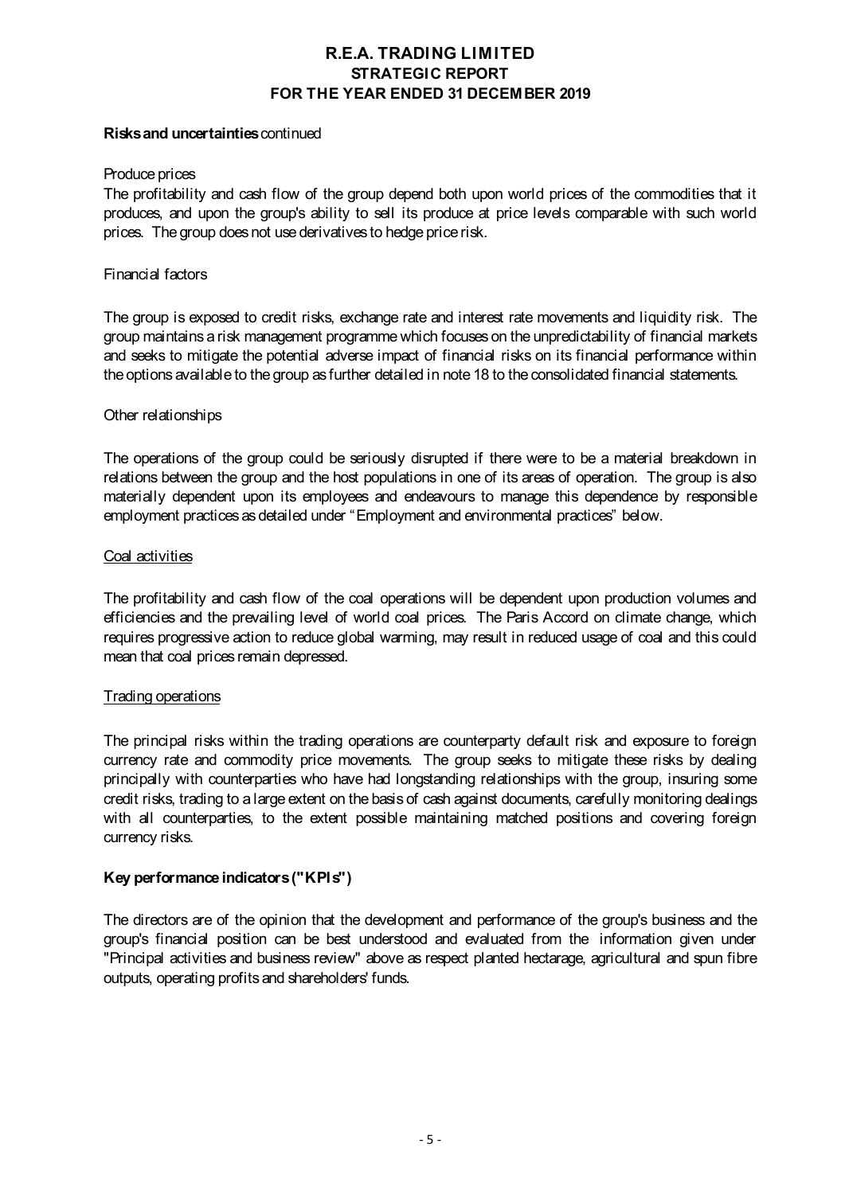**Risks and uncertainties** continued

Produce prices

The profitability and cash flow of the group depend both upon world prices of the commodities that it produces, and upon the group's ability to sell its produce at price levels comparable with such world prices. The group does not use derivatives to hedge price risk.

Financial factors

The group is exposed to credit risks, exchange rate and interest rate movements and liquidity risk. The group maintains a risk management programme which focuses on the unpredictability of financial markets and seeks to mitigate the potential adverse impact of financial risks on its financial performance within the options available to the group as further detailed in note 18 to the consolidated financial statements.

Other relationships

The operations of the group could be seriously disrupted if there were to be a material breakdown in relations between the group and the host populations in one of its areas of operation. The group is also materially dependent upon its employees and endeavours to manage this dependence by responsible employment practices as detailed under "Employment and environmental practices" below.

Coal activities

The profitability and cash flow of the coal operations will be dependent upon production volumes and efficiencies and the prevailing level of world coal prices. The Paris Accord on climate change, which requires progressive action to reduce global warming, may result in reduced usage of coal and this could mean that coal prices remain depressed.

Trading operations

The principal risks within the trading operations are counterparty default risk and exposure to foreign currency rate and commodity price movements. The group seeks to mitigate these risks by dealing principally with counterparties who have had longstanding relationships with the group, insuring some credit risks, trading to a large extent on the basis of cash against documents, carefully monitoring dealings with all counterparties, to the extent possible maintaining matched positions and covering foreign currency risks.

**Key performance indicators ("KPIs")**

The directors are of the opinion that the development and performance of the group's business and the group's financial position can be best understood and evaluated from the information given under "Principal activities and business review" above as respect planted hectarage, agricultural and spun fibre outputs, operating profits and shareholders' funds.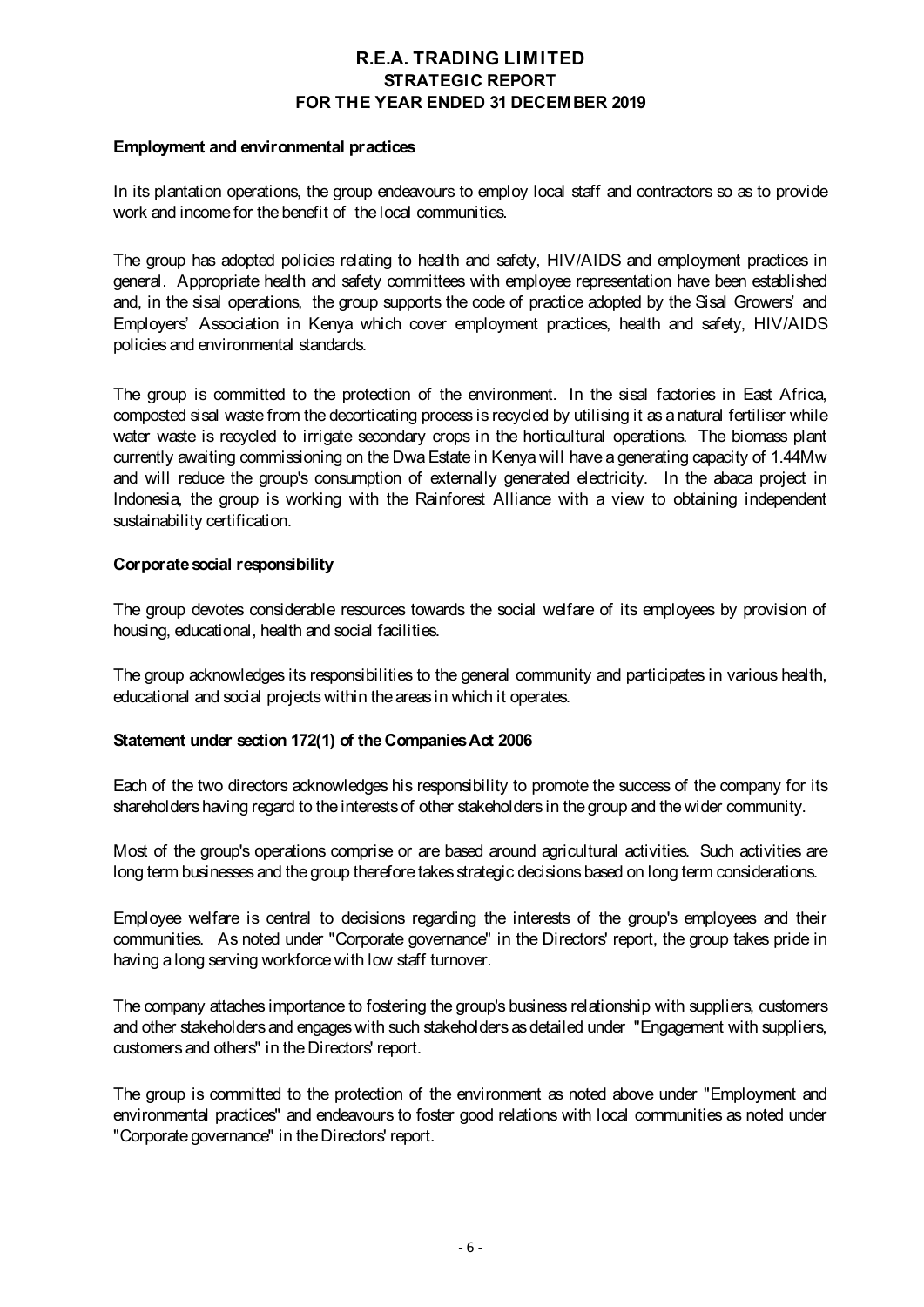**Employment and environmental practices**

In its plantation operations, the group endeavours to employ local staff and contractors so as to provide work and income for the benefit of the local communities.

The group has adopted policies relating to health and safety, HIV/AIDS and employment practices in general. Appropriate health and safety committees with employee representation have been established and, in the sisal operations, the group supports the code of practice adopted by the Sisal Growers' and Employers' Association in Kenya which cover employment practices, health and safety, HIV/AIDS policies and environmental standards.

The group is committed to the protection of the environment. In the sisal factories in East Africa, composted sisal waste from the decorticating process is recycled by utilising it as a natural fertiliser while water waste is recycled to irrigate secondary crops in the horticultural operations. The biomass plant currently awaiting commissioning on the Dwa Estate in Kenya will have a generating capacity of 1.44Mw and will reduce the group's consumption of externally generated electricity. In the abaca project in Indonesia, the group is working with the Rainforest Alliance with a view to obtaining independent sustainability certification.

**Corporate social responsibility**

The group devotes considerable resources towards the social welfare of its employees by provision of housing, educational, health and social facilities.

The group acknowledges its responsibilities to the general community and participates in various health, educational and social projects within the areas in which it operates.

**Statement under section 172(1) of the Companies Act 2006**

Each of the two directors acknowledges his responsibility to promote the success of the company for its shareholders having regard to the interests of other stakeholders in the group and the wider community.

Most of the group's operations comprise or are based around agricultural activities. Such activities are long term businesses and the group therefore takes strategic decisions based on long term considerations.

Employee welfare is central to decisions regarding the interests of the group's employees and their communities. As noted under "Corporate governance" in the Directors' report, the group takes pride in having a long serving workforce with low staff turnover.

The company attaches importance to fostering the group's business relationship with suppliers, customers and other stakeholders and engages with such stakeholders as detailed under "Engagement with suppliers, customers and others" in the Directors' report.

The group is committed to the protection of the environment as noted above under "Employment and environmental practices" and endeavours to foster good relations with local communities as noted under "Corporate governance" in the Directors' report.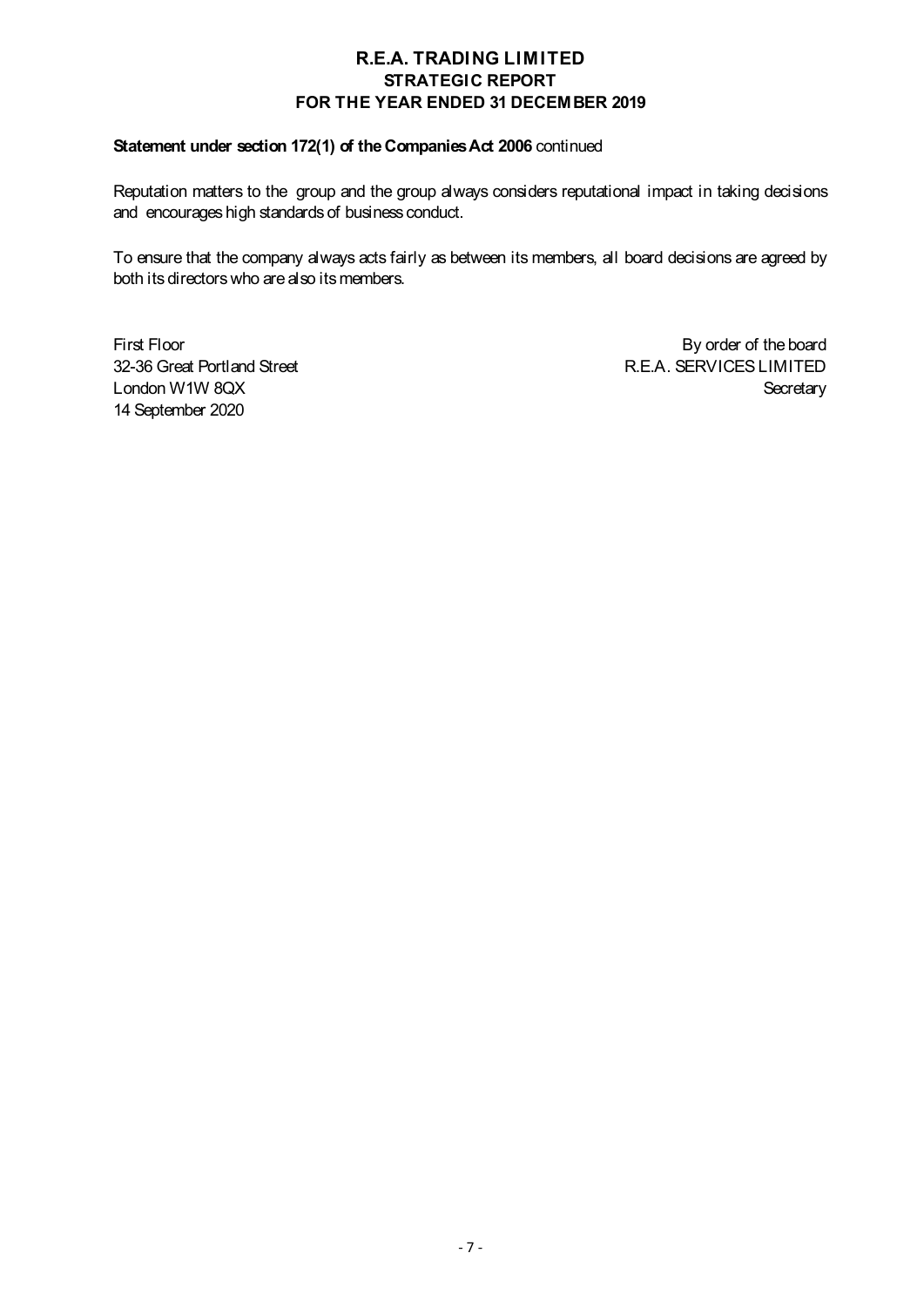**Statement under section 172(1) of the Companies Act 2006** continued

Reputation matters to the group and the group always considers reputational impact in taking decisions and encourages high standards of business conduct.

To ensure that the company always acts fairly as between its members, all board decisions are agreed by both its directors who are also its members.

First Floor
32-36 Great Portland Street
London W1W 8QX
14 September 2020

By order of the board
R.E.A. SERVICES LIMITED
Secretary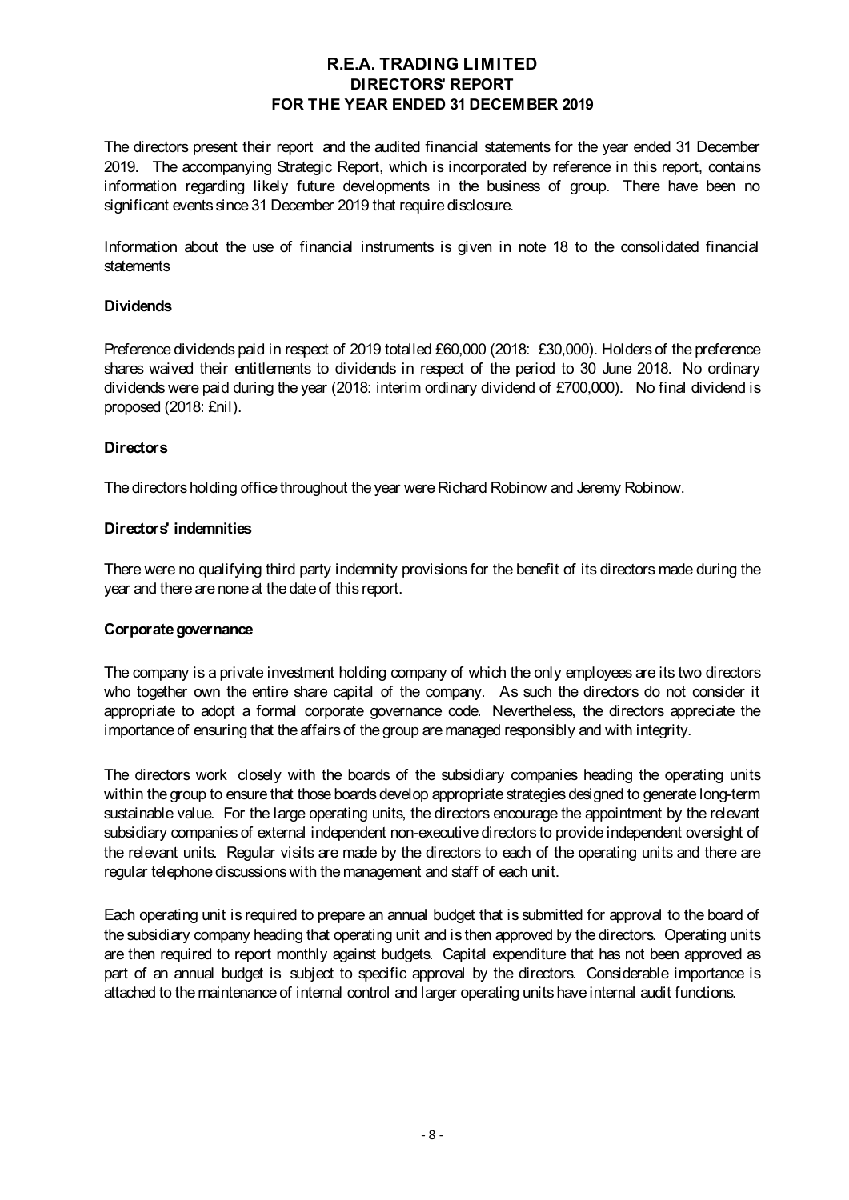# R.E.A. TRADING LIMITED
## DIRECTORS' REPORT
## FOR THE YEAR ENDED 31 DECEMBER 2019

The directors present their report and the audited financial statements for the year ended 31 December 2019. The accompanying Strategic Report, which is incorporated by reference in this report, contains information regarding likely future developments in the business of group. There have been no significant events since 31 December 2019 that require disclosure.

Information about the use of financial instruments is given in note 18 to the consolidated financial statements

**Dividends**

Preference dividends paid in respect of 2019 totalled £60,000 (2018: £30,000). Holders of the preference shares waived their entitlements to dividends in respect of the period to 30 June 2018. No ordinary dividends were paid during the year (2018: interim ordinary dividend of £700,000). No final dividend is proposed (2018: £nil).

**Directors**

The directors holding office throughout the year were Richard Robinow and Jeremy Robinow.

**Directors' indemnities**

There were no qualifying third party indemnity provisions for the benefit of its directors made during the year and there are none at the date of this report.

**Corporate governance**

The company is a private investment holding company of which the only employees are its two directors who together own the entire share capital of the company. As such the directors do not consider it appropriate to adopt a formal corporate governance code. Nevertheless, the directors appreciate the importance of ensuring that the affairs of the group are managed responsibly and with integrity.

The directors work closely with the boards of the subsidiary companies heading the operating units within the group to ensure that those boards develop appropriate strategies designed to generate long-term sustainable value. For the large operating units, the directors encourage the appointment by the relevant subsidiary companies of external independent non-executive directors to provide independent oversight of the relevant units. Regular visits are made by the directors to each of the operating units and there are regular telephone discussions with the management and staff of each unit.

Each operating unit is required to prepare an annual budget that is submitted for approval to the board of the subsidiary company heading that operating unit and is then approved by the directors. Operating units are then required to report monthly against budgets. Capital expenditure that has not been approved as part of an annual budget is subject to specific approval by the directors. Considerable importance is attached to the maintenance of internal control and larger operating units have internal audit functions.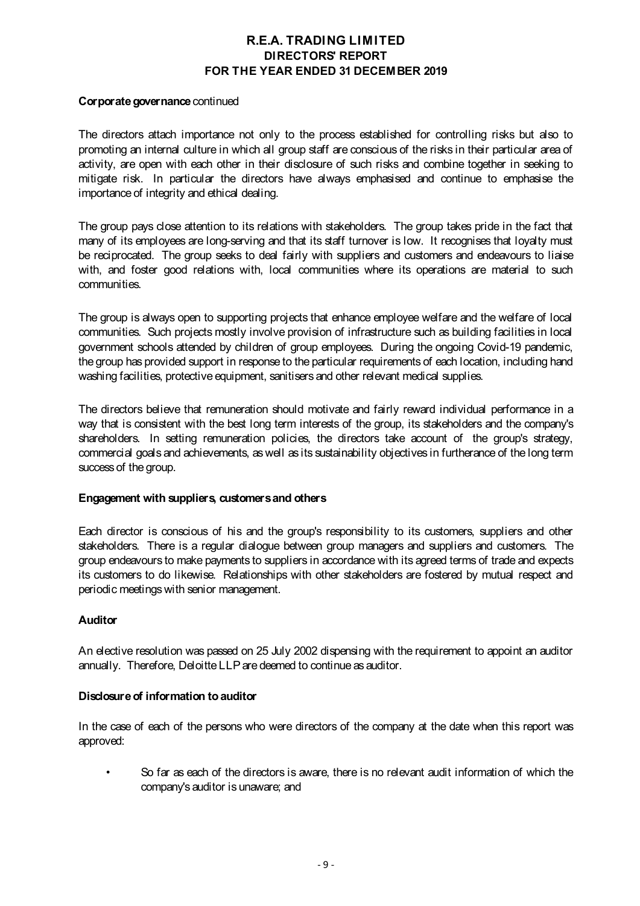**Corporate governance** continued

The directors attach importance not only to the process established for controlling risks but also to promoting an internal culture in which all group staff are conscious of the risks in their particular area of activity, are open with each other in their disclosure of such risks and combine together in seeking to mitigate risk. In particular the directors have always emphasised and continue to emphasise the importance of integrity and ethical dealing.

The group pays close attention to its relations with stakeholders. The group takes pride in the fact that many of its employees are long-serving and that its staff turnover is low. It recognises that loyalty must be reciprocated. The group seeks to deal fairly with suppliers and customers and endeavours to liaise with, and foster good relations with, local communities where its operations are material to such communities.

The group is always open to supporting projects that enhance employee welfare and the welfare of local communities. Such projects mostly involve provision of infrastructure such as building facilities in local government schools attended by children of group employees. During the ongoing Covid-19 pandemic, the group has provided support in response to the particular requirements of each location, including hand washing facilities, protective equipment, sanitisers and other relevant medical supplies.

The directors believe that remuneration should motivate and fairly reward individual performance in a way that is consistent with the best long term interests of the group, its stakeholders and the company's shareholders. In setting remuneration policies, the directors take account of the group's strategy, commercial goals and achievements, as well as its sustainability objectives in furtherance of the long term success of the group.

**Engagement with suppliers, customers and others**

Each director is conscious of his and the group's responsibility to its customers, suppliers and other stakeholders. There is a regular dialogue between group managers and suppliers and customers. The group endeavours to make payments to suppliers in accordance with its agreed terms of trade and expects its customers to do likewise. Relationships with other stakeholders are fostered by mutual respect and periodic meetings with senior management.

**Auditor**

An elective resolution was passed on 25 July 2002 dispensing with the requirement to appoint an auditor annually. Therefore, Deloitte LLP are deemed to continue as auditor.

**Disclosure of information to auditor**

In the case of each of the persons who were directors of the company at the date when this report was approved:

- So far as each of the directors is aware, there is no relevant audit information of which the company's auditor is unaware; and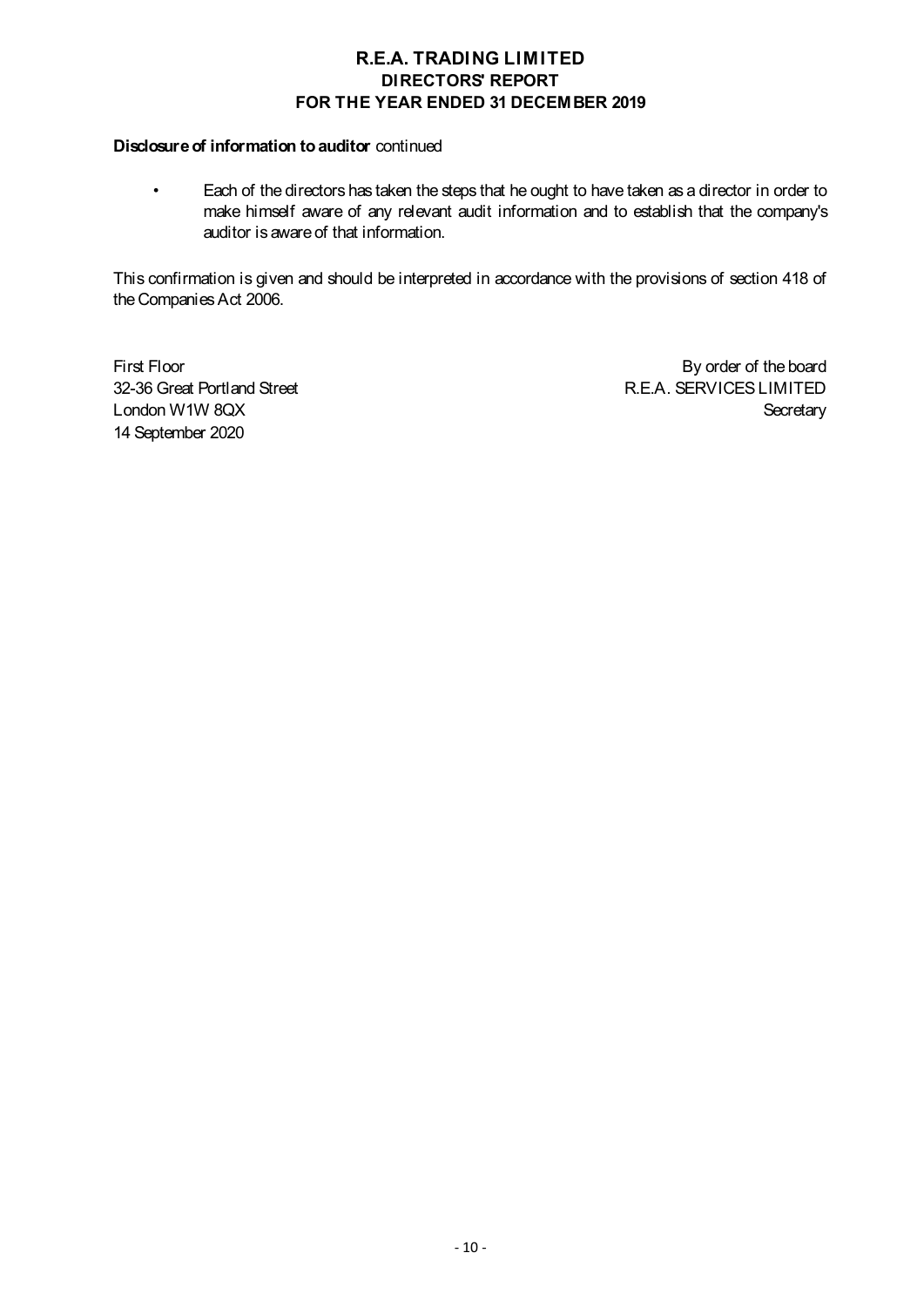**Disclosure of information to auditor** continued

- Each of the directors has taken the steps that he ought to have taken as a director in order to make himself aware of any relevant audit information and to establish that the company's auditor is aware of that information.

This confirmation is given and should be interpreted in accordance with the provisions of section 418 of the Companies Act 2006.

First Floor
32-36 Great Portland Street
London W1W 8QX
14 September 2020

By order of the board
R.E.A. SERVICES LIMITED
Secretary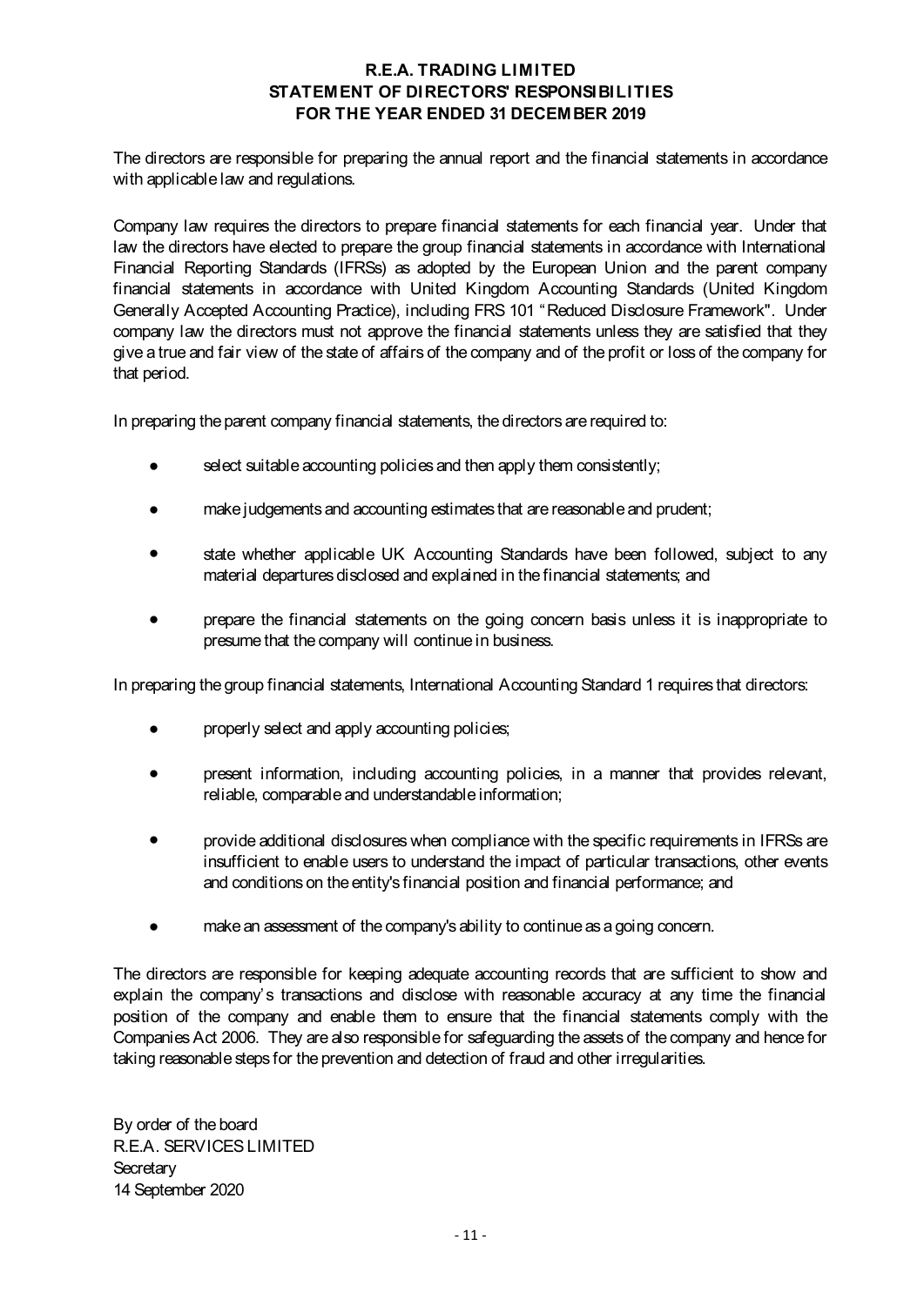# R.E.A. TRADING LIMITED
## STATEMENT OF DIRECTORS' RESPONSIBILITIES
## FOR THE YEAR ENDED 31 DECEMBER 2019

The directors are responsible for preparing the annual report and the financial statements in accordance with applicable law and regulations.

Company law requires the directors to prepare financial statements for each financial year. Under that law the directors have elected to prepare the group financial statements in accordance with International Financial Reporting Standards (IFRSs) as adopted by the European Union and the parent company financial statements in accordance with United Kingdom Accounting Standards (United Kingdom Generally Accepted Accounting Practice), including FRS 101 "Reduced Disclosure Framework". Under company law the directors must not approve the financial statements unless they are satisfied that they give a true and fair view of the state of affairs of the company and of the profit or loss of the company for that period.

In preparing the parent company financial statements, the directors are required to:

- select suitable accounting policies and then apply them consistently;
- make judgements and accounting estimates that are reasonable and prudent;
- state whether applicable UK Accounting Standards have been followed, subject to any material departures disclosed and explained in the financial statements; and
- prepare the financial statements on the going concern basis unless it is inappropriate to presume that the company will continue in business.

In preparing the group financial statements, International Accounting Standard 1 requires that directors:

- properly select and apply accounting policies;
- present information, including accounting policies, in a manner that provides relevant, reliable, comparable and understandable information;
- provide additional disclosures when compliance with the specific requirements in IFRSs are insufficient to enable users to understand the impact of particular transactions, other events and conditions on the entity's financial position and financial performance; and
- make an assessment of the company's ability to continue as a going concern.

The directors are responsible for keeping adequate accounting records that are sufficient to show and explain the company's transactions and disclose with reasonable accuracy at any time the financial position of the company and enable them to ensure that the financial statements comply with the Companies Act 2006. They are also responsible for safeguarding the assets of the company and hence for taking reasonable steps for the prevention and detection of fraud and other irregularities.

By order of the board
R.E.A. SERVICES LIMITED
Secretary
14 September 2020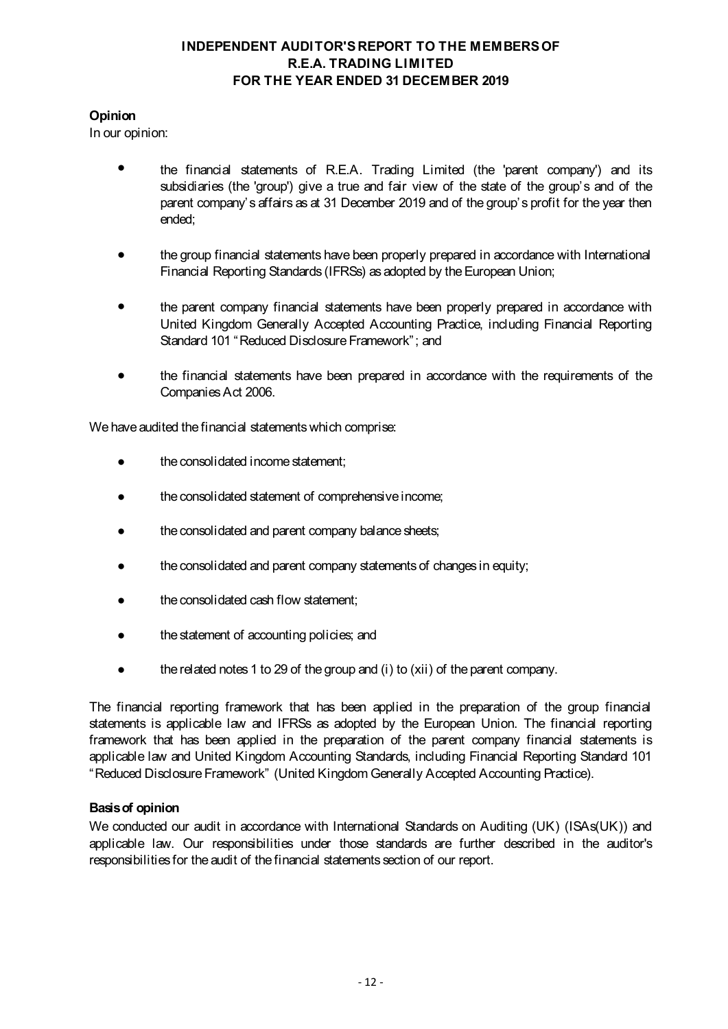# INDEPENDENT AUDITOR'S REPORT TO THE MEMBERS OF R.E.A. TRADING LIMITED FOR THE YEAR ENDED 31 DECEMBER 2019

**Opinion**

In our opinion:

- the financial statements of R.E.A. Trading Limited (the 'parent company') and its subsidiaries (the 'group') give a true and fair view of the state of the group's and of the parent company's affairs as at 31 December 2019 and of the group's profit for the year then ended;
- the group financial statements have been properly prepared in accordance with International Financial Reporting Standards (IFRSs) as adopted by the European Union;
- the parent company financial statements have been properly prepared in accordance with United Kingdom Generally Accepted Accounting Practice, including Financial Reporting Standard 101 "Reduced Disclosure Framework"; and
- the financial statements have been prepared in accordance with the requirements of the Companies Act 2006.

We have audited the financial statements which comprise:

- the consolidated income statement;
- the consolidated statement of comprehensive income;
- the consolidated and parent company balance sheets;
- the consolidated and parent company statements of changes in equity;
- the consolidated cash flow statement;
- the statement of accounting policies; and
- the related notes 1 to 29 of the group and (i) to (xii) of the parent company.

The financial reporting framework that has been applied in the preparation of the group financial statements is applicable law and IFRSs as adopted by the European Union. The financial reporting framework that has been applied in the preparation of the parent company financial statements is applicable law and United Kingdom Accounting Standards, including Financial Reporting Standard 101 "Reduced Disclosure Framework" (United Kingdom Generally Accepted Accounting Practice).

**Basis of opinion**

We conducted our audit in accordance with International Standards on Auditing (UK) (ISAs(UK)) and applicable law. Our responsibilities under those standards are further described in the auditor's responsibilities for the audit of the financial statements section of our report.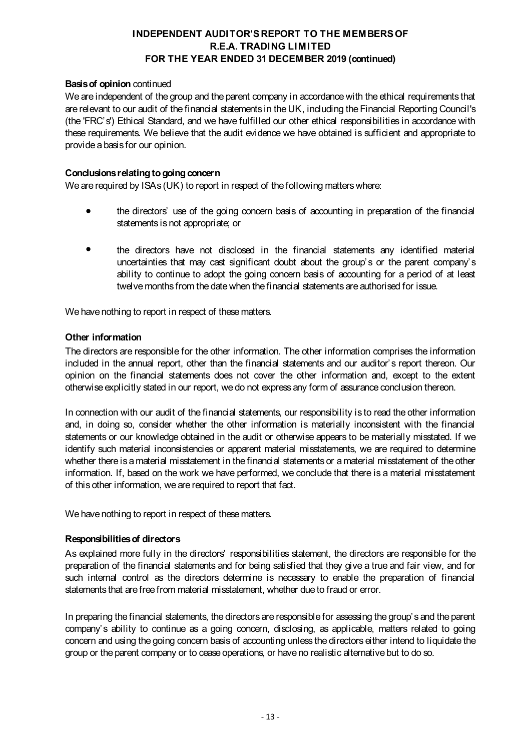**Basis of opinion** continued

We are independent of the group and the parent company in accordance with the ethical requirements that are relevant to our audit of the financial statements in the UK, including the Financial Reporting Council's (the 'FRC's') Ethical Standard, and we have fulfilled our other ethical responsibilities in accordance with these requirements. We believe that the audit evidence we have obtained is sufficient and appropriate to provide a basis for our opinion.

**Conclusions relating to going concern**

We are required by ISAs (UK) to report in respect of the following matters where:

- the directors' use of the going concern basis of accounting in preparation of the financial statements is not appropriate; or
- the directors have not disclosed in the financial statements any identified material uncertainties that may cast significant doubt about the group's or the parent company's ability to continue to adopt the going concern basis of accounting for a period of at least twelve months from the date when the financial statements are authorised for issue.

We have nothing to report in respect of these matters.

**Other information**

The directors are responsible for the other information. The other information comprises the information included in the annual report, other than the financial statements and our auditor's report thereon. Our opinion on the financial statements does not cover the other information and, except to the extent otherwise explicitly stated in our report, we do not express any form of assurance conclusion thereon.

In connection with our audit of the financial statements, our responsibility is to read the other information and, in doing so, consider whether the other information is materially inconsistent with the financial statements or our knowledge obtained in the audit or otherwise appears to be materially misstated. If we identify such material inconsistencies or apparent material misstatements, we are required to determine whether there is a material misstatement in the financial statements or a material misstatement of the other information. If, based on the work we have performed, we conclude that there is a material misstatement of this other information, we are required to report that fact.

We have nothing to report in respect of these matters.

**Responsibilities of directors**

As explained more fully in the directors' responsibilities statement, the directors are responsible for the preparation of the financial statements and for being satisfied that they give a true and fair view, and for such internal control as the directors determine is necessary to enable the preparation of financial statements that are free from material misstatement, whether due to fraud or error.

In preparing the financial statements, the directors are responsible for assessing the group's and the parent company's ability to continue as a going concern, disclosing, as applicable, matters related to going concern and using the going concern basis of accounting unless the directors either intend to liquidate the group or the parent company or to cease operations, or have no realistic alternative but to do so.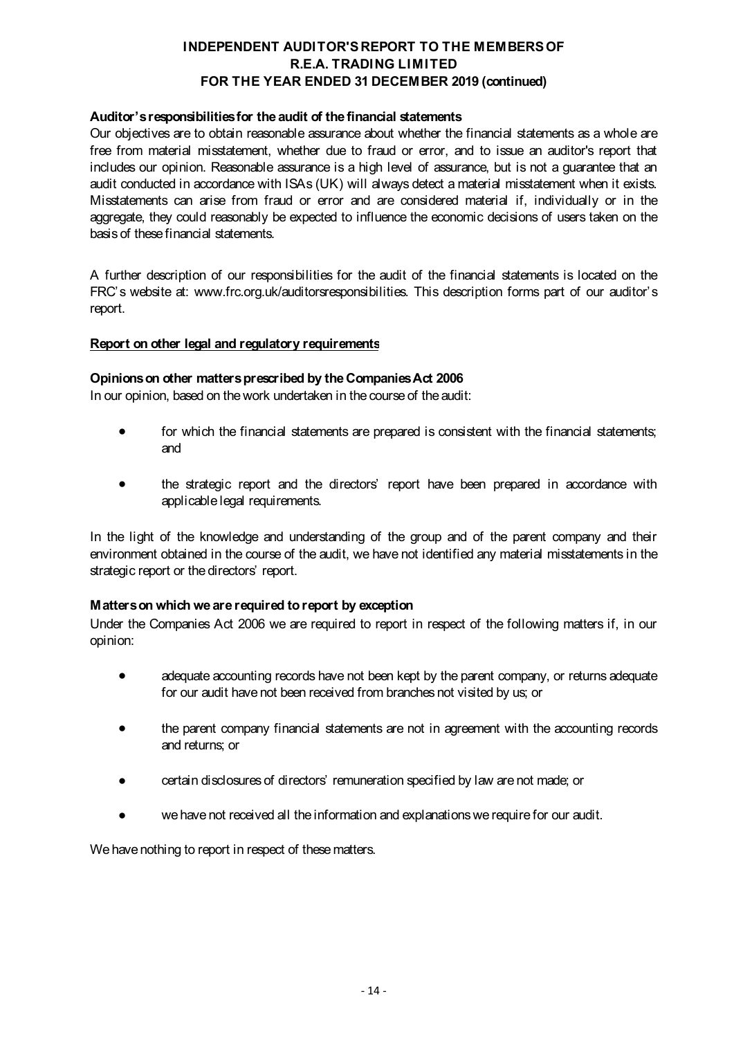**Auditor's responsibilities for the audit of the financial statements**

Our objectives are to obtain reasonable assurance about whether the financial statements as a whole are free from material misstatement, whether due to fraud or error, and to issue an auditor's report that includes our opinion. Reasonable assurance is a high level of assurance, but is not a guarantee that an audit conducted in accordance with ISAs (UK) will always detect a material misstatement when it exists. Misstatements can arise from fraud or error and are considered material if, individually or in the aggregate, they could reasonably be expected to influence the economic decisions of users taken on the basis of these financial statements.

A further description of our responsibilities for the audit of the financial statements is located on the FRC's website at: www.frc.org.uk/auditorsresponsibilities. This description forms part of our auditor's report.

**Report on other legal and regulatory requirements**

**Opinions on other matters prescribed by the Companies Act 2006**

In our opinion, based on the work undertaken in the course of the audit:

- for which the financial statements are prepared is consistent with the financial statements; and
- the strategic report and the directors' report have been prepared in accordance with applicable legal requirements.

In the light of the knowledge and understanding of the group and of the parent company and their environment obtained in the course of the audit, we have not identified any material misstatements in the strategic report or the directors' report.

**Matters on which we are required to report by exception**

Under the Companies Act 2006 we are required to report in respect of the following matters if, in our opinion:

- adequate accounting records have not been kept by the parent company, or returns adequate for our audit have not been received from branches not visited by us; or
- the parent company financial statements are not in agreement with the accounting records and returns; or
- certain disclosures of directors' remuneration specified by law are not made; or
- we have not received all the information and explanations we require for our audit.

We have nothing to report in respect of these matters.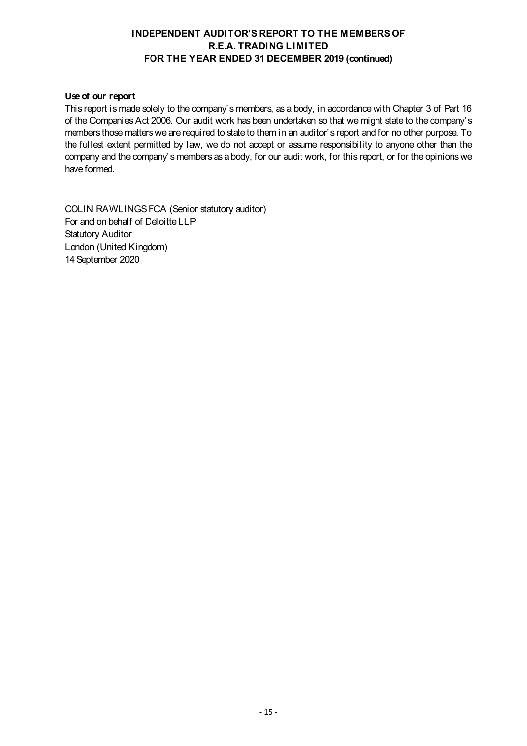**Use of our report**

This report is made solely to the company's members, as a body, in accordance with Chapter 3 of Part 16 of the Companies Act 2006. Our audit work has been undertaken so that we might state to the company's members those matters we are required to state to them in an auditor's report and for no other purpose. To the fullest extent permitted by law, we do not accept or assume responsibility to anyone other than the company and the company's members as a body, for our audit work, for this report, or for the opinions we have formed.

COLIN RAWLINGS FCA (Senior statutory auditor)
For and on behalf of Deloitte LLP
Statutory Auditor
London (United Kingdom)
14 September 2020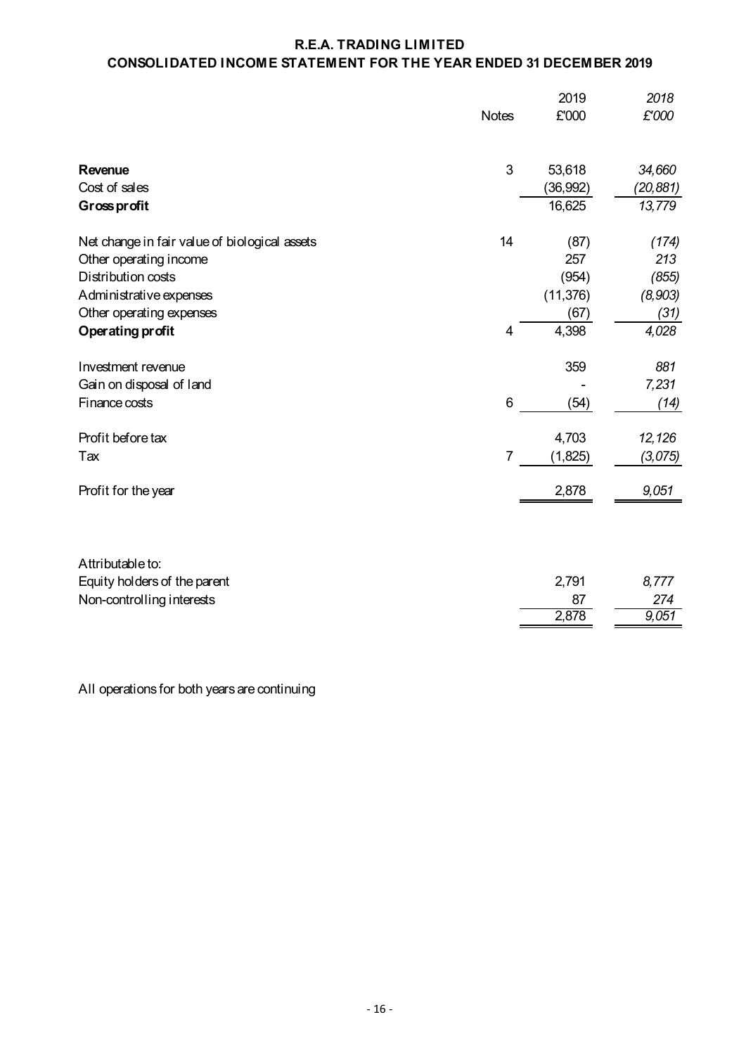# R.E.A. TRADING LIMITED

## CONSOLIDATED INCOME STATEMENT FOR THE YEAR ENDED 31 DECEMBER 2019

| | Notes | 2019 £'000 | *2018 £'000* |
|---|---|---|---|
| **Revenue** | 3 | 53,618 | *34,660* |
| Cost of sales | | (36,992) | *(20,881)* |
| **Gross profit** | | 16,625 | *13,779* |
| | | | |
| Net change in fair value of biological assets | 14 | (87) | *(174)* |
| Other operating income | | 257 | *213* |
| Distribution costs | | (954) | *(855)* |
| Administrative expenses | | (11,376) | *(8,903)* |
| Other operating expenses | | (67) | *(31)* |
| **Operating profit** | 4 | 4,398 | *4,028* |
| | | | |
| Investment revenue | | 359 | *881* |
| Gain on disposal of land | | - | *7,231* |
| Finance costs | 6 | (54) | *(14)* |
| | | | |
| Profit before tax | | 4,703 | *12,126* |
| Tax | 7 | (1,825) | *(3,075)* |
| | | | |
| Profit for the year | | 2,878 | *9,051* |
| | | | |
| Attributable to: | | | |
| Equity holders of the parent | | 2,791 | *8,777* |
| Non-controlling interests | | 87 | *274* |
| | | 2,878 | *9,051* |

All operations for both years are continuing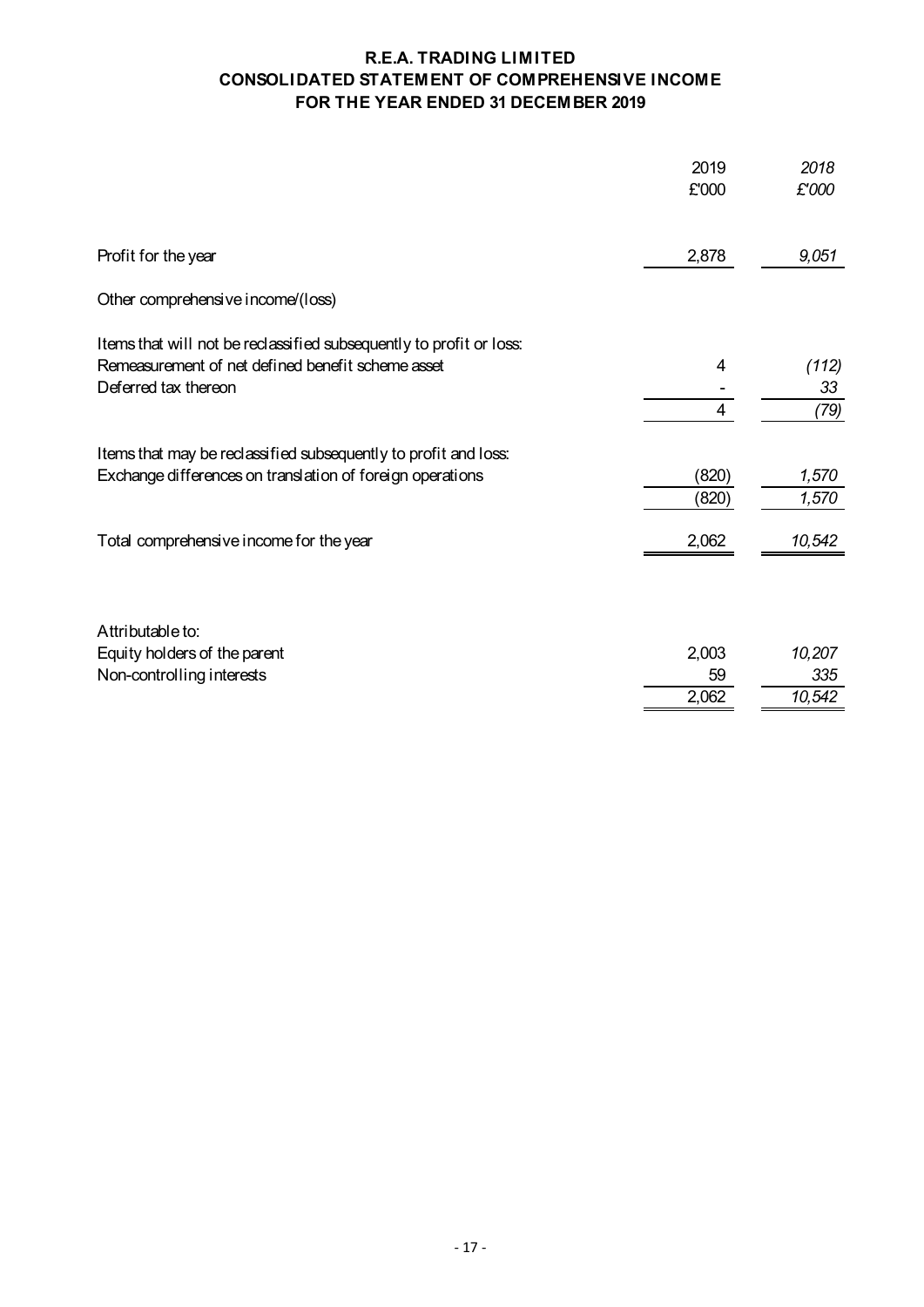# R.E.A. TRADING LIMITED
# CONSOLIDATED STATEMENT OF COMPREHENSIVE INCOME
# FOR THE YEAR ENDED 31 DECEMBER 2019

| | 2019 | *2018* |
|---|---|---|
| | £'000 | *£'000* |
| Profit for the year | 2,878 | *9,051* |
| Other comprehensive income/(loss) | | |
| Items that will not be reclassified subsequently to profit or loss: | | |
| Remeasurement of net defined benefit scheme asset | 4 | *(112)* |
| Deferred tax thereon | - | *33* |
| | 4 | *(79)* |
| Items that may be reclassified subsequently to profit and loss: | | |
| Exchange differences on translation of foreign operations | (820) | *1,570* |
| | (820) | *1,570* |
| Total comprehensive income for the year | 2,062 | *10,542* |
| Attributable to: | | |
| Equity holders of the parent | 2,003 | *10,207* |
| Non-controlling interests | 59 | *335* |
| | 2,062 | *10,542* |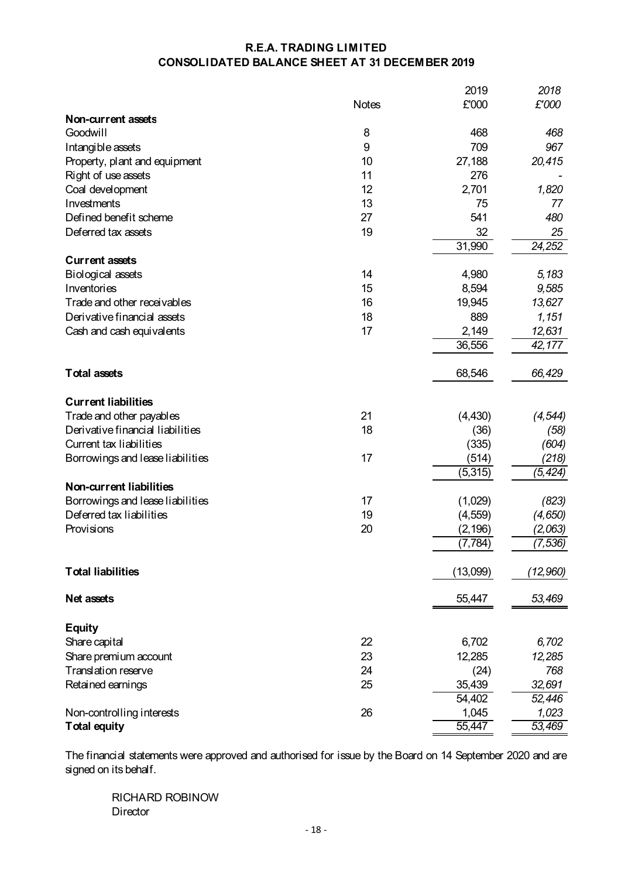# R.E.A. TRADING LIMITED
## CONSOLIDATED BALANCE SHEET AT 31 DECEMBER 2019

| | Notes | 2019 £'000 | *2018 £'000* |
|---|---|---|---|
| **Non-current assets** | | | |
| Goodwill | 8 | 468 | *468* |
| Intangible assets | 9 | 709 | *967* |
| Property, plant and equipment | 10 | 27,188 | *20,415* |
| Right of use assets | 11 | 276 | *-* |
| Coal development | 12 | 2,701 | *1,820* |
| Investments | 13 | 75 | *77* |
| Defined benefit scheme | 27 | 541 | *480* |
| Deferred tax assets | 19 | 32 | *25* |
| | | 31,990 | *24,252* |
| **Current assets** | | | |
| Biological assets | 14 | 4,980 | *5,183* |
| Inventories | 15 | 8,594 | *9,585* |
| Trade and other receivables | 16 | 19,945 | *13,627* |
| Derivative financial assets | 18 | 889 | *1,151* |
| Cash and cash equivalents | 17 | 2,149 | *12,631* |
| | | 36,556 | *42,177* |
| **Total assets** | | 68,546 | *66,429* |
| **Current liabilities** | | | |
| Trade and other payables | 21 | (4,430) | *(4,544)* |
| Derivative financial liabilities | 18 | (36) | *(58)* |
| Current tax liabilities | | (335) | *(604)* |
| Borrowings and lease liabilities | 17 | (514) | *(218)* |
| | | (5,315) | *(5,424)* |
| **Non-current liabilities** | | | |
| Borrowings and lease liabilities | 17 | (1,029) | *(823)* |
| Deferred tax liabilities | 19 | (4,559) | *(4,650)* |
| Provisions | 20 | (2,196) | *(2,063)* |
| | | (7,784) | *(7,536)* |
| **Total liabilities** | | (13,099) | *(12,960)* |
| **Net assets** | | 55,447 | *53,469* |
| **Equity** | | | |
| Share capital | 22 | 6,702 | *6,702* |
| Share premium account | 23 | 12,285 | *12,285* |
| Translation reserve | 24 | (24) | *768* |
| Retained earnings | 25 | 35,439 | *32,691* |
| | | 54,402 | *52,446* |
| Non-controlling interests | 26 | 1,045 | *1,023* |
| **Total equity** | | 55,447 | *53,469* |

The financial statements were approved and authorised for issue by the Board on 14 September 2020 and are signed on its behalf.

RICHARD ROBINOW
Director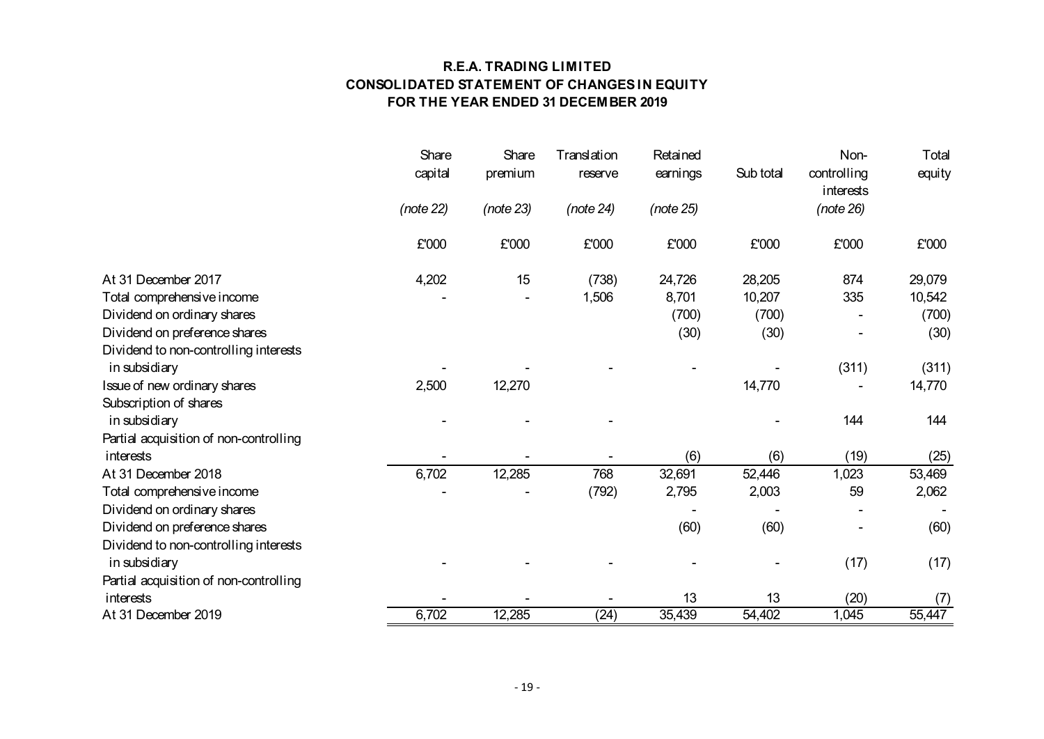**R.E.A. TRADING LIMITED**
**CONSOLIDATED STATEMENT OF CHANGES IN EQUITY**
**FOR THE YEAR ENDED 31 DECEMBER 2019**

| | Share capital | Share premium | Translation reserve | Retained earnings | Sub total | Non-controlling interests | Total equity |
|---|---|---|---|---|---|---|---|
| | *(note 22)* | *(note 23)* | *(note 24)* | *(note 25)* | | *(note 26)* | |
| | £'000 | £'000 | £'000 | £'000 | £'000 | £'000 | £'000 |
| At 31 December 2017 | 4,202 | 15 | (738) | 24,726 | 28,205 | 874 | 29,079 |
| Total comprehensive income | - | - | 1,506 | 8,701 | 10,207 | 335 | 10,542 |
| Dividend on ordinary shares | | | | (700) | (700) | - | (700) |
| Dividend on preference shares | | | | (30) | (30) | - | (30) |
| Dividend to non-controlling interests in subsidiary | - | - | - | - | - | (311) | (311) |
| Issue of new ordinary shares | 2,500 | 12,270 | | | 14,770 | - | 14,770 |
| Subscription of shares in subsidiary | - | - | - | | - | 144 | 144 |
| Partial acquisition of non-controlling interests | - | - | - | (6) | (6) | (19) | (25) |
| At 31 December 2018 | 6,702 | 12,285 | 768 | 32,691 | 52,446 | 1,023 | 53,469 |
| Total comprehensive income | - | - | (792) | 2,795 | 2,003 | 59 | 2,062 |
| Dividend on ordinary shares | | | | - | - | - | - |
| Dividend on preference shares | | | | (60) | (60) | - | (60) |
| Dividend to non-controlling interests in subsidiary | - | - | - | - | - | (17) | (17) |
| Partial acquisition of non-controlling interests | - | - | - | 13 | 13 | (20) | (7) |
| At 31 December 2019 | 6,702 | 12,285 | (24) | 35,439 | 54,402 | 1,045 | 55,447 |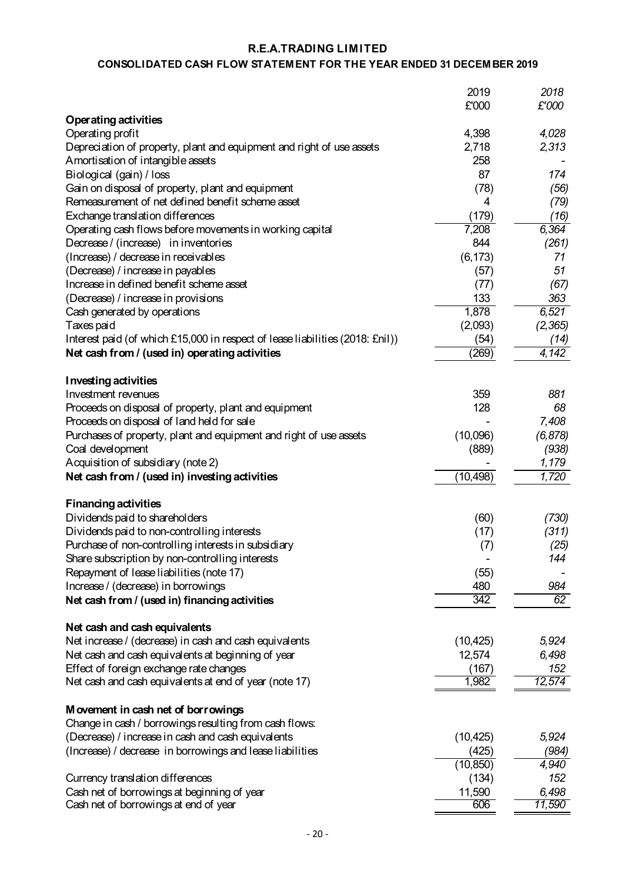# R.E.A.TRADING LIMITED

## CONSOLIDATED CASH FLOW STATEMENT FOR THE YEAR ENDED 31 DECEMBER 2019

| | 2019 | *2018* |
|---|---|---|
| | £'000 | *£'000* |
| **Operating activities** | | |
| Operating profit | 4,398 | *4,028* |
| Depreciation of property, plant and equipment and right of use assets | 2,718 | *2,313* |
| Amortisation of intangible assets | 258 | *-* |
| Biological (gain) / loss | 87 | *174* |
| Gain on disposal of property, plant and equipment | (78) | *(56)* |
| Remeasurement of net defined benefit scheme asset | 4 | *(79)* |
| Exchange translation differences | (179) | *(16)* |
| Operating cash flows before movements in working capital | 7,208 | *6,364* |
| Decrease / (increase) in inventories | 844 | *(261)* |
| (Increase) / decrease in receivables | (6,173) | *71* |
| (Decrease) / increase in payables | (57) | *51* |
| Increase in defined benefit scheme asset | (77) | *(67)* |
| (Decrease) / increase in provisions | 133 | *363* |
| Cash generated by operations | 1,878 | *6,521* |
| Taxes paid | (2,093) | *(2,365)* |
| Interest paid (of which £15,000 in respect of lease liabilities (2018: £nil)) | (54) | *(14)* |
| **Net cash from / (used in) operating activities** | (269) | *4,142* |
| **Investing activities** | | |
| Investment revenues | 359 | *881* |
| Proceeds on disposal of property, plant and equipment | 128 | *68* |
| Proceeds on disposal of land held for sale | - | *7,408* |
| Purchases of property, plant and equipment and right of use assets | (10,096) | *(6,878)* |
| Coal development | (889) | *(938)* |
| Acquisition of subsidiary (note 2) | - | *1,179* |
| **Net cash from / (used in) investing activities** | (10,498) | *1,720* |
| **Financing activities** | | |
| Dividends paid to shareholders | (60) | *(730)* |
| Dividends paid to non-controlling interests | (17) | *(311)* |
| Purchase of non-controlling interests in subsidiary | (7) | *(25)* |
| Share subscription by non-controlling interests | - | *144* |
| Repayment of lease liabilities (note 17) | (55) | *-* |
| Increase / (decrease) in borrowings | 480 | *984* |
| **Net cash from / (used in) financing activities** | 342 | *62* |
| **Net cash and cash equivalents** | | |
| Net increase / (decrease) in cash and cash equivalents | (10,425) | *5,924* |
| Net cash and cash equivalents at beginning of year | 12,574 | *6,498* |
| Effect of foreign exchange rate changes | (167) | *152* |
| Net cash and cash equivalents at end of year (note 17) | 1,982 | *12,574* |
| **Movement in cash net of borrowings** | | |
| Change in cash / borrowings resulting from cash flows: | | |
| (Decrease) / increase in cash and cash equivalents | (10,425) | *5,924* |
| (Increase) / decrease in borrowings and lease liabilities | (425) | *(984)* |
| | (10,850) | *4,940* |
| Currency translation differences | (134) | *152* |
| Cash net of borrowings at beginning of year | 11,590 | *6,498* |
| Cash net of borrowings at end of year | 606 | *11,590* |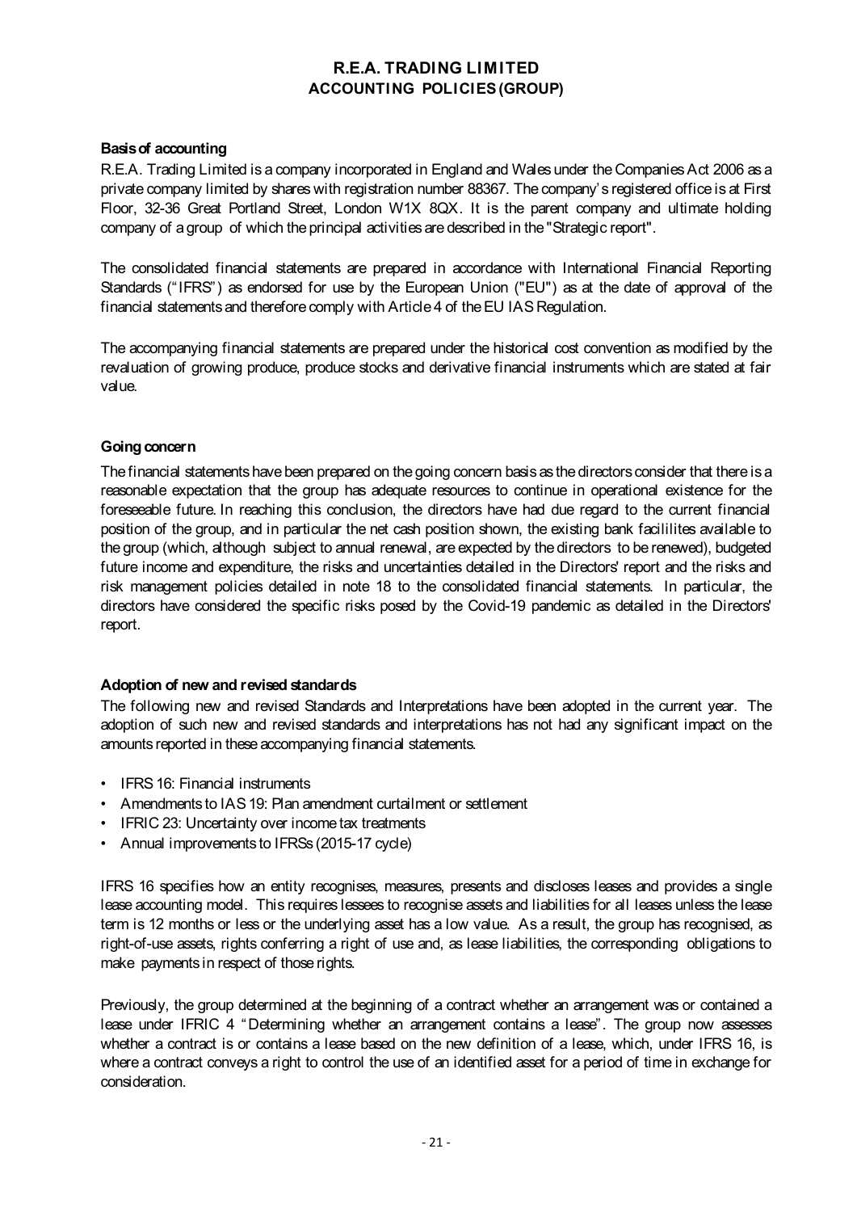# R.E.A. TRADING LIMITED
## ACCOUNTING POLICIES (GROUP)

**Basis of accounting**

R.E.A. Trading Limited is a company incorporated in England and Wales under the Companies Act 2006 as a private company limited by shares with registration number 88367. The company's registered office is at First Floor, 32-36 Great Portland Street, London W1X 8QX. It is the parent company and ultimate holding company of a group of which the principal activities are described in the "Strategic report".

The consolidated financial statements are prepared in accordance with International Financial Reporting Standards ("IFRS") as endorsed for use by the European Union ("EU") as at the date of approval of the financial statements and therefore comply with Article 4 of the EU IAS Regulation.

The accompanying financial statements are prepared under the historical cost convention as modified by the revaluation of growing produce, produce stocks and derivative financial instruments which are stated at fair value.

**Going concern**

The financial statements have been prepared on the going concern basis as the directors consider that there is a reasonable expectation that the group has adequate resources to continue in operational existence for the foreseeable future. In reaching this conclusion, the directors have had due regard to the current financial position of the group, and in particular the net cash position shown, the existing bank facililites available to the group (which, although subject to annual renewal, are expected by the directors to be renewed), budgeted future income and expenditure, the risks and uncertainties detailed in the Directors' report and the risks and risk management policies detailed in note 18 to the consolidated financial statements. In particular, the directors have considered the specific risks posed by the Covid-19 pandemic as detailed in the Directors' report.

**Adoption of new and revised standards**

The following new and revised Standards and Interpretations have been adopted in the current year. The adoption of such new and revised standards and interpretations has not had any significant impact on the amounts reported in these accompanying financial statements.

- IFRS 16: Financial instruments
- Amendments to IAS 19: Plan amendment curtailment or settlement
- IFRIC 23: Uncertainty over income tax treatments
- Annual improvements to IFRSs (2015-17 cycle)

IFRS 16 specifies how an entity recognises, measures, presents and discloses leases and provides a single lease accounting model. This requires lessees to recognise assets and liabilities for all leases unless the lease term is 12 months or less or the underlying asset has a low value. As a result, the group has recognised, as right-of-use assets, rights conferring a right of use and, as lease liabilities, the corresponding obligations to make payments in respect of those rights.

Previously, the group determined at the beginning of a contract whether an arrangement was or contained a lease under IFRIC 4 "Determining whether an arrangement contains a lease". The group now assesses whether a contract is or contains a lease based on the new definition of a lease, which, under IFRS 16, is where a contract conveys a right to control the use of an identified asset for a period of time in exchange for consideration.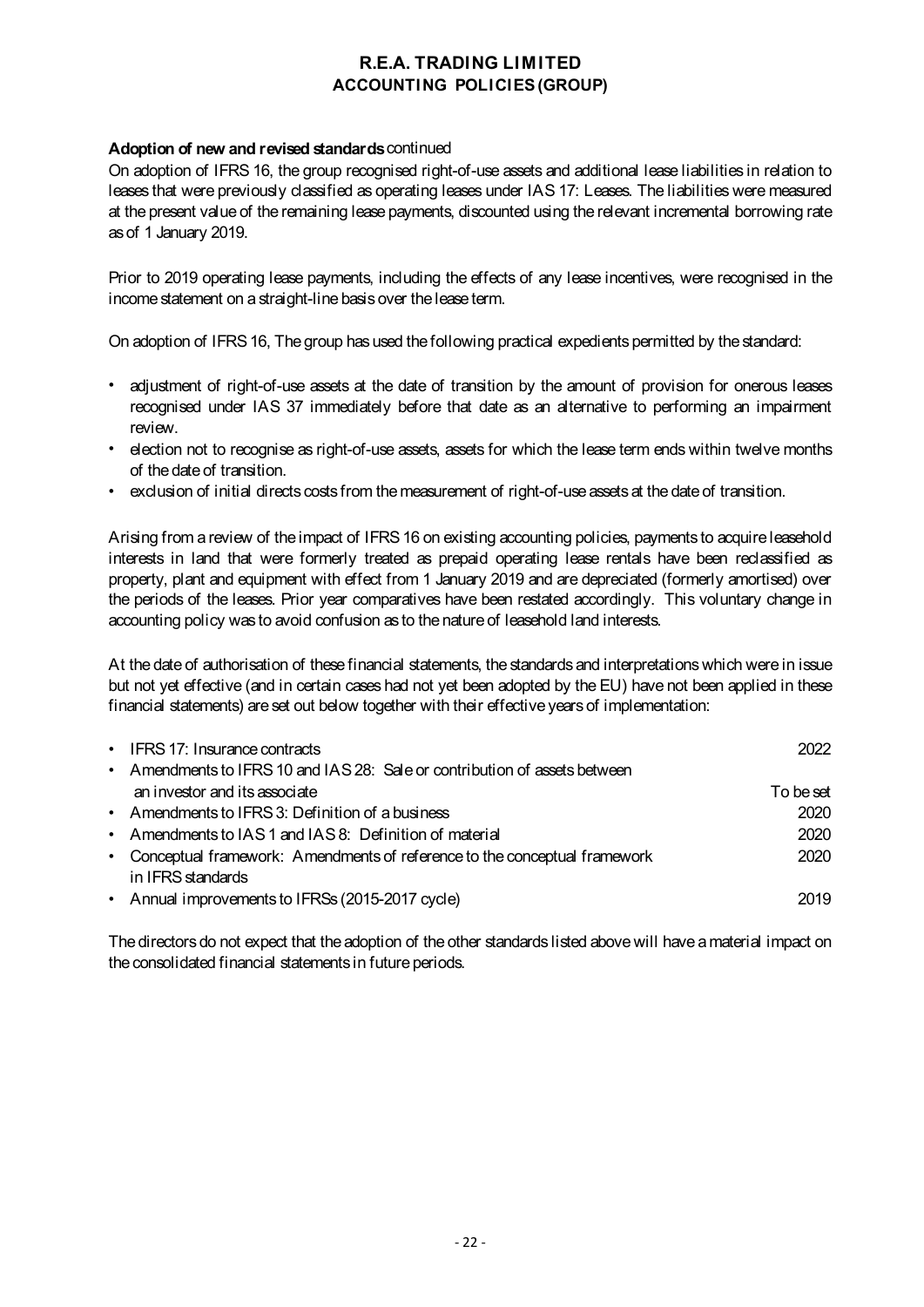**Adoption of new and revised standards** continued

On adoption of IFRS 16, the group recognised right-of-use assets and additional lease liabilities in relation to leases that were previously classified as operating leases under IAS 17: Leases. The liabilities were measured at the present value of the remaining lease payments, discounted using the relevant incremental borrowing rate as of 1 January 2019.

Prior to 2019 operating lease payments, including the effects of any lease incentives, were recognised in the income statement on a straight-line basis over the lease term.

On adoption of IFRS 16, The group has used the following practical expedients permitted by the standard:

- adjustment of right-of-use assets at the date of transition by the amount of provision for onerous leases recognised under IAS 37 immediately before that date as an alternative to performing an impairment review.
- election not to recognise as right-of-use assets, assets for which the lease term ends within twelve months of the date of transition.
- exclusion of initial directs costs from the measurement of right-of-use assets at the date of transition.

Arising from a review of the impact of IFRS 16 on existing accounting policies, payments to acquire leasehold interests in land that were formerly treated as prepaid operating lease rentals have been reclassified as property, plant and equipment with effect from 1 January 2019 and are depreciated (formerly amortised) over the periods of the leases. Prior year comparatives have been restated accordingly. This voluntary change in accounting policy was to avoid confusion as to the nature of leasehold land interests.

At the date of authorisation of these financial statements, the standards and interpretations which were in issue but not yet effective (and in certain cases had not yet been adopted by the EU) have not been applied in these financial statements) are set out below together with their effective years of implementation:

| | |
|---|---|
| • IFRS 17: Insurance contracts | 2022 |
| • Amendments to IFRS 10 and IAS 28: Sale or contribution of assets between an investor and its associate | To be set |
| • Amendments to IFRS 3: Definition of a business | 2020 |
| • Amendments to IAS 1 and IAS 8: Definition of material | 2020 |
| • Conceptual framework: Amendments of reference to the conceptual framework in IFRS standards | 2020 |
| • Annual improvements to IFRSs (2015-2017 cycle) | 2019 |

The directors do not expect that the adoption of the other standards listed above will have a material impact on the consolidated financial statements in future periods.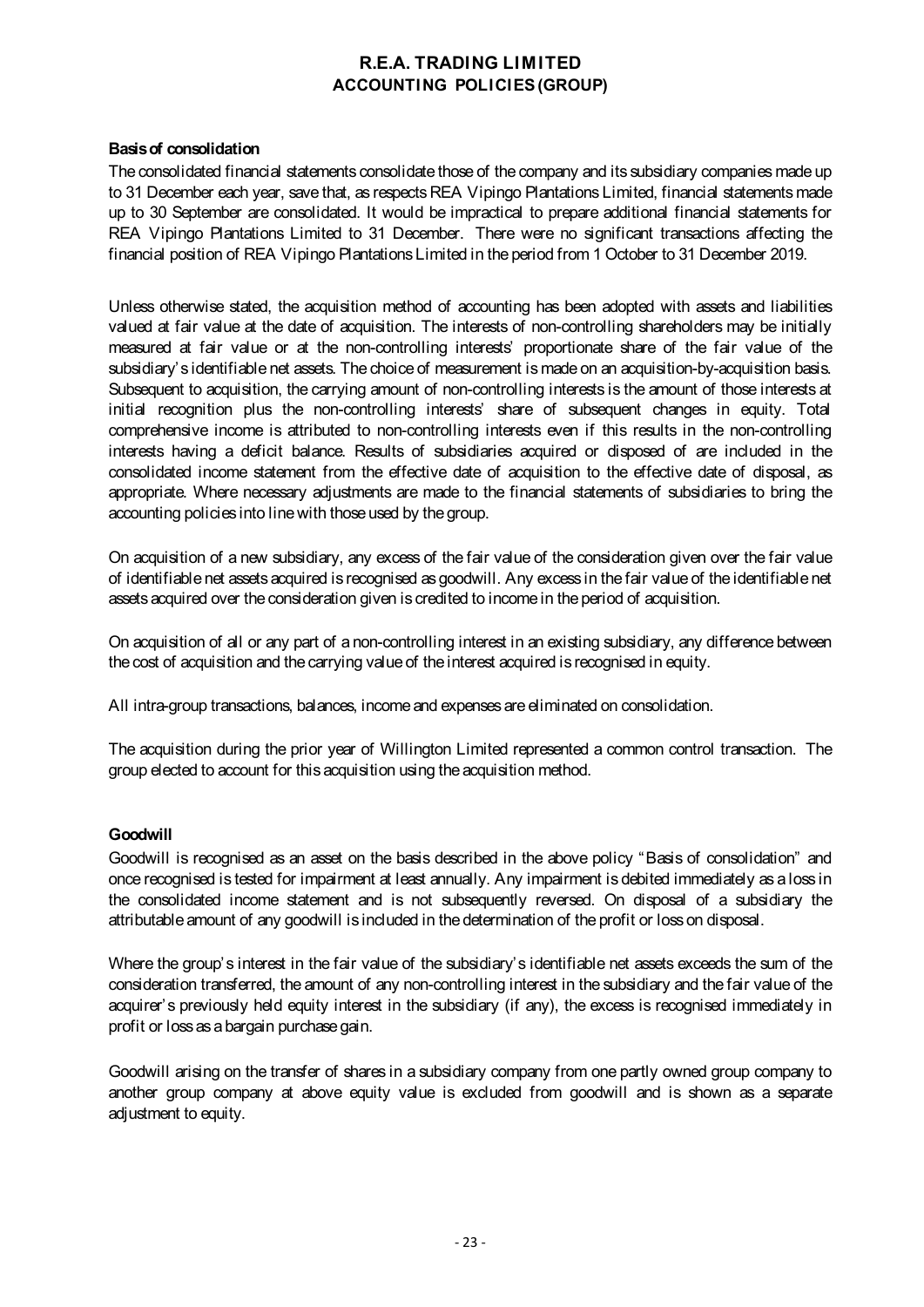# R.E.A. TRADING LIMITED
## ACCOUNTING POLICIES (GROUP)

**Basis of consolidation**

The consolidated financial statements consolidate those of the company and its subsidiary companies made up to 31 December each year, save that, as respects REA Vipingo Plantations Limited, financial statements made up to 30 September are consolidated. It would be impractical to prepare additional financial statements for REA Vipingo Plantations Limited to 31 December. There were no significant transactions affecting the financial position of REA Vipingo Plantations Limited in the period from 1 October to 31 December 2019.

Unless otherwise stated, the acquisition method of accounting has been adopted with assets and liabilities valued at fair value at the date of acquisition. The interests of non-controlling shareholders may be initially measured at fair value or at the non-controlling interests' proportionate share of the fair value of the subsidiary's identifiable net assets. The choice of measurement is made on an acquisition-by-acquisition basis. Subsequent to acquisition, the carrying amount of non-controlling interests is the amount of those interests at initial recognition plus the non-controlling interests' share of subsequent changes in equity. Total comprehensive income is attributed to non-controlling interests even if this results in the non-controlling interests having a deficit balance. Results of subsidiaries acquired or disposed of are included in the consolidated income statement from the effective date of acquisition to the effective date of disposal, as appropriate. Where necessary adjustments are made to the financial statements of subsidiaries to bring the accounting policies into line with those used by the group.

On acquisition of a new subsidiary, any excess of the fair value of the consideration given over the fair value of identifiable net assets acquired is recognised as goodwill. Any excess in the fair value of the identifiable net assets acquired over the consideration given is credited to income in the period of acquisition.

On acquisition of all or any part of a non-controlling interest in an existing subsidiary, any difference between the cost of acquisition and the carrying value of the interest acquired is recognised in equity.

All intra-group transactions, balances, income and expenses are eliminated on consolidation.

The acquisition during the prior year of Willington Limited represented a common control transaction. The group elected to account for this acquisition using the acquisition method.

**Goodwill**

Goodwill is recognised as an asset on the basis described in the above policy "Basis of consolidation" and once recognised is tested for impairment at least annually. Any impairment is debited immediately as a loss in the consolidated income statement and is not subsequently reversed. On disposal of a subsidiary the attributable amount of any goodwill is included in the determination of the profit or loss on disposal.

Where the group's interest in the fair value of the subsidiary's identifiable net assets exceeds the sum of the consideration transferred, the amount of any non-controlling interest in the subsidiary and the fair value of the acquirer's previously held equity interest in the subsidiary (if any), the excess is recognised immediately in profit or loss as a bargain purchase gain.

Goodwill arising on the transfer of shares in a subsidiary company from one partly owned group company to another group company at above equity value is excluded from goodwill and is shown as a separate adjustment to equity.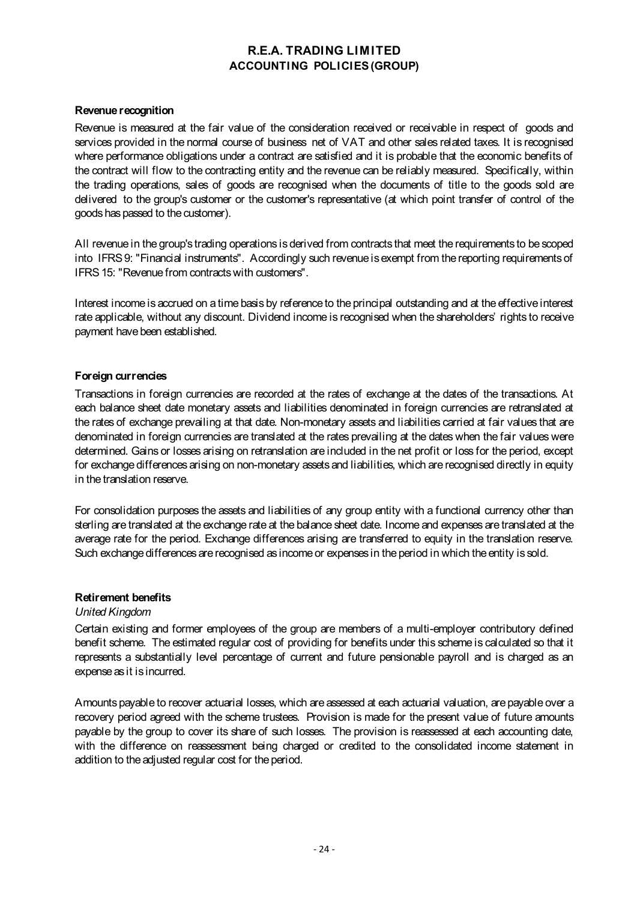# R.E.A. TRADING LIMITED
## ACCOUNTING POLICIES (GROUP)

**Revenue recognition**

Revenue is measured at the fair value of the consideration received or receivable in respect of goods and services provided in the normal course of business net of VAT and other sales related taxes. It is recognised where performance obligations under a contract are satisfied and it is probable that the economic benefits of the contract will flow to the contracting entity and the revenue can be reliably measured. Specifically, within the trading operations, sales of goods are recognised when the documents of title to the goods sold are delivered to the group's customer or the customer's representative (at which point transfer of control of the goods has passed to the customer).

All revenue in the group's trading operations is derived from contracts that meet the requirements to be scoped into IFRS 9: "Financial instruments". Accordingly such revenue is exempt from the reporting requirements of IFRS 15: "Revenue from contracts with customers".

Interest income is accrued on a time basis by reference to the principal outstanding and at the effective interest rate applicable, without any discount. Dividend income is recognised when the shareholders' rights to receive payment have been established.

**Foreign currencies**

Transactions in foreign currencies are recorded at the rates of exchange at the dates of the transactions. At each balance sheet date monetary assets and liabilities denominated in foreign currencies are retranslated at the rates of exchange prevailing at that date. Non-monetary assets and liabilities carried at fair values that are denominated in foreign currencies are translated at the rates prevailing at the dates when the fair values were determined. Gains or losses arising on retranslation are included in the net profit or loss for the period, except for exchange differences arising on non-monetary assets and liabilities, which are recognised directly in equity in the translation reserve.

For consolidation purposes the assets and liabilities of any group entity with a functional currency other than sterling are translated at the exchange rate at the balance sheet date. Income and expenses are translated at the average rate for the period. Exchange differences arising are transferred to equity in the translation reserve. Such exchange differences are recognised as income or expenses in the period in which the entity is sold.

**Retirement benefits**

*United Kingdom*

Certain existing and former employees of the group are members of a multi-employer contributory defined benefit scheme. The estimated regular cost of providing for benefits under this scheme is calculated so that it represents a substantially level percentage of current and future pensionable payroll and is charged as an expense as it is incurred.

Amounts payable to recover actuarial losses, which are assessed at each actuarial valuation, are payable over a recovery period agreed with the scheme trustees. Provision is made for the present value of future amounts payable by the group to cover its share of such losses. The provision is reassessed at each accounting date, with the difference on reassessment being charged or credited to the consolidated income statement in addition to the adjusted regular cost for the period.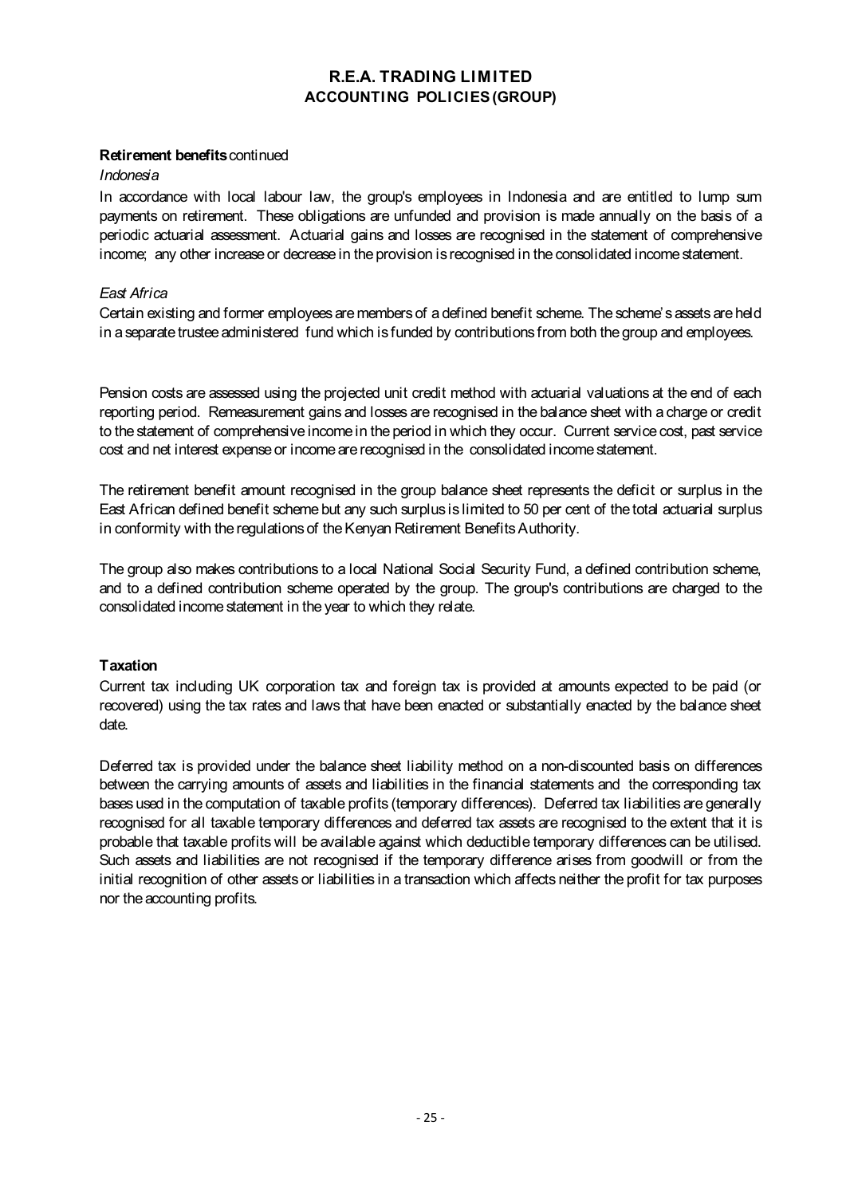**Retirement benefits** continued

*Indonesia*

In accordance with local labour law, the group's employees in Indonesia and are entitled to lump sum payments on retirement. These obligations are unfunded and provision is made annually on the basis of a periodic actuarial assessment. Actuarial gains and losses are recognised in the statement of comprehensive income; any other increase or decrease in the provision is recognised in the consolidated income statement.

*East Africa*

Certain existing and former employees are members of a defined benefit scheme. The scheme's assets are held in a separate trustee administered fund which is funded by contributions from both the group and employees.

Pension costs are assessed using the projected unit credit method with actuarial valuations at the end of each reporting period. Remeasurement gains and losses are recognised in the balance sheet with a charge or credit to the statement of comprehensive income in the period in which they occur. Current service cost, past service cost and net interest expense or income are recognised in the consolidated income statement.

The retirement benefit amount recognised in the group balance sheet represents the deficit or surplus in the East African defined benefit scheme but any such surplus is limited to 50 per cent of the total actuarial surplus in conformity with the regulations of the Kenyan Retirement Benefits Authority.

The group also makes contributions to a local National Social Security Fund, a defined contribution scheme, and to a defined contribution scheme operated by the group. The group's contributions are charged to the consolidated income statement in the year to which they relate.

**Taxation**

Current tax including UK corporation tax and foreign tax is provided at amounts expected to be paid (or recovered) using the tax rates and laws that have been enacted or substantially enacted by the balance sheet date.

Deferred tax is provided under the balance sheet liability method on a non-discounted basis on differences between the carrying amounts of assets and liabilities in the financial statements and the corresponding tax bases used in the computation of taxable profits (temporary differences). Deferred tax liabilities are generally recognised for all taxable temporary differences and deferred tax assets are recognised to the extent that it is probable that taxable profits will be available against which deductible temporary differences can be utilised. Such assets and liabilities are not recognised if the temporary difference arises from goodwill or from the initial recognition of other assets or liabilities in a transaction which affects neither the profit for tax purposes nor the accounting profits.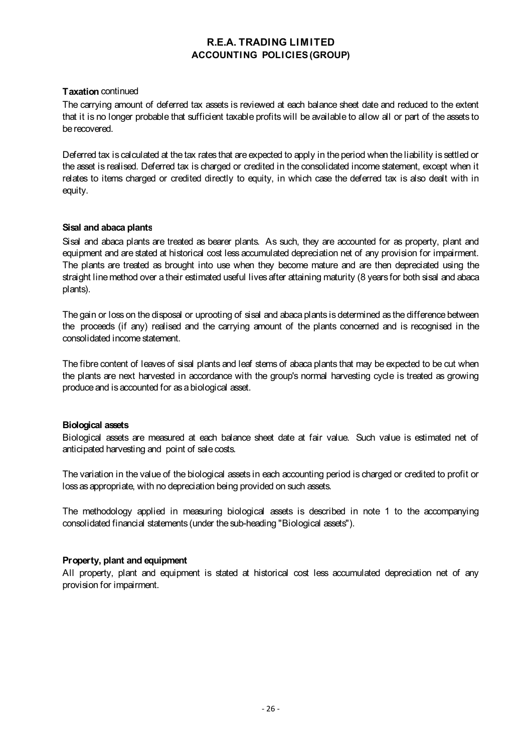# R.E.A. TRADING LIMITED
## ACCOUNTING POLICIES (GROUP)

**Taxation** continued

The carrying amount of deferred tax assets is reviewed at each balance sheet date and reduced to the extent that it is no longer probable that sufficient taxable profits will be available to allow all or part of the assets to be recovered.

Deferred tax is calculated at the tax rates that are expected to apply in the period when the liability is settled or the asset is realised. Deferred tax is charged or credited in the consolidated income statement, except when it relates to items charged or credited directly to equity, in which case the deferred tax is also dealt with in equity.

**Sisal and abaca plants**

Sisal and abaca plants are treated as bearer plants. As such, they are accounted for as property, plant and equipment and are stated at historical cost less accumulated depreciation net of any provision for impairment. The plants are treated as brought into use when they become mature and are then depreciated using the straight line method over a their estimated useful lives after attaining maturity (8 years for both sisal and abaca plants).

The gain or loss on the disposal or uprooting of sisal and abaca plants is determined as the difference between the proceeds (if any) realised and the carrying amount of the plants concerned and is recognised in the consolidated income statement.

The fibre content of leaves of sisal plants and leaf stems of abaca plants that may be expected to be cut when the plants are next harvested in accordance with the group's normal harvesting cycle is treated as growing produce and is accounted for as a biological asset.

**Biological assets**

Biological assets are measured at each balance sheet date at fair value. Such value is estimated net of anticipated harvesting and point of sale costs.

The variation in the value of the biological assets in each accounting period is charged or credited to profit or loss as appropriate, with no depreciation being provided on such assets.

The methodology applied in measuring biological assets is described in note 1 to the accompanying consolidated financial statements (under the sub-heading "Biological assets").

**Property, plant and equipment**

All property, plant and equipment is stated at historical cost less accumulated depreciation net of any provision for impairment.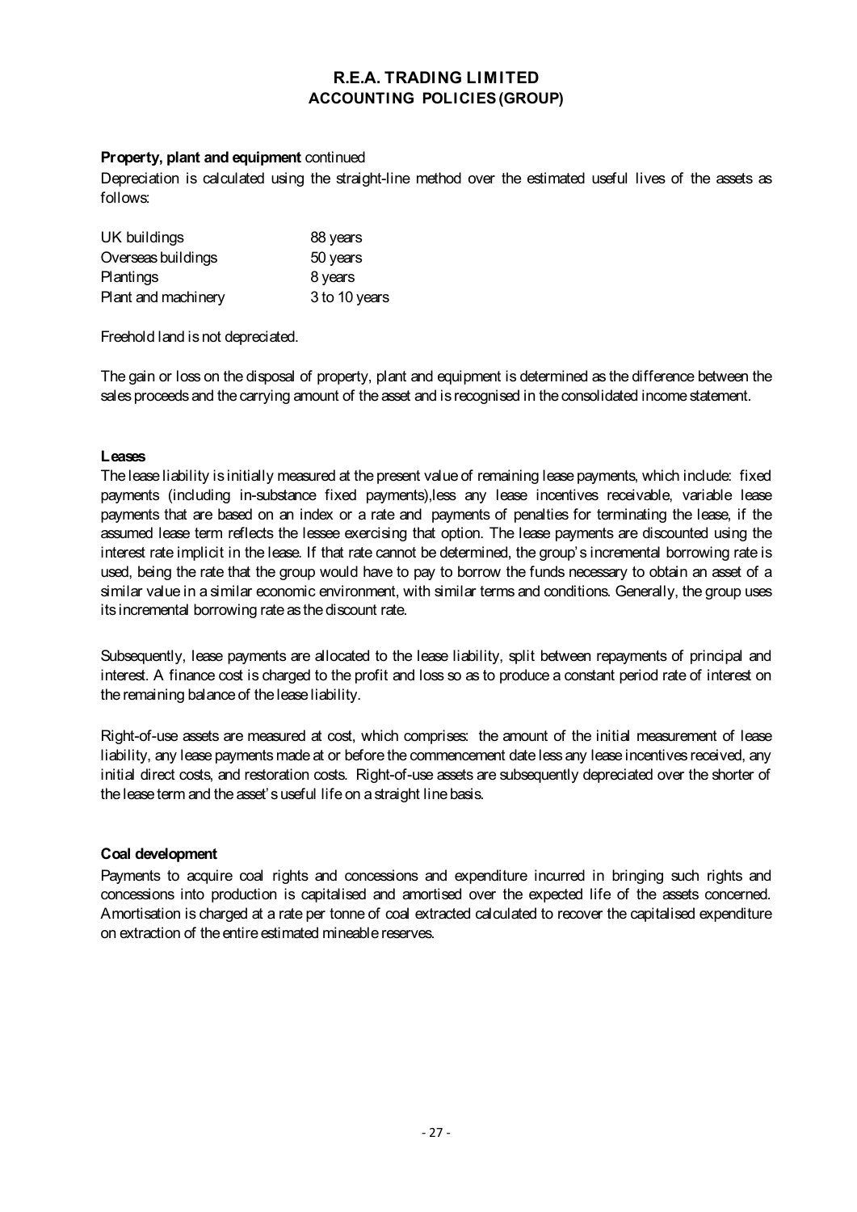**Property, plant and equipment** continued

Depreciation is calculated using the straight-line method over the estimated useful lives of the assets as follows:

| | |
|---|---|
| UK buildings | 88 years |
| Overseas buildings | 50 years |
| Plantings | 8 years |
| Plant and machinery | 3 to 10 years |

Freehold land is not depreciated.

The gain or loss on the disposal of property, plant and equipment is determined as the difference between the sales proceeds and the carrying amount of the asset and is recognised in the consolidated income statement.

**Leases**

The lease liability is initially measured at the present value of remaining lease payments, which include: fixed payments (including in-substance fixed payments),less any lease incentives receivable, variable lease payments that are based on an index or a rate and payments of penalties for terminating the lease, if the assumed lease term reflects the lessee exercising that option. The lease payments are discounted using the interest rate implicit in the lease. If that rate cannot be determined, the group's incremental borrowing rate is used, being the rate that the group would have to pay to borrow the funds necessary to obtain an asset of a similar value in a similar economic environment, with similar terms and conditions. Generally, the group uses its incremental borrowing rate as the discount rate.

Subsequently, lease payments are allocated to the lease liability, split between repayments of principal and interest. A finance cost is charged to the profit and loss so as to produce a constant period rate of interest on the remaining balance of the lease liability.

Right-of-use assets are measured at cost, which comprises: the amount of the initial measurement of lease liability, any lease payments made at or before the commencement date less any lease incentives received, any initial direct costs, and restoration costs. Right-of-use assets are subsequently depreciated over the shorter of the lease term and the asset's useful life on a straight line basis.

**Coal development**

Payments to acquire coal rights and concessions and expenditure incurred in bringing such rights and concessions into production is capitalised and amortised over the expected life of the assets concerned. Amortisation is charged at a rate per tonne of coal extracted calculated to recover the capitalised expenditure on extraction of the entire estimated mineable reserves.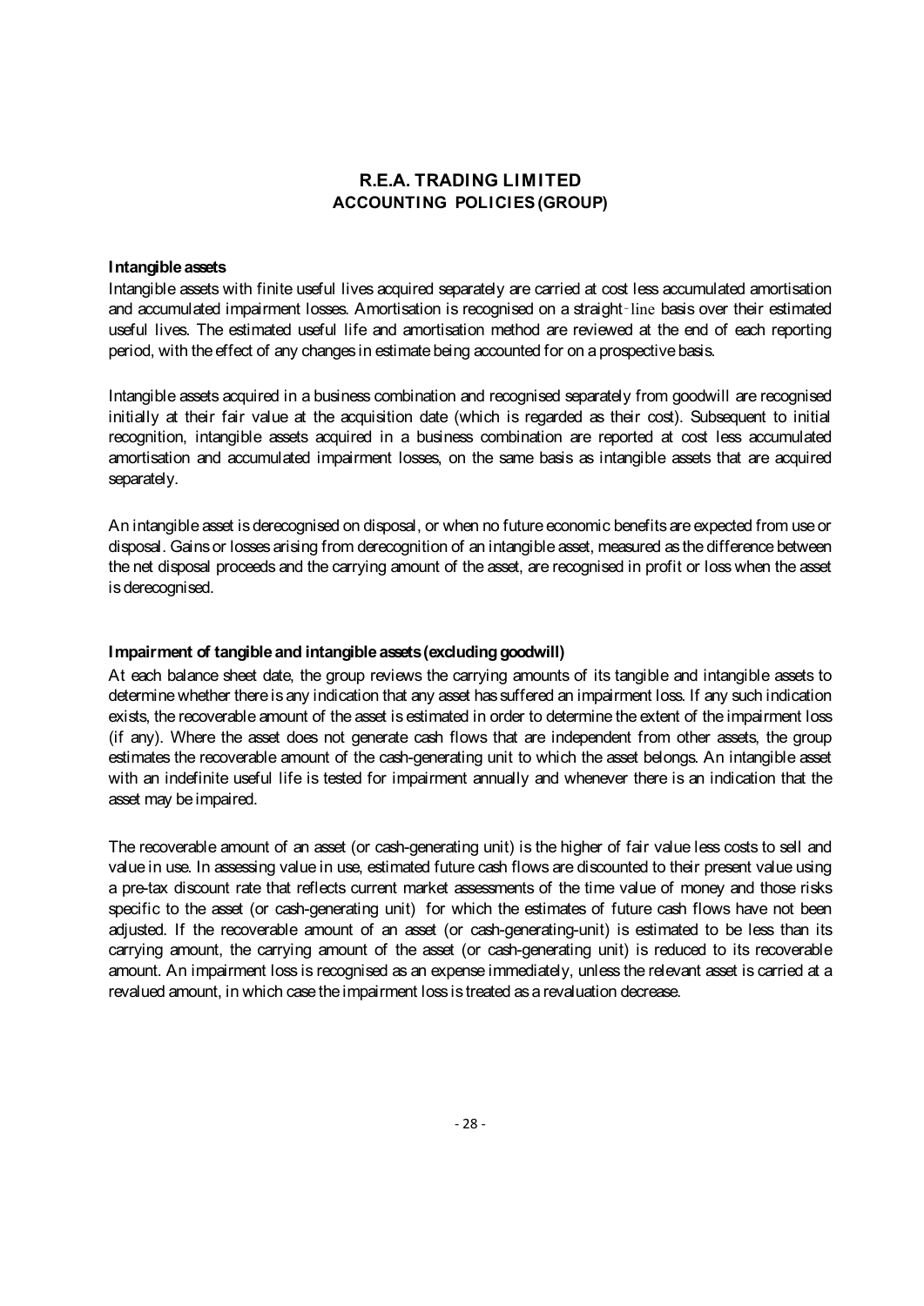# R.E.A. TRADING LIMITED
## ACCOUNTING POLICIES (GROUP)

**Intangible assets**

Intangible assets with finite useful lives acquired separately are carried at cost less accumulated amortisation and accumulated impairment losses. Amortisation is recognised on a straight-line basis over their estimated useful lives. The estimated useful life and amortisation method are reviewed at the end of each reporting period, with the effect of any changes in estimate being accounted for on a prospective basis.

Intangible assets acquired in a business combination and recognised separately from goodwill are recognised initially at their fair value at the acquisition date (which is regarded as their cost). Subsequent to initial recognition, intangible assets acquired in a business combination are reported at cost less accumulated amortisation and accumulated impairment losses, on the same basis as intangible assets that are acquired separately.

An intangible asset is derecognised on disposal, or when no future economic benefits are expected from use or disposal. Gains or losses arising from derecognition of an intangible asset, measured as the difference between the net disposal proceeds and the carrying amount of the asset, are recognised in profit or loss when the asset is derecognised.

**Impairment of tangible and intangible assets (excluding goodwill)**

At each balance sheet date, the group reviews the carrying amounts of its tangible and intangible assets to determine whether there is any indication that any asset has suffered an impairment loss. If any such indication exists, the recoverable amount of the asset is estimated in order to determine the extent of the impairment loss (if any). Where the asset does not generate cash flows that are independent from other assets, the group estimates the recoverable amount of the cash-generating unit to which the asset belongs. An intangible asset with an indefinite useful life is tested for impairment annually and whenever there is an indication that the asset may be impaired.

The recoverable amount of an asset (or cash-generating unit) is the higher of fair value less costs to sell and value in use. In assessing value in use, estimated future cash flows are discounted to their present value using a pre-tax discount rate that reflects current market assessments of the time value of money and those risks specific to the asset (or cash-generating unit) for which the estimates of future cash flows have not been adjusted. If the recoverable amount of an asset (or cash-generating-unit) is estimated to be less than its carrying amount, the carrying amount of the asset (or cash-generating unit) is reduced to its recoverable amount. An impairment loss is recognised as an expense immediately, unless the relevant asset is carried at a revalued amount, in which case the impairment loss is treated as a revaluation decrease.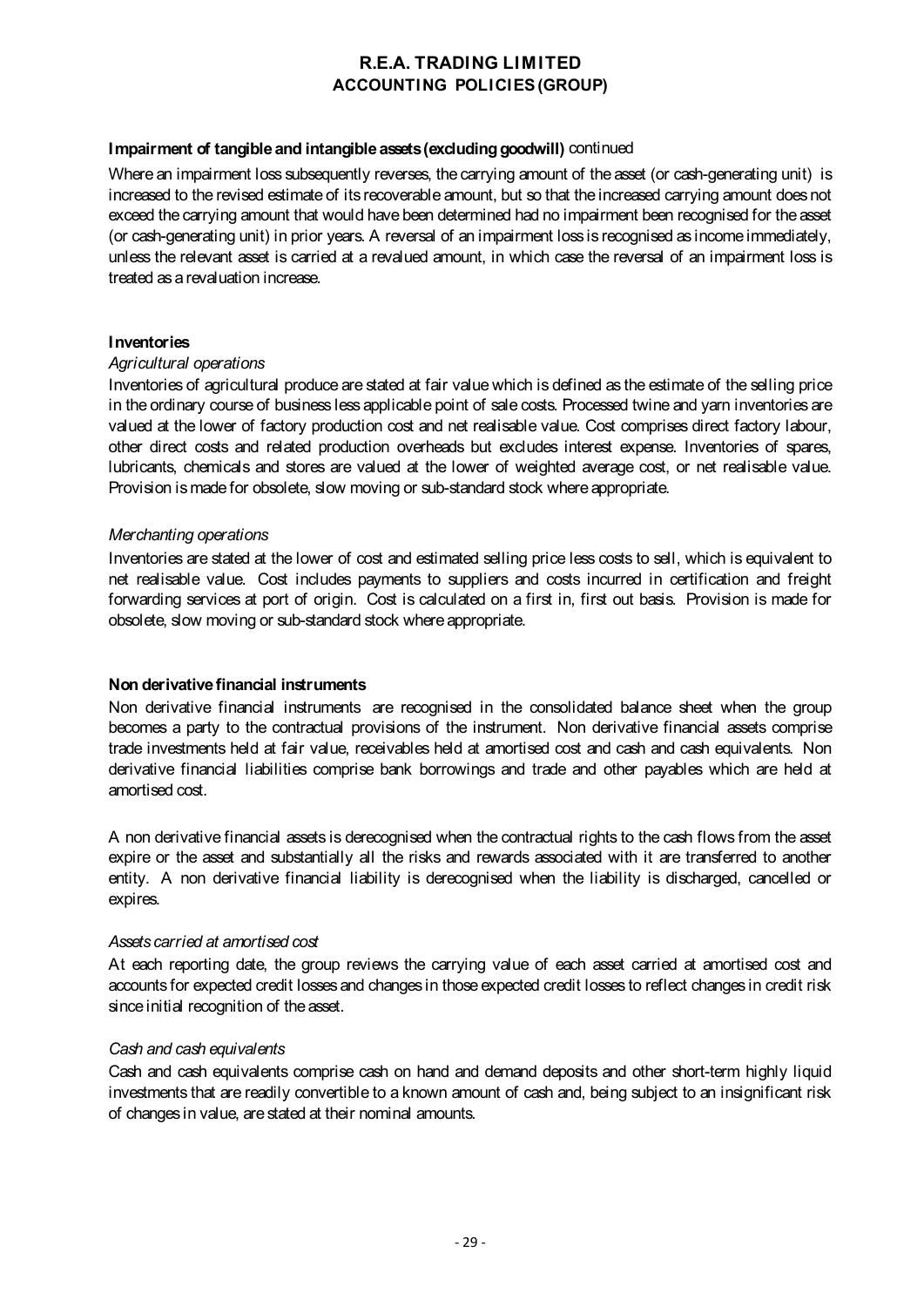**Impairment of tangible and intangible assets (excluding goodwill)** continued

Where an impairment loss subsequently reverses, the carrying amount of the asset (or cash-generating unit) is increased to the revised estimate of its recoverable amount, but so that the increased carrying amount does not exceed the carrying amount that would have been determined had no impairment been recognised for the asset (or cash-generating unit) in prior years. A reversal of an impairment loss is recognised as income immediately, unless the relevant asset is carried at a revalued amount, in which case the reversal of an impairment loss is treated as a revaluation increase.

**Inventories**

*Agricultural operations*

Inventories of agricultural produce are stated at fair value which is defined as the estimate of the selling price in the ordinary course of business less applicable point of sale costs. Processed twine and yarn inventories are valued at the lower of factory production cost and net realisable value. Cost comprises direct factory labour, other direct costs and related production overheads but excludes interest expense. Inventories of spares, lubricants, chemicals and stores are valued at the lower of weighted average cost, or net realisable value. Provision is made for obsolete, slow moving or sub-standard stock where appropriate.

*Merchanting operations*

Inventories are stated at the lower of cost and estimated selling price less costs to sell, which is equivalent to net realisable value. Cost includes payments to suppliers and costs incurred in certification and freight forwarding services at port of origin. Cost is calculated on a first in, first out basis. Provision is made for obsolete, slow moving or sub-standard stock where appropriate.

**Non derivative financial instruments**

Non derivative financial instruments are recognised in the consolidated balance sheet when the group becomes a party to the contractual provisions of the instrument. Non derivative financial assets comprise trade investments held at fair value, receivables held at amortised cost and cash and cash equivalents. Non derivative financial liabilities comprise bank borrowings and trade and other payables which are held at amortised cost.

A non derivative financial assets is derecognised when the contractual rights to the cash flows from the asset expire or the asset and substantially all the risks and rewards associated with it are transferred to another entity. A non derivative financial liability is derecognised when the liability is discharged, cancelled or expires.

*Assets carried at amortised cost*

At each reporting date, the group reviews the carrying value of each asset carried at amortised cost and accounts for expected credit losses and changes in those expected credit losses to reflect changes in credit risk since initial recognition of the asset.

*Cash and cash equivalents*

Cash and cash equivalents comprise cash on hand and demand deposits and other short-term highly liquid investments that are readily convertible to a known amount of cash and, being subject to an insignificant risk of changes in value, are stated at their nominal amounts.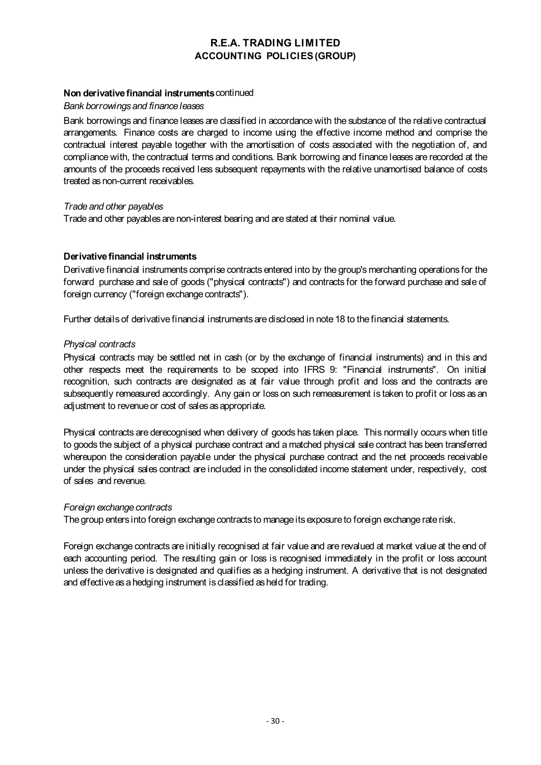# R.E.A. TRADING LIMITED
## ACCOUNTING POLICIES (GROUP)

**Non derivative financial instruments** continued

*Bank borrowings and finance leases*

Bank borrowings and finance leases are classified in accordance with the substance of the relative contractual arrangements. Finance costs are charged to income using the effective income method and comprise the contractual interest payable together with the amortisation of costs associated with the negotiation of, and compliance with, the contractual terms and conditions. Bank borrowing and finance leases are recorded at the amounts of the proceeds received less subsequent repayments with the relative unamortised balance of costs treated as non-current receivables.

*Trade and other payables*

Trade and other payables are non-interest bearing and are stated at their nominal value.

**Derivative financial instruments**

Derivative financial instruments comprise contracts entered into by the group's merchanting operations for the forward purchase and sale of goods ("physical contracts") and contracts for the forward purchase and sale of foreign currency ("foreign exchange contracts").

Further details of derivative financial instruments are disclosed in note 18 to the financial statements.

*Physical contracts*

Physical contracts may be settled net in cash (or by the exchange of financial instruments) and in this and other respects meet the requirements to be scoped into IFRS 9: "Financial instruments". On initial recognition, such contracts are designated as at fair value through profit and loss and the contracts are subsequently remeasured accordingly. Any gain or loss on such remeasurement is taken to profit or loss as an adjustment to revenue or cost of sales as appropriate.

Physical contracts are derecognised when delivery of goods has taken place. This normally occurs when title to goods the subject of a physical purchase contract and a matched physical sale contract has been transferred whereupon the consideration payable under the physical purchase contract and the net proceeds receivable under the physical sales contract are included in the consolidated income statement under, respectively, cost of sales and revenue.

*Foreign exchange contracts*

The group enters into foreign exchange contracts to manage its exposure to foreign exchange rate risk.

Foreign exchange contracts are initially recognised at fair value and are revalued at market value at the end of each accounting period. The resulting gain or loss is recognised immediately in the profit or loss account unless the derivative is designated and qualifies as a hedging instrument. A derivative that is not designated and effective as a hedging instrument is classified as held for trading.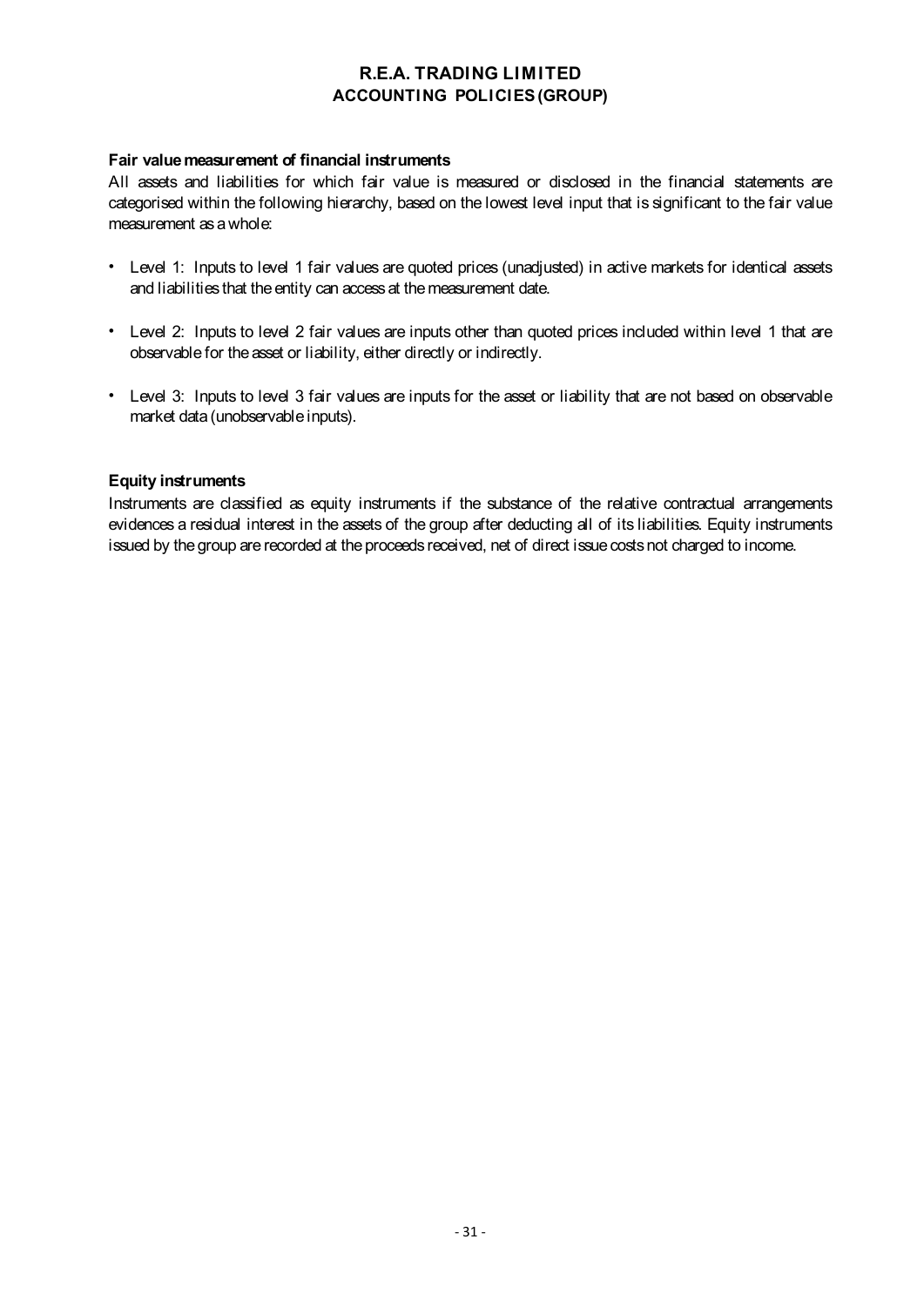**Fair value measurement of financial instruments**

All assets and liabilities for which fair value is measured or disclosed in the financial statements are categorised within the following hierarchy, based on the lowest level input that is significant to the fair value measurement as a whole:

- Level 1: Inputs to level 1 fair values are quoted prices (unadjusted) in active markets for identical assets and liabilities that the entity can access at the measurement date.
- Level 2: Inputs to level 2 fair values are inputs other than quoted prices included within level 1 that are observable for the asset or liability, either directly or indirectly.
- Level 3: Inputs to level 3 fair values are inputs for the asset or liability that are not based on observable market data (unobservable inputs).

**Equity instruments**

Instruments are classified as equity instruments if the substance of the relative contractual arrangements evidences a residual interest in the assets of the group after deducting all of its liabilities. Equity instruments issued by the group are recorded at the proceeds received, net of direct issue costs not charged to income.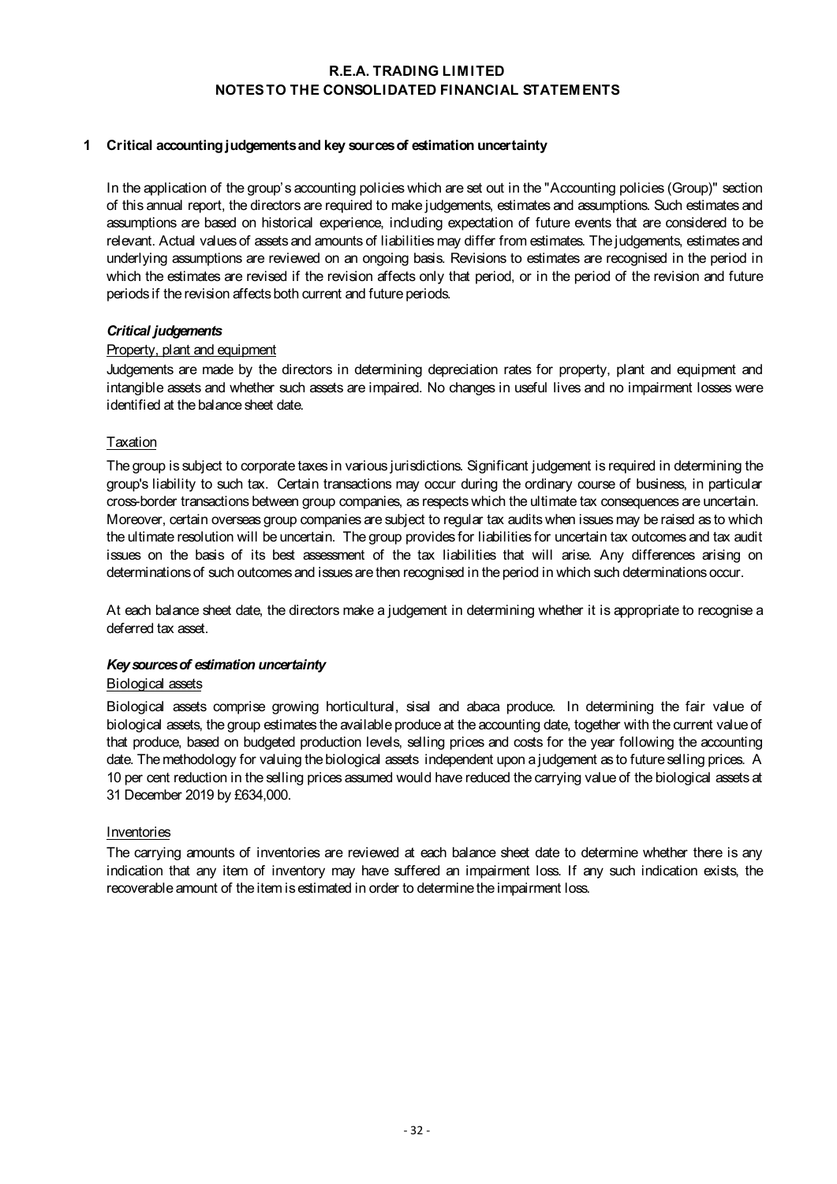**R.E.A. TRADING LIMITED**
**NOTES TO THE CONSOLIDATED FINANCIAL STATEMENTS**

## 1 Critical accounting judgements and key sources of estimation uncertainty

In the application of the group's accounting policies which are set out in the "Accounting policies (Group)" section of this annual report, the directors are required to make judgements, estimates and assumptions. Such estimates and assumptions are based on historical experience, including expectation of future events that are considered to be relevant. Actual values of assets and amounts of liabilities may differ from estimates. The judgements, estimates and underlying assumptions are reviewed on an ongoing basis. Revisions to estimates are recognised in the period in which the estimates are revised if the revision affects only that period, or in the period of the revision and future periods if the revision affects both current and future periods.

### *Critical judgements*

Property, plant and equipment

Judgements are made by the directors in determining depreciation rates for property, plant and equipment and intangible assets and whether such assets are impaired. No changes in useful lives and no impairment losses were identified at the balance sheet date.

Taxation

The group is subject to corporate taxes in various jurisdictions. Significant judgement is required in determining the group's liability to such tax. Certain transactions may occur during the ordinary course of business, in particular cross-border transactions between group companies, as respects which the ultimate tax consequences are uncertain. Moreover, certain overseas group companies are subject to regular tax audits when issues may be raised as to which the ultimate resolution will be uncertain. The group provides for liabilities for uncertain tax outcomes and tax audit issues on the basis of its best assessment of the tax liabilities that will arise. Any differences arising on determinations of such outcomes and issues are then recognised in the period in which such determinations occur.

At each balance sheet date, the directors make a judgement in determining whether it is appropriate to recognise a deferred tax asset.

### *Key sources of estimation uncertainty*

Biological assets

Biological assets comprise growing horticultural, sisal and abaca produce. In determining the fair value of biological assets, the group estimates the available produce at the accounting date, together with the current value of that produce, based on budgeted production levels, selling prices and costs for the year following the accounting date. The methodology for valuing the biological assets independent upon a judgement as to future selling prices. A 10 per cent reduction in the selling prices assumed would have reduced the carrying value of the biological assets at 31 December 2019 by £634,000.

Inventories

The carrying amounts of inventories are reviewed at each balance sheet date to determine whether there is any indication that any item of inventory may have suffered an impairment loss. If any such indication exists, the recoverable amount of the item is estimated in order to determine the impairment loss.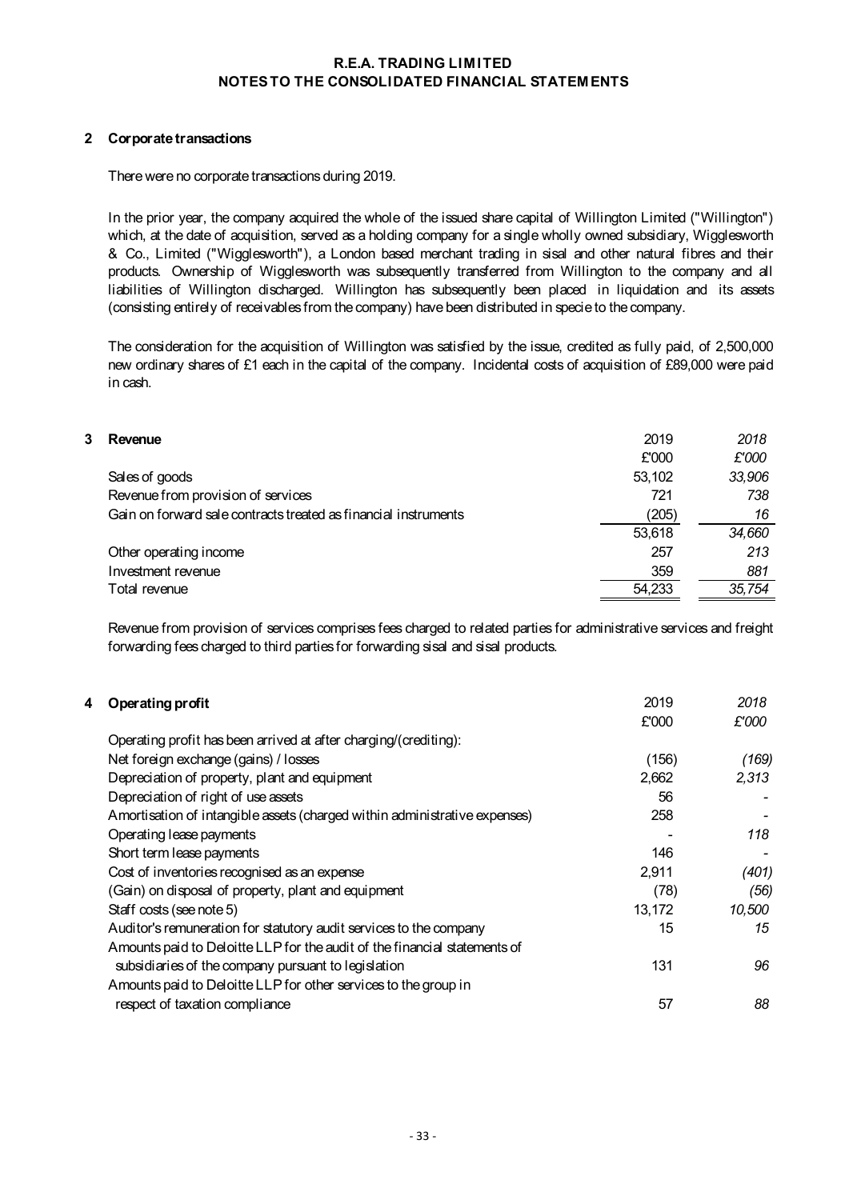**R.E.A. TRADING LIMITED**
**NOTES TO THE CONSOLIDATED FINANCIAL STATEMENTS**

## 2 Corporate transactions

There were no corporate transactions during 2019.

In the prior year, the company acquired the whole of the issued share capital of Willington Limited ("Willington") which, at the date of acquisition, served as a holding company for a single wholly owned subsidiary, Wigglesworth & Co., Limited ("Wigglesworth"), a London based merchant trading in sisal and other natural fibres and their products. Ownership of Wigglesworth was subsequently transferred from Willington to the company and all liabilities of Willington discharged. Willington has subsequently been placed in liquidation and its assets (consisting entirely of receivables from the company) have been distributed in specie to the company.

The consideration for the acquisition of Willington was satisfied by the issue, credited as fully paid, of 2,500,000 new ordinary shares of £1 each in the capital of the company. Incidental costs of acquisition of £89,000 were paid in cash.

## 3 Revenue

| | 2019 | *2018* |
|---|---|---|
| | £'000 | *£'000* |
| Sales of goods | 53,102 | *33,906* |
| Revenue from provision of services | 721 | *738* |
| Gain on forward sale contracts treated as financial instruments | (205) | *16* |
| | 53,618 | *34,660* |
| Other operating income | 257 | *213* |
| Investment revenue | 359 | *881* |
| Total revenue | 54,233 | *35,754* |

Revenue from provision of services comprises fees charged to related parties for administrative services and freight forwarding fees charged to third parties for forwarding sisal and sisal products.

## 4 Operating profit

| | 2019 | *2018* |
|---|---|---|
| | £'000 | *£'000* |
| Operating profit has been arrived at after charging/(crediting): | | |
| Net foreign exchange (gains) / losses | (156) | *(169)* |
| Depreciation of property, plant and equipment | 2,662 | *2,313* |
| Depreciation of right of use assets | 56 | *-* |
| Amortisation of intangible assets (charged within administrative expenses) | 258 | *-* |
| Operating lease payments | - | *118* |
| Short term lease payments | 146 | *-* |
| Cost of inventories recognised as an expense | 2,911 | *(401)* |
| (Gain) on disposal of property, plant and equipment | (78) | *(56)* |
| Staff costs (see note 5) | 13,172 | *10,500* |
| Auditor's remuneration for statutory audit services to the company | 15 | *15* |
| Amounts paid to Deloitte LLP for the audit of the financial statements of subsidiaries of the company pursuant to legislation | 131 | *96* |
| Amounts paid to Deloitte LLP for other services to the group in respect of taxation compliance | 57 | *88* |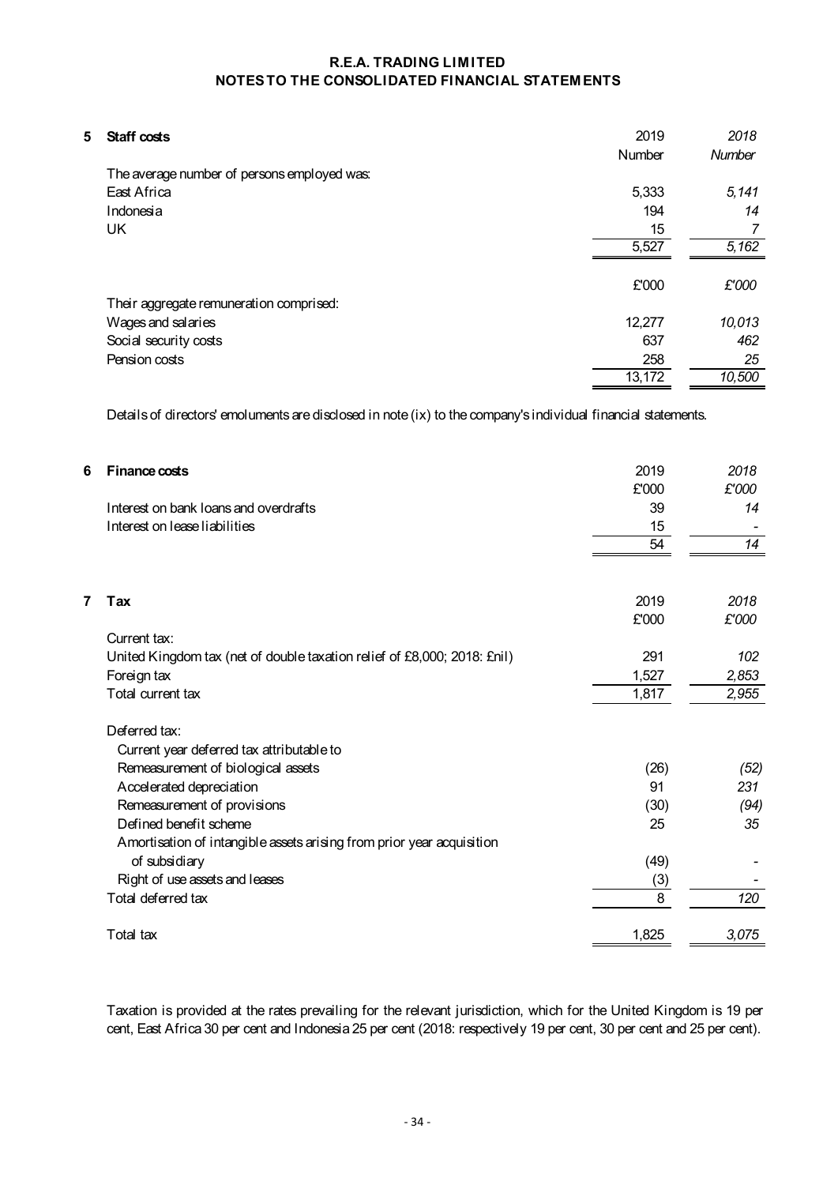# R.E.A. TRADING LIMITED
## NOTES TO THE CONSOLIDATED FINANCIAL STATEMENTS

### 5 Staff costs

| | 2019 | *2018* |
|---|---|---|
| | Number | *Number* |
| The average number of persons employed was: | | |
| East Africa | 5,333 | *5,141* |
| Indonesia | 194 | *14* |
| UK | 15 | *7* |
| | 5,527 | *5,162* |
| | £'000 | *£'000* |
| Their aggregate remuneration comprised: | | |
| Wages and salaries | 12,277 | *10,013* |
| Social security costs | 637 | *462* |
| Pension costs | 258 | *25* |
| | 13,172 | *10,500* |

Details of directors' emoluments are disclosed in note (ix) to the company's individual financial statements.

### 6 Finance costs

| | 2019 | *2018* |
|---|---|---|
| | £'000 | *£'000* |
| Interest on bank loans and overdrafts | 39 | *14* |
| Interest on lease liabilities | 15 | *-* |
| | 54 | *14* |

### 7 Tax

| | 2019 | *2018* |
|---|---|---|
| | £'000 | *£'000* |
| Current tax: | | |
| United Kingdom tax (net of double taxation relief of £8,000; 2018: £nil) | 291 | *102* |
| Foreign tax | 1,527 | *2,853* |
| Total current tax | 1,817 | *2,955* |
| Deferred tax: | | |
| Current year deferred tax attributable to | | |
| Remeasurement of biological assets | (26) | *(52)* |
| Accelerated depreciation | 91 | *231* |
| Remeasurement of provisions | (30) | *(94)* |
| Defined benefit scheme | 25 | *35* |
| Amortisation of intangible assets arising from prior year acquisition of subsidiary | (49) | *-* |
| Right of use assets and leases | (3) | *-* |
| Total deferred tax | 8 | *120* |
| Total tax | 1,825 | *3,075* |

Taxation is provided at the rates prevailing for the relevant jurisdiction, which for the United Kingdom is 19 per cent, East Africa 30 per cent and Indonesia 25 per cent (2018: respectively 19 per cent, 30 per cent and 25 per cent).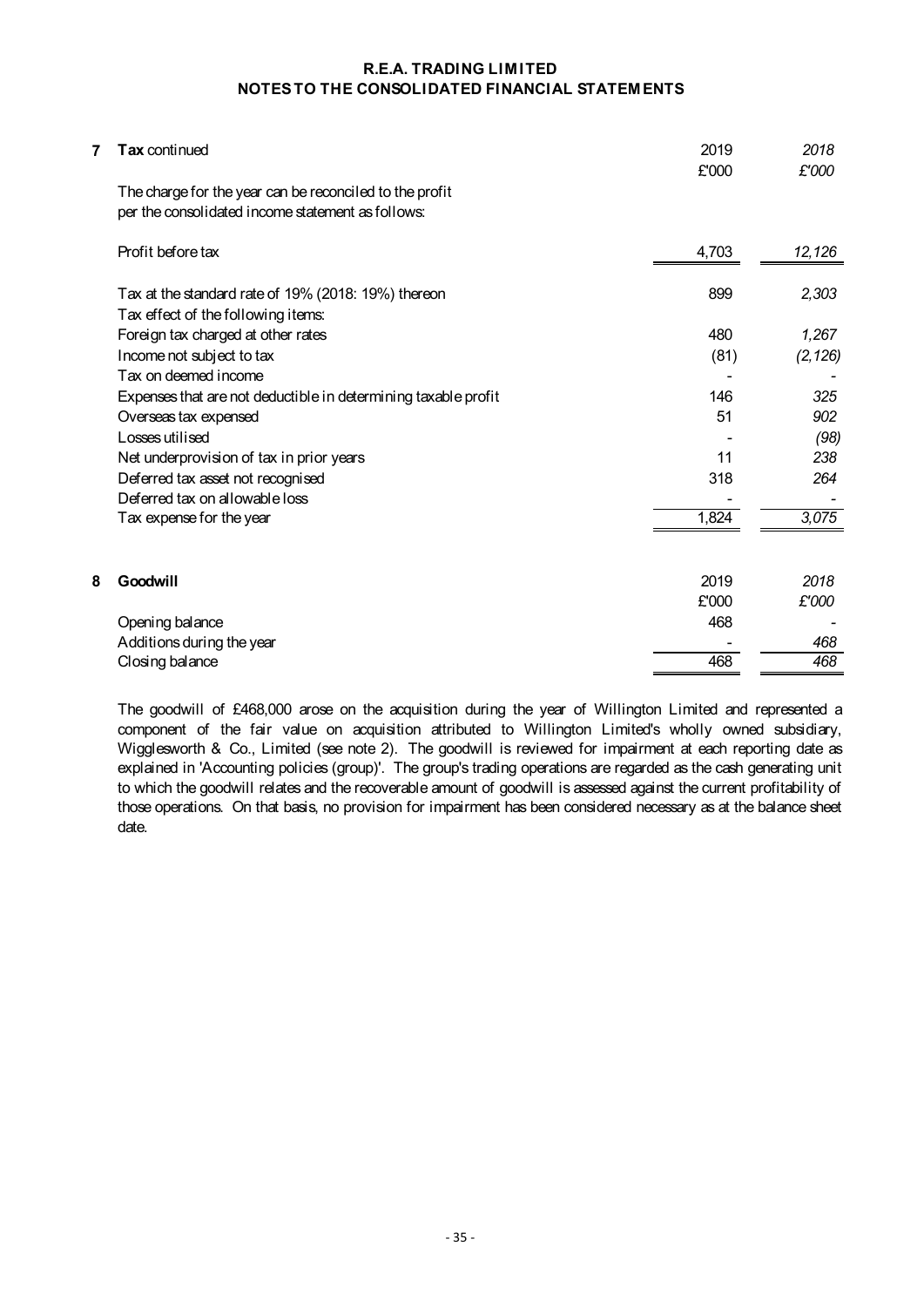## R.E.A. TRADING LIMITED
## NOTES TO THE CONSOLIDATED FINANCIAL STATEMENTS

**7 Tax** continued

| | 2019 | *2018* |
|---|---|---|
| | £'000 | *£'000* |
| The charge for the year can be reconciled to the profit per the consolidated income statement as follows: | | |
| Profit before tax | 4,703 | *12,126* |
| Tax at the standard rate of 19% (2018: 19%) thereon | 899 | *2,303* |
| Tax effect of the following items: | | |
| Foreign tax charged at other rates | 480 | *1,267* |
| Income not subject to tax | (81) | *(2,126)* |
| Tax on deemed income | - | *-* |
| Expenses that are not deductible in determining taxable profit | 146 | *325* |
| Overseas tax expensed | 51 | *902* |
| Losses utilised | - | *(98)* |
| Net underprovision of tax in prior years | 11 | *238* |
| Deferred tax asset not recognised | 318 | *264* |
| Deferred tax on allowable loss | - | *-* |
| Tax expense for the year | 1,824 | *3,075* |

**8 Goodwill**

| | 2019 | *2018* |
|---|---|---|
| | £'000 | *£'000* |
| Opening balance | 468 | *-* |
| Additions during the year | - | *468* |
| Closing balance | 468 | *468* |

The goodwill of £468,000 arose on the acquisition during the year of Willington Limited and represented a component of the fair value on acquisition attributed to Willington Limited's wholly owned subsidiary, Wigglesworth & Co., Limited (see note 2). The goodwill is reviewed for impairment at each reporting date as explained in 'Accounting policies (group)'. The group's trading operations are regarded as the cash generating unit to which the goodwill relates and the recoverable amount of goodwill is assessed against the current profitability of those operations. On that basis, no provision for impairment has been considered necessary as at the balance sheet date.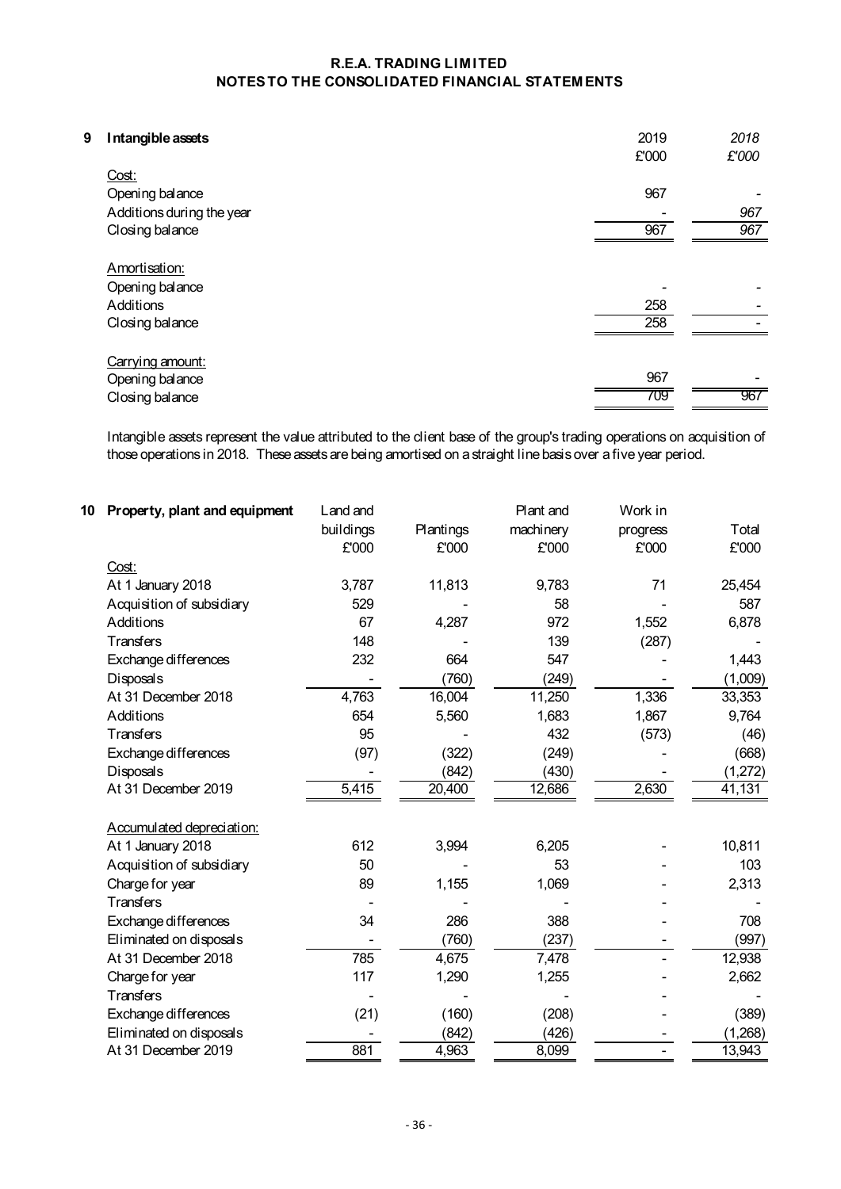# R.E.A. TRADING LIMITED

## NOTES TO THE CONSOLIDATED FINANCIAL STATEMENTS

### 9 Intangible assets

| | 2019 | *2018* |
|---|---|---|
| | £'000 | *£'000* |
| Cost: | | |
| Opening balance | 967 | - |
| Additions during the year | - | *967* |
| Closing balance | 967 | *967* |
| Amortisation: | | |
| Opening balance | - | - |
| Additions | 258 | - |
| Closing balance | 258 | - |
| Carrying amount: | | |
| Opening balance | 967 | - |
| Closing balance | 709 | 967 |

Intangible assets represent the value attributed to the client base of the group's trading operations on acquisition of those operations in 2018. These assets are being amortised on a straight line basis over a five year period.

### 10 Property, plant and equipment

| | Land and buildings | Plantings | Plant and machinery | Work in progress | Total |
|---|---|---|---|---|---|
| | £'000 | £'000 | £'000 | £'000 | £'000 |
| Cost: | | | | | |
| At 1 January 2018 | 3,787 | 11,813 | 9,783 | 71 | 25,454 |
| Acquisition of subsidiary | 529 | - | 58 | - | 587 |
| Additions | 67 | 4,287 | 972 | 1,552 | 6,878 |
| Transfers | 148 | - | 139 | (287) | - |
| Exchange differences | 232 | 664 | 547 | - | 1,443 |
| Disposals | - | (760) | (249) | - | (1,009) |
| At 31 December 2018 | 4,763 | 16,004 | 11,250 | 1,336 | 33,353 |
| Additions | 654 | 5,560 | 1,683 | 1,867 | 9,764 |
| Transfers | 95 | - | 432 | (573) | (46) |
| Exchange differences | (97) | (322) | (249) | - | (668) |
| Disposals | - | (842) | (430) | - | (1,272) |
| At 31 December 2019 | 5,415 | 20,400 | 12,686 | 2,630 | 41,131 |
| Accumulated depreciation: | | | | | |
| At 1 January 2018 | 612 | 3,994 | 6,205 | - | 10,811 |
| Acquisition of subsidiary | 50 | - | 53 | - | 103 |
| Charge for year | 89 | 1,155 | 1,069 | - | 2,313 |
| Transfers | - | - | - | - | - |
| Exchange differences | 34 | 286 | 388 | - | 708 |
| Eliminated on disposals | - | (760) | (237) | - | (997) |
| At 31 December 2018 | 785 | 4,675 | 7,478 | - | 12,938 |
| Charge for year | 117 | 1,290 | 1,255 | - | 2,662 |
| Transfers | - | - | - | - | - |
| Exchange differences | (21) | (160) | (208) | - | (389) |
| Eliminated on disposals | - | (842) | (426) | - | (1,268) |
| At 31 December 2019 | 881 | 4,963 | 8,099 | - | 13,943 |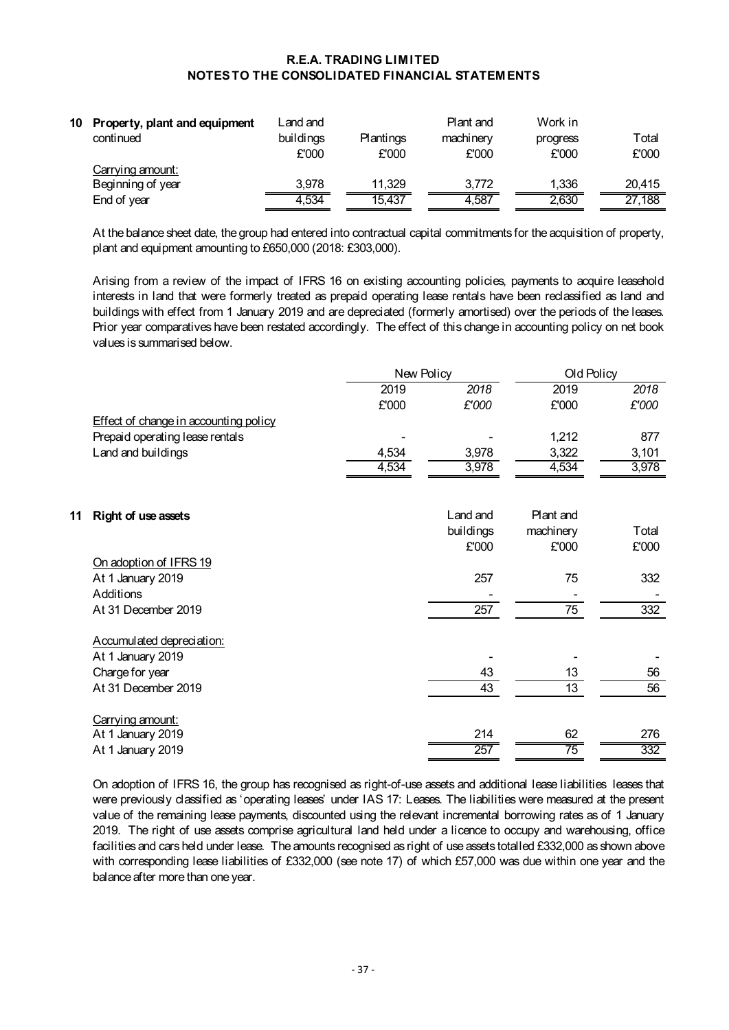**R.E.A. TRADING LIMITED**
**NOTES TO THE CONSOLIDATED FINANCIAL STATEMENTS**

| **10 Property, plant and equipment** continued | Land and buildings £'000 | Plantings £'000 | Plant and machinery £'000 | Work in progress £'000 | Total £'000 |
|---|---|---|---|---|---|
| Carrying amount: | | | | | |
| Beginning of year | 3,978 | 11,329 | 3,772 | 1,336 | 20,415 |
| End of year | 4,534 | 15,437 | 4,587 | 2,630 | 27,188 |

At the balance sheet date, the group had entered into contractual capital commitments for the acquisition of property, plant and equipment amounting to £650,000 (2018: £303,000).

Arising from a review of the impact of IFRS 16 on existing accounting policies, payments to acquire leasehold interests in land that were formerly treated as prepaid operating lease rentals have been reclassified as land and buildings with effect from 1 January 2019 and are depreciated (formerly amortised) over the periods of the leases. Prior year comparatives have been restated accordingly. The effect of this change in accounting policy on net book values is summarised below.

| | New Policy | | Old Policy | |
|---|---|---|---|---|
| | 2019 £'000 | *2018 £'000* | 2019 £'000 | *2018 £'000* |
| Effect of change in accounting policy | | | | |
| Prepaid operating lease rentals | - | - | 1,212 | 877 |
| Land and buildings | 4,534 | 3,978 | 3,322 | 3,101 |
| | 4,534 | 3,978 | 4,534 | 3,978 |

| **11 Right of use assets** | Land and buildings £'000 | Plant and machinery £'000 | Total £'000 |
|---|---|---|---|
| On adoption of IFRS 19 | | | |
| At 1 January 2019 | 257 | 75 | 332 |
| Additions | - | - | - |
| At 31 December 2019 | 257 | 75 | 332 |
| Accumulated depreciation: | | | |
| At 1 January 2019 | - | - | - |
| Charge for year | 43 | 13 | 56 |
| At 31 December 2019 | 43 | 13 | 56 |
| Carrying amount: | | | |
| At 1 January 2019 | 214 | 62 | 276 |
| At 1 January 2019 | 257 | 75 | 332 |

On adoption of IFRS 16, the group has recognised as right-of-use assets and additional lease liabilities leases that were previously classified as 'operating leases' under IAS 17: Leases. The liabilities were measured at the present value of the remaining lease payments, discounted using the relevant incremental borrowing rates as of 1 January 2019. The right of use assets comprise agricultural land held under a licence to occupy and warehousing, office facilities and cars held under lease. The amounts recognised as right of use assets totalled £332,000 as shown above with corresponding lease liabilities of £332,000 (see note 17) of which £57,000 was due within one year and the balance after more than one year.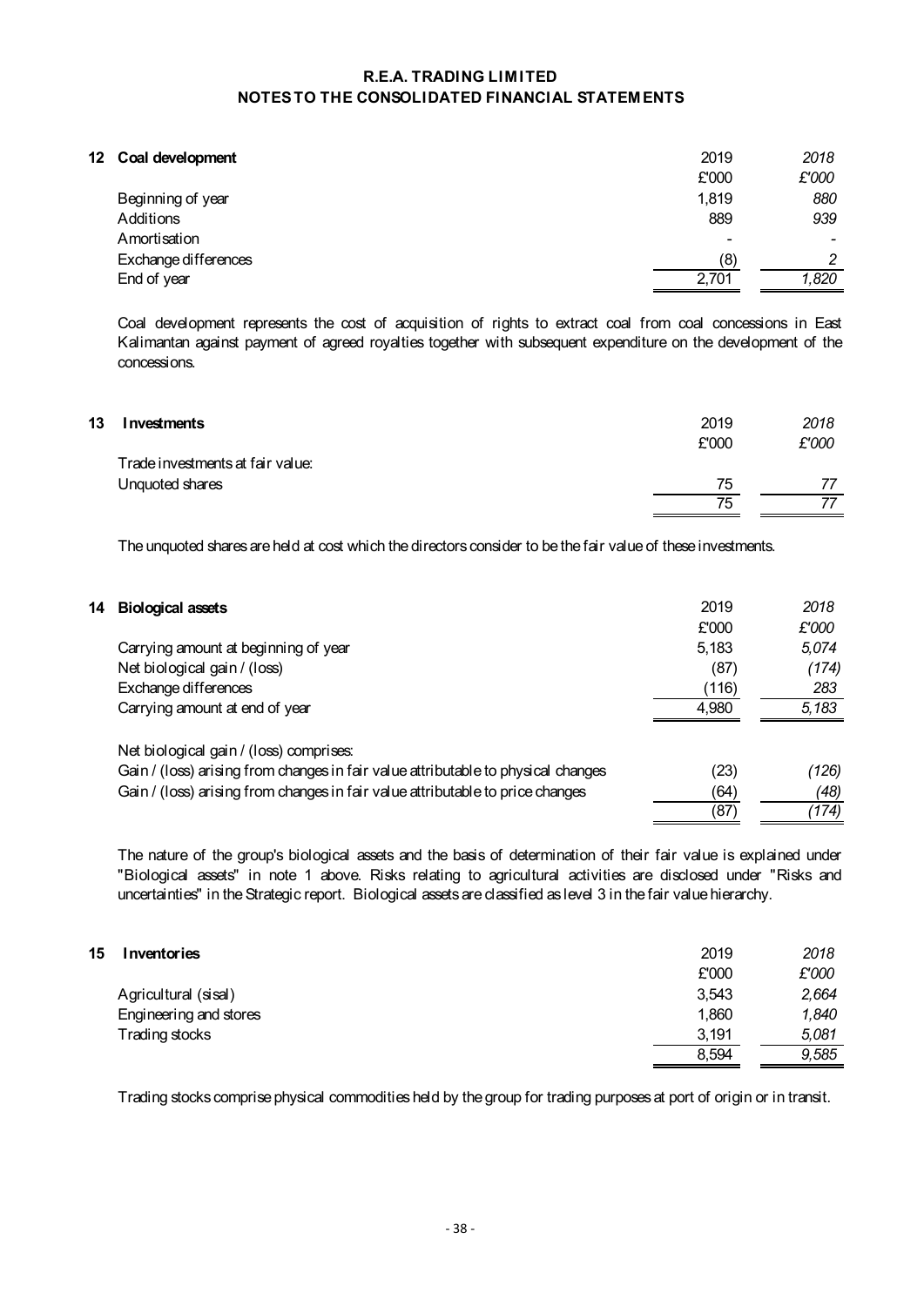# R.E.A. TRADING LIMITED
# NOTES TO THE CONSOLIDATED FINANCIAL STATEMENTS

## 12 Coal development

| | 2019 | *2018* |
|---|---|---|
| | £'000 | *£'000* |
| Beginning of year | 1,819 | *880* |
| Additions | 889 | *939* |
| Amortisation | - | *-* |
| Exchange differences | (8) | *2* |
| End of year | 2,701 | *1,820* |

Coal development represents the cost of acquisition of rights to extract coal from coal concessions in East Kalimantan against payment of agreed royalties together with subsequent expenditure on the development of the concessions.

## 13 Investments

| | 2019 | *2018* |
|---|---|---|
| | £'000 | *£'000* |
| Trade investments at fair value: | | |
| Unquoted shares | 75 | *77* |
| | 75 | *77* |

The unquoted shares are held at cost which the directors consider to be the fair value of these investments.

## 14 Biological assets

| | 2019 | *2018* |
|---|---|---|
| | £'000 | *£'000* |
| Carrying amount at beginning of year | 5,183 | *5,074* |
| Net biological gain / (loss) | (87) | *(174)* |
| Exchange differences | (116) | *283* |
| Carrying amount at end of year | 4,980 | *5,183* |
| | | |
| Net biological gain / (loss) comprises: | | |
| Gain / (loss) arising from changes in fair value attributable to physical changes | (23) | *(126)* |
| Gain / (loss) arising from changes in fair value attributable to price changes | (64) | *(48)* |
| | (87) | *(174)* |

The nature of the group's biological assets and the basis of determination of their fair value is explained under "Biological assets" in note 1 above. Risks relating to agricultural activities are disclosed under "Risks and uncertainties" in the Strategic report. Biological assets are classified as level 3 in the fair value hierarchy.

## 15 Inventories

| | 2019 | *2018* |
|---|---|---|
| | £'000 | *£'000* |
| Agricultural (sisal) | 3,543 | *2,664* |
| Engineering and stores | 1,860 | *1,840* |
| Trading stocks | 3,191 | *5,081* |
| | 8,594 | *9,585* |

Trading stocks comprise physical commodities held by the group for trading purposes at port of origin or in transit.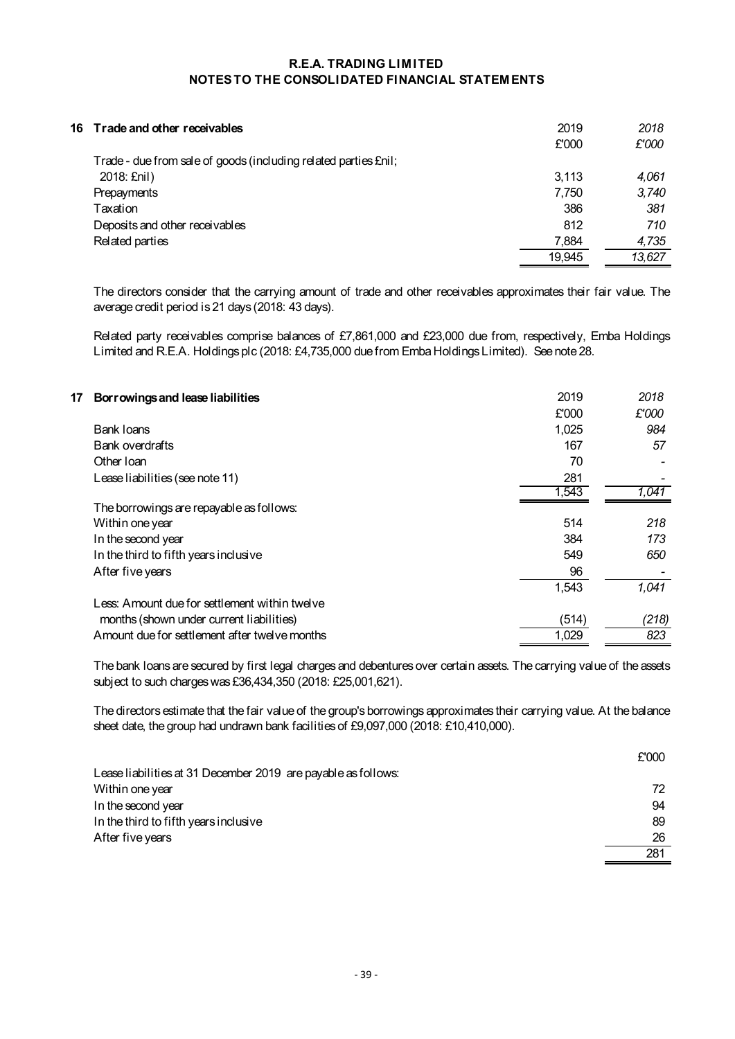# R.E.A. TRADING LIMITED
## NOTES TO THE CONSOLIDATED FINANCIAL STATEMENTS

### 16 Trade and other receivables

| | 2019 | *2018* |
|---|---|---|
| | £'000 | *£'000* |
| Trade - due from sale of goods (including related parties £nil; 2018: £nil) | 3,113 | *4,061* |
| Prepayments | 7,750 | *3,740* |
| Taxation | 386 | *381* |
| Deposits and other receivables | 812 | *710* |
| Related parties | 7,884 | *4,735* |
| | 19,945 | *13,627* |

The directors consider that the carrying amount of trade and other receivables approximates their fair value. The average credit period is 21 days (2018: 43 days).

Related party receivables comprise balances of £7,861,000 and £23,000 due from, respectively, Emba Holdings Limited and R.E.A. Holdings plc (2018: £4,735,000 due from Emba Holdings Limited). See note 28.

### 17 Borrowings and lease liabilities

| | 2019 | *2018* |
|---|---|---|
| | £'000 | *£'000* |
| Bank loans | 1,025 | *984* |
| Bank overdrafts | 167 | *57* |
| Other loan | 70 | *-* |
| Lease liabilities (see note 11) | 281 | *-* |
| | 1,543 | *1,041* |
| The borrowings are repayable as follows: | | |
| Within one year | 514 | *218* |
| In the second year | 384 | *173* |
| In the third to fifth years inclusive | 549 | *650* |
| After five years | 96 | *-* |
| | 1,543 | *1,041* |
| Less: Amount due for settlement within twelve months (shown under current liabilities) | (514) | *(218)* |
| Amount due for settlement after twelve months | 1,029 | *823* |

The bank loans are secured by first legal charges and debentures over certain assets. The carrying value of the assets subject to such charges was £36,434,350 (2018: £25,001,621).

The directors estimate that the fair value of the group's borrowings approximates their carrying value. At the balance sheet date, the group had undrawn bank facilities of £9,097,000 (2018: £10,410,000).

| | £'000 |
|---|---|
| Lease liabilities at 31 December 2019 are payable as follows: | |
| Within one year | 72 |
| In the second year | 94 |
| In the third to fifth years inclusive | 89 |
| After five years | 26 |
| | 281 |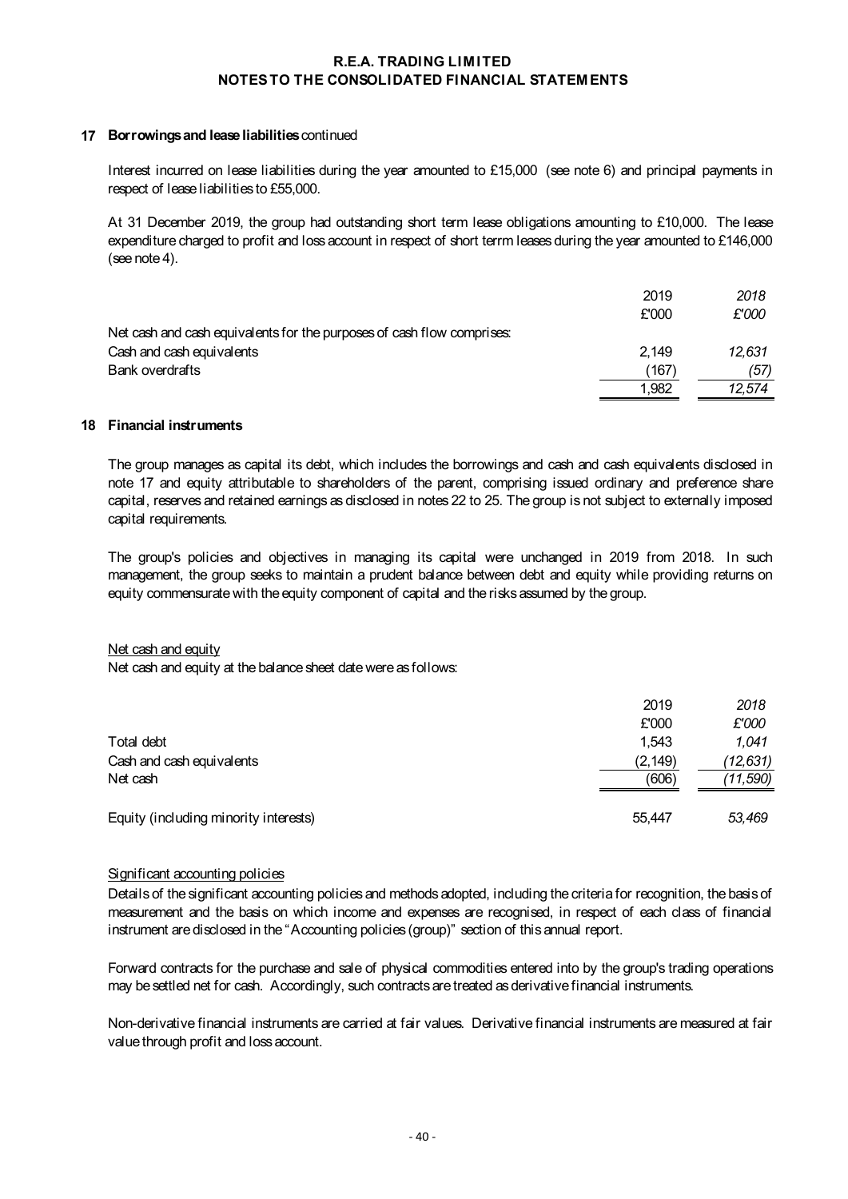## 17 Borrowings and lease liabilities continued

Interest incurred on lease liabilities during the year amounted to £15,000 (see note 6) and principal payments in respect of lease liabilities to £55,000.

At 31 December 2019, the group had outstanding short term lease obligations amounting to £10,000. The lease expenditure charged to profit and loss account in respect of short terrm leases during the year amounted to £146,000 (see note 4).

| | 2019 | *2018* |
|---|---|---|
| | £'000 | *£'000* |
| Net cash and cash equivalents for the purposes of cash flow comprises: | | |
| Cash and cash equivalents | 2,149 | *12,631* |
| Bank overdrafts | (167) | *(57)* |
| | 1,982 | *12,574* |

## 18 Financial instruments

The group manages as capital its debt, which includes the borrowings and cash and cash equivalents disclosed in note 17 and equity attributable to shareholders of the parent, comprising issued ordinary and preference share capital, reserves and retained earnings as disclosed in notes 22 to 25. The group is not subject to externally imposed capital requirements.

The group's policies and objectives in managing its capital were unchanged in 2019 from 2018. In such management, the group seeks to maintain a prudent balance between debt and equity while providing returns on equity commensurate with the equity component of capital and the risks assumed by the group.

Net cash and equity

Net cash and equity at the balance sheet date were as follows:

| | 2019 | *2018* |
|---|---|---|
| | £'000 | *£'000* |
| Total debt | 1,543 | *1,041* |
| Cash and cash equivalents | (2,149) | *(12,631)* |
| Net cash | (606) | *(11,590)* |
| | | |
| Equity (including minority interests) | 55,447 | *53,469* |

Significant accounting policies

Details of the significant accounting policies and methods adopted, including the criteria for recognition, the basis of measurement and the basis on which income and expenses are recognised, in respect of each class of financial instrument are disclosed in the "Accounting policies (group)" section of this annual report.

Forward contracts for the purchase and sale of physical commodities entered into by the group's trading operations may be settled net for cash. Accordingly, such contracts are treated as derivative financial instruments.

Non-derivative financial instruments are carried at fair values. Derivative financial instruments are measured at fair value through profit and loss account.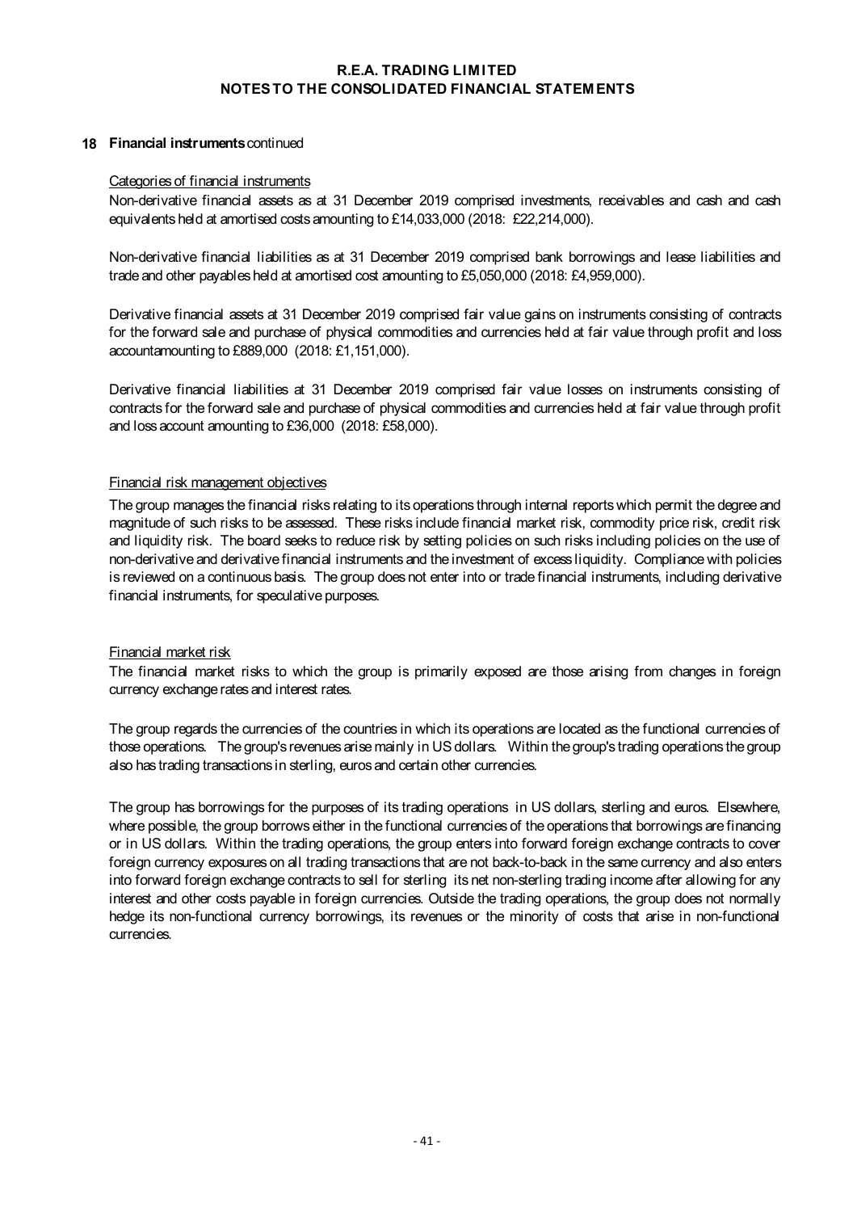## 18 Financial instruments continued

Categories of financial instruments

Non-derivative financial assets as at 31 December 2019 comprised investments, receivables and cash and cash equivalents held at amortised costs amounting to £14,033,000 (2018: £22,214,000).

Non-derivative financial liabilities as at 31 December 2019 comprised bank borrowings and lease liabilities and trade and other payables held at amortised cost amounting to £5,050,000 (2018: £4,959,000).

Derivative financial assets at 31 December 2019 comprised fair value gains on instruments consisting of contracts for the forward sale and purchase of physical commodities and currencies held at fair value through profit and loss accountamounting to £889,000 (2018: £1,151,000).

Derivative financial liabilities at 31 December 2019 comprised fair value losses on instruments consisting of contracts for the forward sale and purchase of physical commodities and currencies held at fair value through profit and loss account amounting to £36,000 (2018: £58,000).

Financial risk management objectives

The group manages the financial risks relating to its operations through internal reports which permit the degree and magnitude of such risks to be assessed. These risks include financial market risk, commodity price risk, credit risk and liquidity risk. The board seeks to reduce risk by setting policies on such risks including policies on the use of non-derivative and derivative financial instruments and the investment of excess liquidity. Compliance with policies is reviewed on a continuous basis. The group does not enter into or trade financial instruments, including derivative financial instruments, for speculative purposes.

Financial market risk

The financial market risks to which the group is primarily exposed are those arising from changes in foreign currency exchange rates and interest rates.

The group regards the currencies of the countries in which its operations are located as the functional currencies of those operations. The group's revenues arise mainly in US dollars. Within the group's trading operations the group also has trading transactions in sterling, euros and certain other currencies.

The group has borrowings for the purposes of its trading operations in US dollars, sterling and euros. Elsewhere, where possible, the group borrows either in the functional currencies of the operations that borrowings are financing or in US dollars. Within the trading operations, the group enters into forward foreign exchange contracts to cover foreign currency exposures on all trading transactions that are not back-to-back in the same currency and also enters into forward foreign exchange contracts to sell for sterling its net non-sterling trading income after allowing for any interest and other costs payable in foreign currencies. Outside the trading operations, the group does not normally hedge its non-functional currency borrowings, its revenues or the minority of costs that arise in non-functional currencies.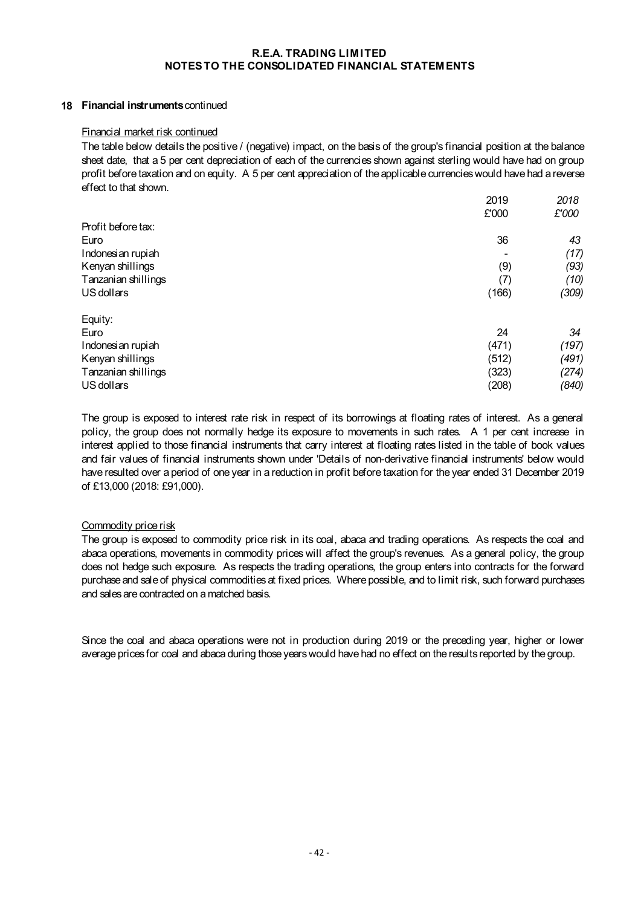## 18 Financial instruments continued

Financial market risk continued

The table below details the positive / (negative) impact, on the basis of the group's financial position at the balance sheet date, that a 5 per cent depreciation of each of the currencies shown against sterling would have had on group profit before taxation and on equity. A 5 per cent appreciation of the applicable currencies would have had a reverse effect to that shown.

| | 2019 | *2018* |
|---|---|---|
| | £'000 | *£'000* |
| Profit before tax: | | |
| Euro | 36 | *43* |
| Indonesian rupiah | - | *(17)* |
| Kenyan shillings | (9) | *(93)* |
| Tanzanian shillings | (7) | *(10)* |
| US dollars | (166) | *(309)* |
| Equity: | | |
| Euro | 24 | *34* |
| Indonesian rupiah | (471) | *(197)* |
| Kenyan shillings | (512) | *(491)* |
| Tanzanian shillings | (323) | *(274)* |
| US dollars | (208) | *(840)* |

The group is exposed to interest rate risk in respect of its borrowings at floating rates of interest. As a general policy, the group does not normally hedge its exposure to movements in such rates. A 1 per cent increase in interest applied to those financial instruments that carry interest at floating rates listed in the table of book values and fair values of financial instruments shown under 'Details of non-derivative financial instruments' below would have resulted over a period of one year in a reduction in profit before taxation for the year ended 31 December 2019 of £13,000 (2018: £91,000).

Commodity price risk

The group is exposed to commodity price risk in its coal, abaca and trading operations. As respects the coal and abaca operations, movements in commodity prices will affect the group's revenues. As a general policy, the group does not hedge such exposure. As respects the trading operations, the group enters into contracts for the forward purchase and sale of physical commodities at fixed prices. Where possible, and to limit risk, such forward purchases and sales are contracted on a matched basis.

Since the coal and abaca operations were not in production during 2019 or the preceding year, higher or lower average prices for coal and abaca during those years would have had no effect on the results reported by the group.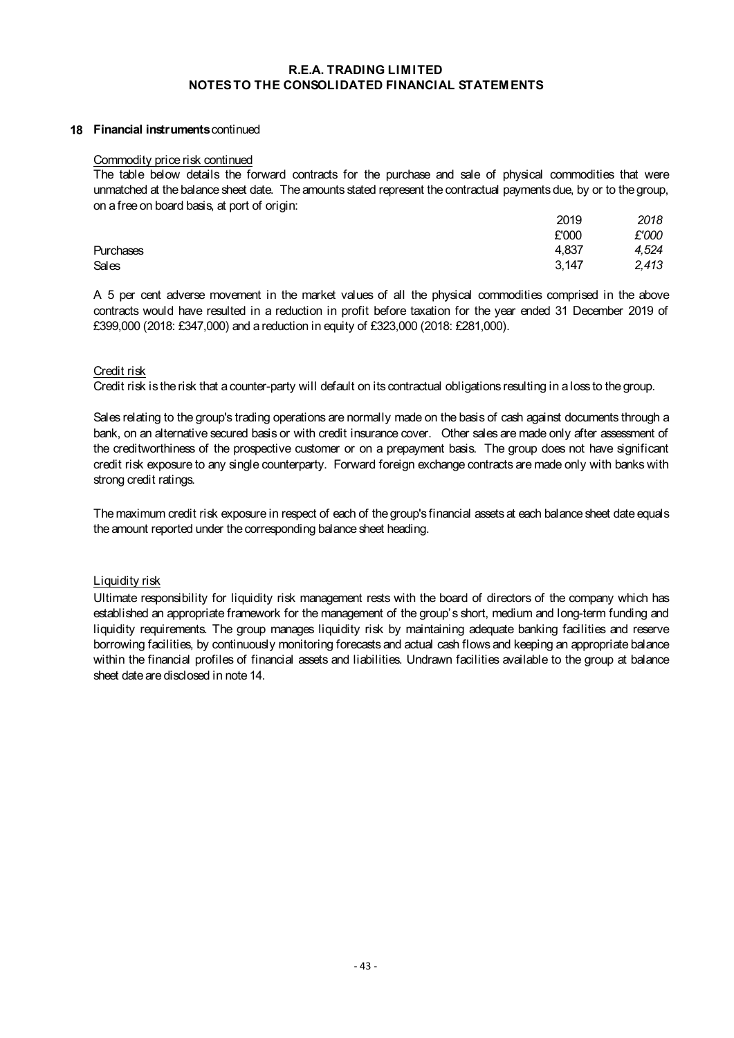## 18 Financial instruments continued

Commodity price risk continued

The table below details the forward contracts for the purchase and sale of physical commodities that were unmatched at the balance sheet date. The amounts stated represent the contractual payments due, by or to the group, on a free on board basis, at port of origin:

| | 2019 | *2018* |
|---|---|---|
| | £'000 | *£'000* |
| Purchases | 4,837 | *4,524* |
| Sales | 3,147 | *2,413* |

A 5 per cent adverse movement in the market values of all the physical commodities comprised in the above contracts would have resulted in a reduction in profit before taxation for the year ended 31 December 2019 of £399,000 (2018: £347,000) and a reduction in equity of £323,000 (2018: £281,000).

Credit risk

Credit risk is the risk that a counter-party will default on its contractual obligations resulting in a loss to the group.

Sales relating to the group's trading operations are normally made on the basis of cash against documents through a bank, on an alternative secured basis or with credit insurance cover. Other sales are made only after assessment of the creditworthiness of the prospective customer or on a prepayment basis. The group does not have significant credit risk exposure to any single counterparty. Forward foreign exchange contracts are made only with banks with strong credit ratings.

The maximum credit risk exposure in respect of each of the group's financial assets at each balance sheet date equals the amount reported under the corresponding balance sheet heading.

Liquidity risk

Ultimate responsibility for liquidity risk management rests with the board of directors of the company which has established an appropriate framework for the management of the group's short, medium and long-term funding and liquidity requirements. The group manages liquidity risk by maintaining adequate banking facilities and reserve borrowing facilities, by continuously monitoring forecasts and actual cash flows and keeping an appropriate balance within the financial profiles of financial assets and liabilities. Undrawn facilities available to the group at balance sheet date are disclosed in note 14.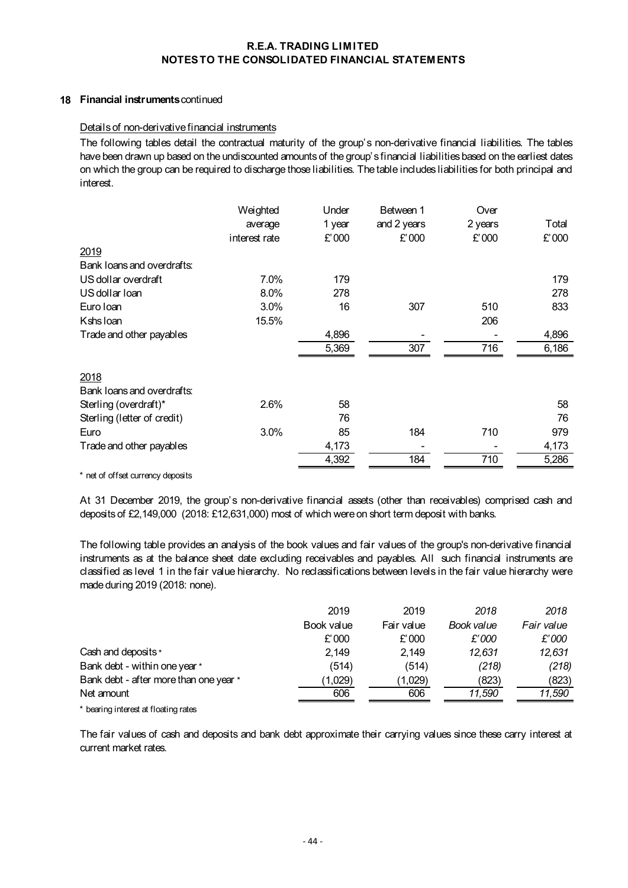**18 Financial instruments** continued

Details of non-derivative financial instruments

The following tables detail the contractual maturity of the group's non-derivative financial liabilities. The tables have been drawn up based on the undiscounted amounts of the group's financial liabilities based on the earliest dates on which the group can be required to discharge those liabilities. The table includes liabilities for both principal and interest.

| | Weighted average interest rate | Under 1 year £'000 | Between 1 and 2 years £'000 | Over 2 years £'000 | Total £'000 |
|---|---|---|---|---|---|
| 2019 | | | | | |
| Bank loans and overdrafts: | | | | | |
| US dollar overdraft | 7.0% | 179 | | | 179 |
| US dollar loan | 8.0% | 278 | | | 278 |
| Euro loan | 3.0% | 16 | 307 | 510 | 833 |
| Kshs loan | 15.5% | | | 206 | |
| Trade and other payables | | 4,896 | - | - | 4,896 |
| | | 5,369 | 307 | 716 | 6,186 |
| 2018 | | | | | |
| Bank loans and overdrafts: | | | | | |
| Sterling (overdraft)* | 2.6% | 58 | | | 58 |
| Sterling (letter of credit) | | 76 | | | 76 |
| Euro | 3.0% | 85 | 184 | 710 | 979 |
| Trade and other payables | | 4,173 | - | - | 4,173 |
| | | 4,392 | 184 | 710 | 5,286 |

\* net of offset currency deposits

At 31 December 2019, the group's non-derivative financial assets (other than receivables) comprised cash and deposits of £2,149,000 (2018: £12,631,000) most of which were on short term deposit with banks.

The following table provides an analysis of the book values and fair values of the group's non-derivative financial instruments as at the balance sheet date excluding receivables and payables. All such financial instruments are classified as level 1 in the fair value hierarchy. No reclassifications between levels in the fair value hierarchy were made during 2019 (2018: none).

| | 2019 Book value £'000 | 2019 Fair value £'000 | *2018 Book value £'000* | *2018 Fair value £'000* |
|---|---|---|---|---|
| Cash and deposits * | 2,149 | 2,149 | *12,631* | *12,631* |
| Bank debt - within one year * | (514) | (514) | *(218)* | *(218)* |
| Bank debt - after more than one year * | (1,029) | (1,029) | (823) | (823) |
| Net amount | 606 | 606 | *11,590* | *11,590* |

\* bearing interest at floating rates

The fair values of cash and deposits and bank debt approximate their carrying values since these carry interest at current market rates.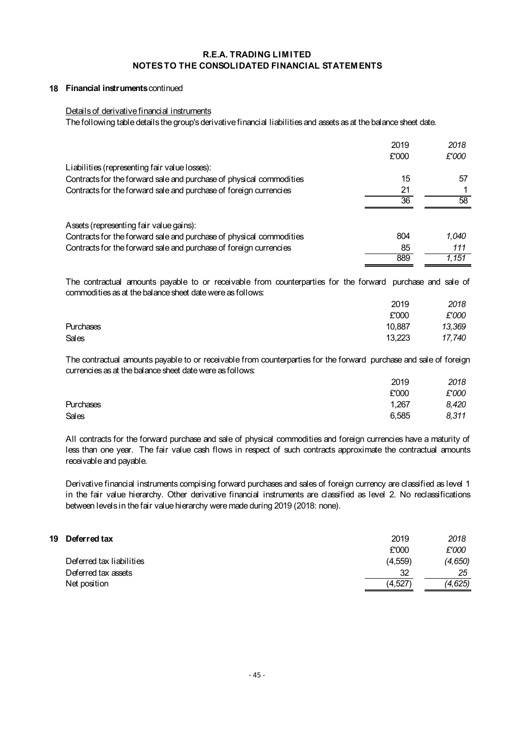## 18 Financial instruments continued

Details of derivative financial instruments

The following table details the group's derivative financial liabilities and assets as at the balance sheet date.

| | 2019 | 2018 |
|---|---|---|
| | £'000 | *£'000* |
| Liabilities (representing fair value losses): | | |
| Contracts for the forward sale and purchase of physical commodities | 15 | *57* |
| Contracts for the forward sale and purchase of foreign currencies | 21 | *1* |
| | 36 | *58* |
| Assets (representing fair value gains): | | |
| Contracts for the forward sale and purchase of physical commodities | 804 | *1,040* |
| Contracts for the forward sale and purchase of foreign currencies | 85 | *111* |
| | 889 | *1,151* |

The contractual amounts payable to or receivable from counterparties for the forward purchase and sale of commodities as at the balance sheet date were as follows:

| | 2019 | 2018 |
|---|---|---|
| | £'000 | *£'000* |
| Purchases | 10,887 | *13,369* |
| Sales | 13,223 | *17,740* |

The contractual amounts payable to or receivable from counterparties for the forward purchase and sale of foreign currencies as at the balance sheet date were as follows:

| | 2019 | 2018 |
|---|---|---|
| | £'000 | *£'000* |
| Purchases | 1,267 | *8,420* |
| Sales | 6,585 | *8,311* |

All contracts for the forward purchase and sale of physical commodities and foreign currencies have a maturity of less than one year. The fair value cash flows in respect of such contracts approximate the contractual amounts receivable and payable.

Derivative financial instruments compising forward purchases and sales of foreign currency are classified as level 1 in the fair value hierarchy. Other derivative financial instruments are classified as level 2. No reclassifications between levels in the fair value hierarchy were made during 2019 (2018: none).

## 19 Deferred tax

| | 2019 | 2018 |
|---|---|---|
| | £'000 | *£'000* |
| Deferred tax liabilities | (4,559) | *(4,650)* |
| Deferred tax assets | 32 | *25* |
| Net position | (4,527) | *(4,625)* |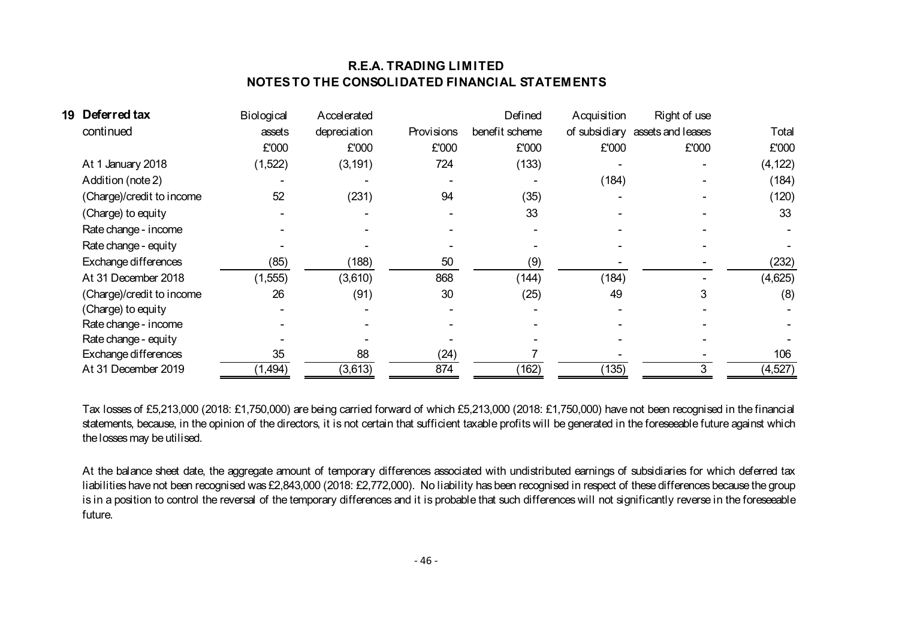# R.E.A. TRADING LIMITED
## NOTES TO THE CONSOLIDATED FINANCIAL STATEMENTS

**19 Deferred tax continued**

| | Biological assets | Accelerated depreciation | Provisions | Defined benefit scheme | Acquisition of subsidiary | Right of use assets and leases | Total |
|---|---|---|---|---|---|---|---|
| | £'000 | £'000 | £'000 | £'000 | £'000 | £'000 | £'000 |
| At 1 January 2018 | (1,522) | (3,191) | 724 | (133) | - | - | (4,122) |
| Addition (note 2) | - | - | - | - | (184) | - | (184) |
| (Charge)/credit to income | 52 | (231) | 94 | (35) | - | - | (120) |
| (Charge) to equity | - | - | - | 33 | - | - | 33 |
| Rate change - income | - | - | - | - | - | - | - |
| Rate change - equity | - | - | - | - | - | - | - |
| Exchange differences | (85) | (188) | 50 | (9) | - | - | (232) |
| At 31 December 2018 | (1,555) | (3,610) | 868 | (144) | (184) | - | (4,625) |
| (Charge)/credit to income | 26 | (91) | 30 | (25) | 49 | 3 | (8) |
| (Charge) to equity | - | - | - | - | - | - | - |
| Rate change - income | - | - | - | - | - | - | - |
| Rate change - equity | - | - | - | - | - | - | - |
| Exchange differences | 35 | 88 | (24) | 7 | - | - | 106 |
| At 31 December 2019 | (1,494) | (3,613) | 874 | (162) | (135) | 3 | (4,527) |

Tax losses of £5,213,000 (2018: £1,750,000) are being carried forward of which £5,213,000 (2018: £1,750,000) have not been recognised in the financial statements, because, in the opinion of the directors, it is not certain that sufficient taxable profits will be generated in the foreseeable future against which the losses may be utilised.

At the balance sheet date, the aggregate amount of temporary differences associated with undistributed earnings of subsidiaries for which deferred tax liabilities have not been recognised was £2,843,000 (2018: £2,772,000). No liability has been recognised in respect of these differences because the group is in a position to control the reversal of the temporary differences and it is probable that such differences will not significantly reverse in the foreseeable future.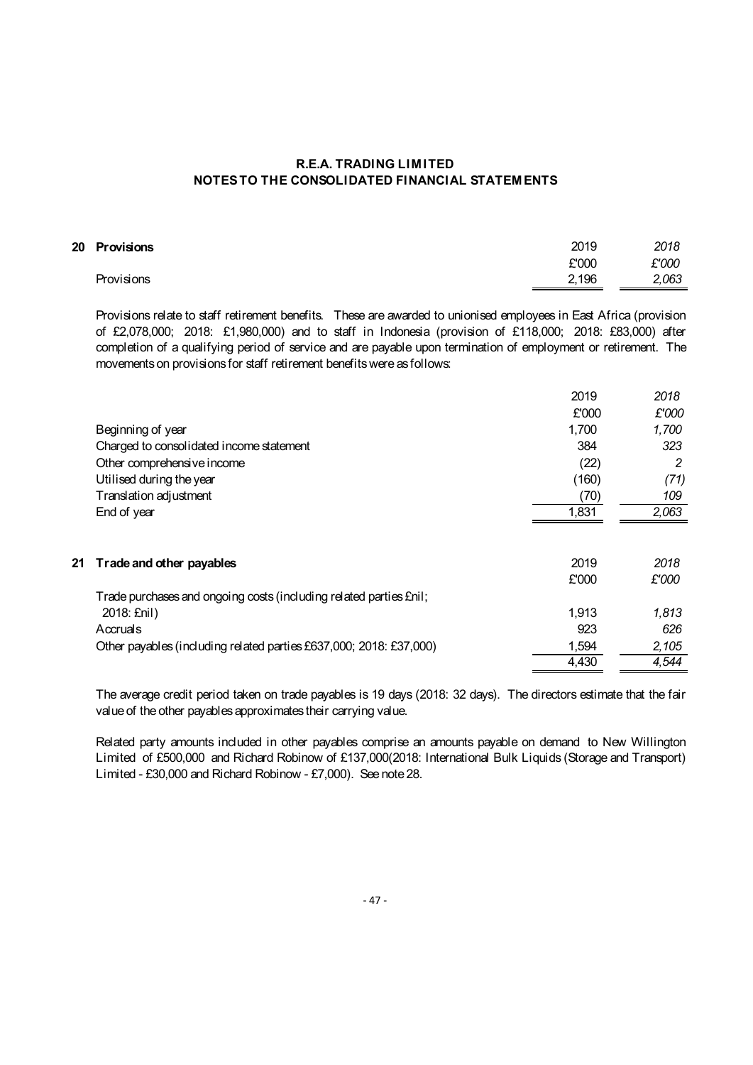**R.E.A. TRADING LIMITED**
**NOTES TO THE CONSOLIDATED FINANCIAL STATEMENTS**

## 20 Provisions

| | 2019 | *2018* |
|---|---|---|
| | £'000 | *£'000* |
| Provisions | 2,196 | *2,063* |

Provisions relate to staff retirement benefits. These are awarded to unionised employees in East Africa (provision of £2,078,000; 2018: £1,980,000) and to staff in Indonesia (provision of £118,000; 2018: £83,000) after completion of a qualifying period of service and are payable upon termination of employment or retirement. The movements on provisions for staff retirement benefits were as follows:

| | 2019 | *2018* |
|---|---|---|
| | £'000 | *£'000* |
| Beginning of year | 1,700 | *1,700* |
| Charged to consolidated income statement | 384 | *323* |
| Other comprehensive income | (22) | *2* |
| Utilised during the year | (160) | *(71)* |
| Translation adjustment | (70) | *109* |
| End of year | 1,831 | *2,063* |

## 21 Trade and other payables

| | 2019 | *2018* |
|---|---|---|
| | £'000 | *£'000* |
| Trade purchases and ongoing costs (including related parties £nil; 2018: £nil) | 1,913 | *1,813* |
| Accruals | 923 | *626* |
| Other payables (including related parties £637,000; 2018: £37,000) | 1,594 | *2,105* |
| | 4,430 | *4,544* |

The average credit period taken on trade payables is 19 days (2018: 32 days). The directors estimate that the fair value of the other payables approximates their carrying value.

Related party amounts included in other payables comprise an amounts payable on demand to New Willington Limited of £500,000 and Richard Robinow of £137,000(2018: International Bulk Liquids (Storage and Transport) Limited - £30,000 and Richard Robinow - £7,000). See note 28.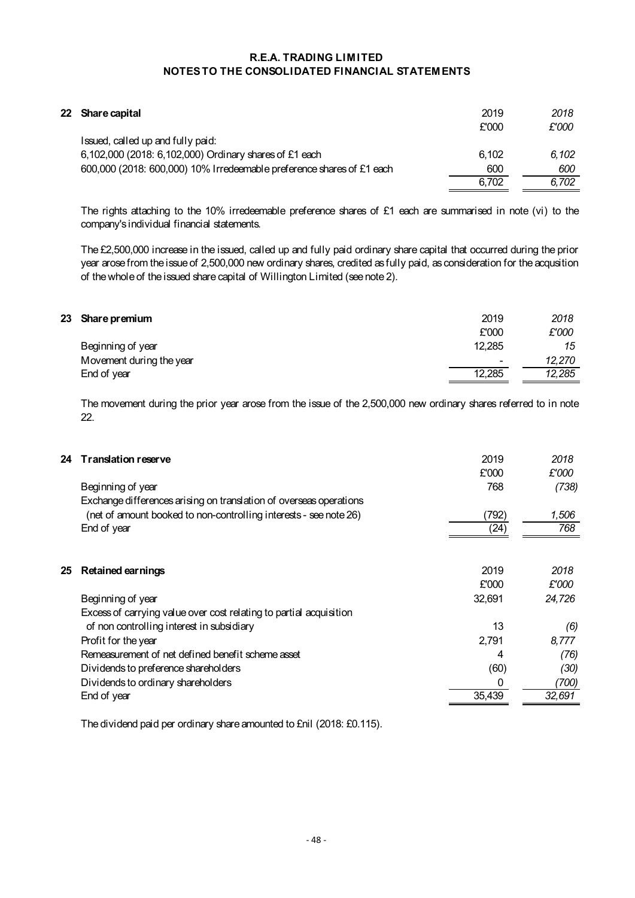# R.E.A. TRADING LIMITED
# NOTES TO THE CONSOLIDATED FINANCIAL STATEMENTS

## 22 Share capital

| | 2019 | *2018* |
|---|---|---|
| | £'000 | *£'000* |
| Issued, called up and fully paid: | | |
| 6,102,000 (2018: 6,102,000) Ordinary shares of £1 each | 6,102 | *6,102* |
| 600,000 (2018: 600,000) 10% Irredeemable preference shares of £1 each | 600 | *600* |
| | 6,702 | *6,702* |

The rights attaching to the 10% irredeemable preference shares of £1 each are summarised in note (vi) to the company's individual financial statements.

The £2,500,000 increase in the issued, called up and fully paid ordinary share capital that occurred during the prior year arose from the issue of 2,500,000 new ordinary shares, credited as fully paid, as consideration for the acqusition of the whole of the issued share capital of Willington Limited (see note 2).

## 23 Share premium

| | 2019 | *2018* |
|---|---|---|
| | £'000 | *£'000* |
| Beginning of year | 12,285 | *15* |
| Movement during the year | - | *12,270* |
| End of year | 12,285 | *12,285* |

The movement during the prior year arose from the issue of the 2,500,000 new ordinary shares referred to in note 22.

## 24 Translation reserve

| | 2019 | *2018* |
|---|---|---|
| | £'000 | *£'000* |
| Beginning of year | 768 | *(738)* |
| Exchange differences arising on translation of overseas operations (net of amount booked to non-controlling interests - see note 26) | (792) | *1,506* |
| End of year | (24) | *768* |

## 25 Retained earnings

| | 2019 | *2018* |
|---|---|---|
| | £'000 | *£'000* |
| Beginning of year | 32,691 | *24,726* |
| Excess of carrying value over cost relating to partial acquisition of non controlling interest in subsidiary | 13 | *(6)* |
| Profit for the year | 2,791 | *8,777* |
| Remeasurement of net defined benefit scheme asset | 4 | *(76)* |
| Dividends to preference shareholders | (60) | *(30)* |
| Dividends to ordinary shareholders | 0 | *(700)* |
| End of year | 35,439 | *32,691* |

The dividend paid per ordinary share amounted to £nil (2018: £0.115).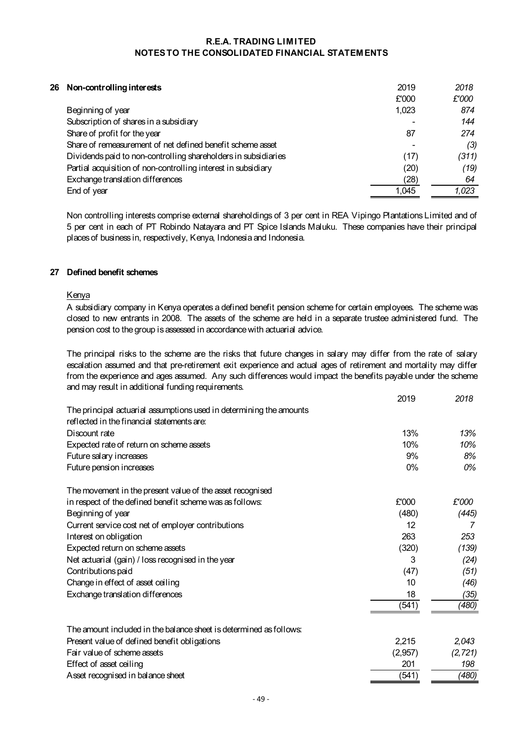# R.E.A. TRADING LIMITED
## NOTES TO THE CONSOLIDATED FINANCIAL STATEMENTS

### 26 Non-controlling interests

| | 2019 | *2018* |
|---|---|---|
| | £'000 | *£'000* |
| Beginning of year | 1,023 | *874* |
| Subscription of shares in a subsidiary | - | *144* |
| Share of profit for the year | 87 | *274* |
| Share of remeasurement of net defined benefit scheme asset | - | *(3)* |
| Dividends paid to non-controlling shareholders in subsidiaries | (17) | *(311)* |
| Partial acquisition of non-controlling interest in subsidiary | (20) | *(19)* |
| Exchange translation differences | (28) | *64* |
| End of year | 1,045 | *1,023* |

Non controlling interests comprise external shareholdings of 3 per cent in REA Vipingo Plantations Limited and of 5 per cent in each of PT Robindo Natayara and PT Spice Islands Maluku. These companies have their principal places of business in, respectively, Kenya, Indonesia and Indonesia.

### 27 Defined benefit schemes

Kenya

A subsidiary company in Kenya operates a defined benefit pension scheme for certain employees. The scheme was closed to new entrants in 2008. The assets of the scheme are held in a separate trustee administered fund. The pension cost to the group is assessed in accordance with actuarial advice.

The principal risks to the scheme are the risks that future changes in salary may differ from the rate of salary escalation assumed and that pre-retirement exit experience and actual ages of retirement and mortality may differ from the experience and ages assumed. Any such differences would impact the benefits payable under the scheme and may result in additional funding requirements.

| | 2019 | *2018* |
|---|---|---|
| The principal actuarial assumptions used in determining the amounts reflected in the financial statements are: | | |
| Discount rate | 13% | *13%* |
| Expected rate of return on scheme assets | 10% | *10%* |
| Future salary increases | 9% | *8%* |
| Future pension increases | 0% | *0%* |
| | | |
| The movement in the present value of the asset recognised in respect of the defined benefit scheme was as follows: | £'000 | *£'000* |
| Beginning of year | (480) | *(445)* |
| Current service cost net of employer contributions | 12 | *7* |
| Interest on obligation | 263 | *253* |
| Expected return on scheme assets | (320) | *(139)* |
| Net actuarial (gain) / loss recognised in the year | 3 | *(24)* |
| Contributions paid | (47) | *(51)* |
| Change in effect of asset ceiling | 10 | *(46)* |
| Exchange translation differences | 18 | *(35)* |
| | (541) | *(480)* |
| | | |
| The amount included in the balance sheet is determined as follows: | | |
| Present value of defined benefit obligations | 2,215 | *2,043* |
| Fair value of scheme assets | (2,957) | *(2,721)* |
| Effect of asset ceiling | 201 | *198* |
| Asset recognised in balance sheet | (541) | *(480)* |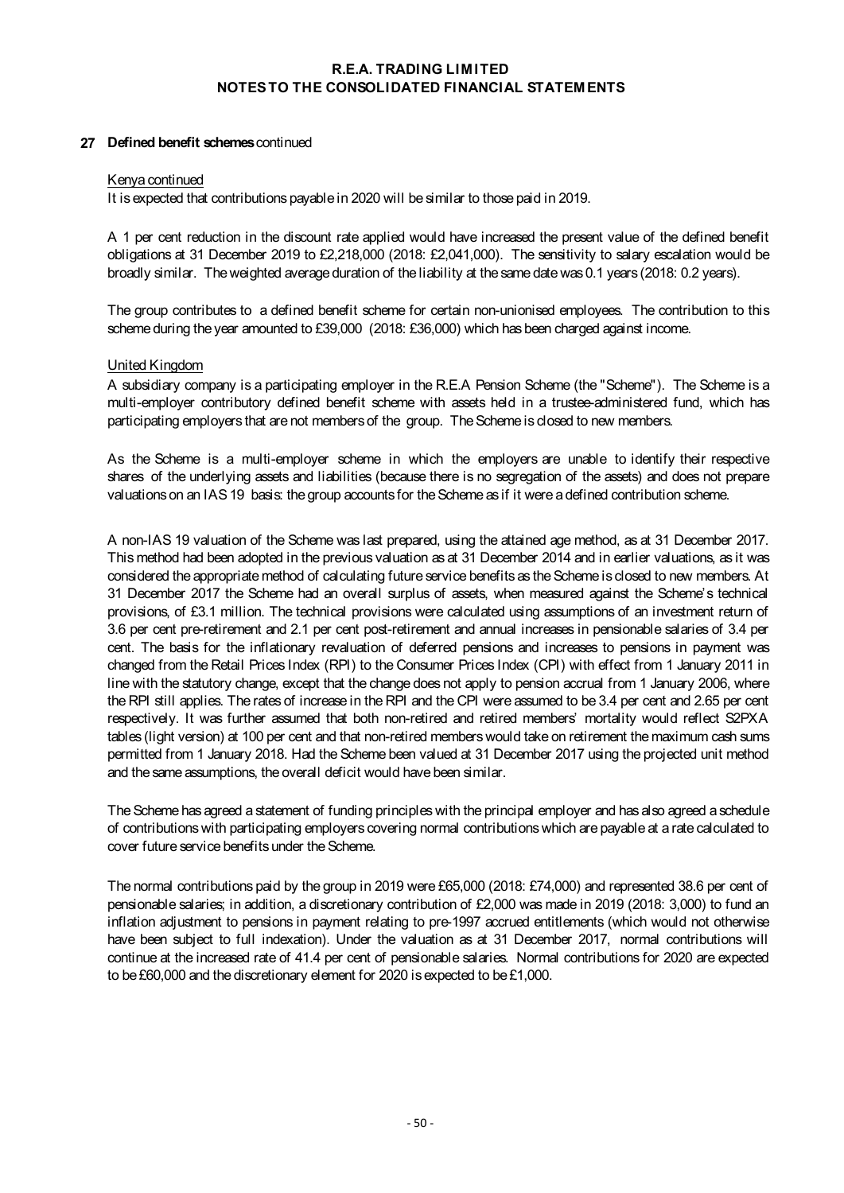## 27 Defined benefit schemes continued

Kenya continued

It is expected that contributions payable in 2020 will be similar to those paid in 2019.

A 1 per cent reduction in the discount rate applied would have increased the present value of the defined benefit obligations at 31 December 2019 to £2,218,000 (2018: £2,041,000). The sensitivity to salary escalation would be broadly similar. The weighted average duration of the liability at the same date was 0.1 years (2018: 0.2 years).

The group contributes to a defined benefit scheme for certain non-unionised employees. The contribution to this scheme during the year amounted to £39,000 (2018: £36,000) which has been charged against income.

United Kingdom

A subsidiary company is a participating employer in the R.E.A Pension Scheme (the "Scheme"). The Scheme is a multi-employer contributory defined benefit scheme with assets held in a trustee-administered fund, which has participating employers that are not members of the group. The Scheme is closed to new members.

As the Scheme is a multi-employer scheme in which the employers are unable to identify their respective shares of the underlying assets and liabilities (because there is no segregation of the assets) and does not prepare valuations on an IAS 19 basis: the group accounts for the Scheme as if it were a defined contribution scheme.

A non-IAS 19 valuation of the Scheme was last prepared, using the attained age method, as at 31 December 2017. This method had been adopted in the previous valuation as at 31 December 2014 and in earlier valuations, as it was considered the appropriate method of calculating future service benefits as the Scheme is closed to new members. At 31 December 2017 the Scheme had an overall surplus of assets, when measured against the Scheme's technical provisions, of £3.1 million. The technical provisions were calculated using assumptions of an investment return of 3.6 per cent pre-retirement and 2.1 per cent post-retirement and annual increases in pensionable salaries of 3.4 per cent. The basis for the inflationary revaluation of deferred pensions and increases to pensions in payment was changed from the Retail Prices Index (RPI) to the Consumer Prices Index (CPI) with effect from 1 January 2011 in line with the statutory change, except that the change does not apply to pension accrual from 1 January 2006, where the RPI still applies. The rates of increase in the RPI and the CPI were assumed to be 3.4 per cent and 2.65 per cent respectively. It was further assumed that both non-retired and retired members' mortality would reflect S2PXA tables (light version) at 100 per cent and that non-retired members would take on retirement the maximum cash sums permitted from 1 January 2018. Had the Scheme been valued at 31 December 2017 using the projected unit method and the same assumptions, the overall deficit would have been similar.

The Scheme has agreed a statement of funding principles with the principal employer and has also agreed a schedule of contributions with participating employers covering normal contributions which are payable at a rate calculated to cover future service benefits under the Scheme.

The normal contributions paid by the group in 2019 were £65,000 (2018: £74,000) and represented 38.6 per cent of pensionable salaries; in addition, a discretionary contribution of £2,000 was made in 2019 (2018: 3,000) to fund an inflation adjustment to pensions in payment relating to pre-1997 accrued entitlements (which would not otherwise have been subject to full indexation). Under the valuation as at 31 December 2017, normal contributions will continue at the increased rate of 41.4 per cent of pensionable salaries. Normal contributions for 2020 are expected to be £60,000 and the discretionary element for 2020 is expected to be £1,000.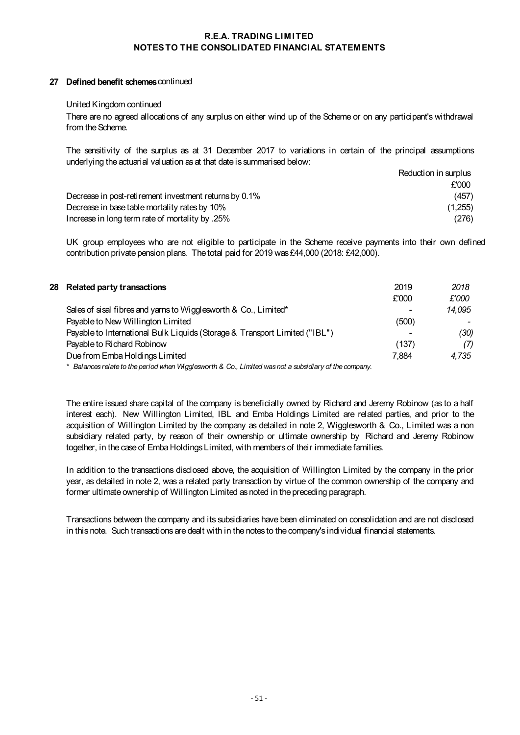## 27 Defined benefit schemes continued

United Kingdom continued

There are no agreed allocations of any surplus on either wind up of the Scheme or on any participant's withdrawal from the Scheme.

The sensitivity of the surplus as at 31 December 2017 to variations in certain of the principal assumptions underlying the actuarial valuation as at that date is summarised below:

| | Reduction in surplus |
|---|---|
| | £'000 |
| Decrease in post-retirement investment returns by 0.1% | (457) |
| Decrease in base table mortality rates by 10% | (1,255) |
| Increase in long term rate of mortality by .25% | (276) |

UK group employees who are not eligible to participate in the Scheme receive payments into their own defined contribution private pension plans. The total paid for 2019 was £44,000 (2018: £42,000).

## 28 Related party transactions

| | 2019 | *2018* |
|---|---|---|
| | £'000 | *£'000* |
| Sales of sisal fibres and yarns to Wigglesworth & Co., Limited* | - | *14,095* |
| Payable to New Willington Limited | (500) | - |
| Payable to International Bulk Liquids (Storage & Transport Limited ("IBL") | - | *(30)* |
| Payable to Richard Robinow | (137) | *(7)* |
| Due from Emba Holdings Limited | 7,884 | *4,735* |

*\* Balances relate to the period when Wigglesworth & Co., Limited was not a subsidiary of the company.*

The entire issued share capital of the company is beneficially owned by Richard and Jeremy Robinow (as to a half interest each). New Willington Limited, IBL and Emba Holdings Limited are related parties, and prior to the acquisition of Willington Limited by the company as detailed in note 2, Wigglesworth & Co., Limited was a non subsidiary related party, by reason of their ownership or ultimate ownership by Richard and Jeremy Robinow together, in the case of Emba Holdings Limited, with members of their immediate families.

In addition to the transactions disclosed above, the acquisition of Willington Limited by the company in the prior year, as detailed in note 2, was a related party transaction by virtue of the common ownership of the company and former ultimate ownership of Willington Limited as noted in the preceding paragraph.

Transactions between the company and its subsidiaries have been eliminated on consolidation and are not disclosed in this note. Such transactions are dealt with in the notes to the company's individual financial statements.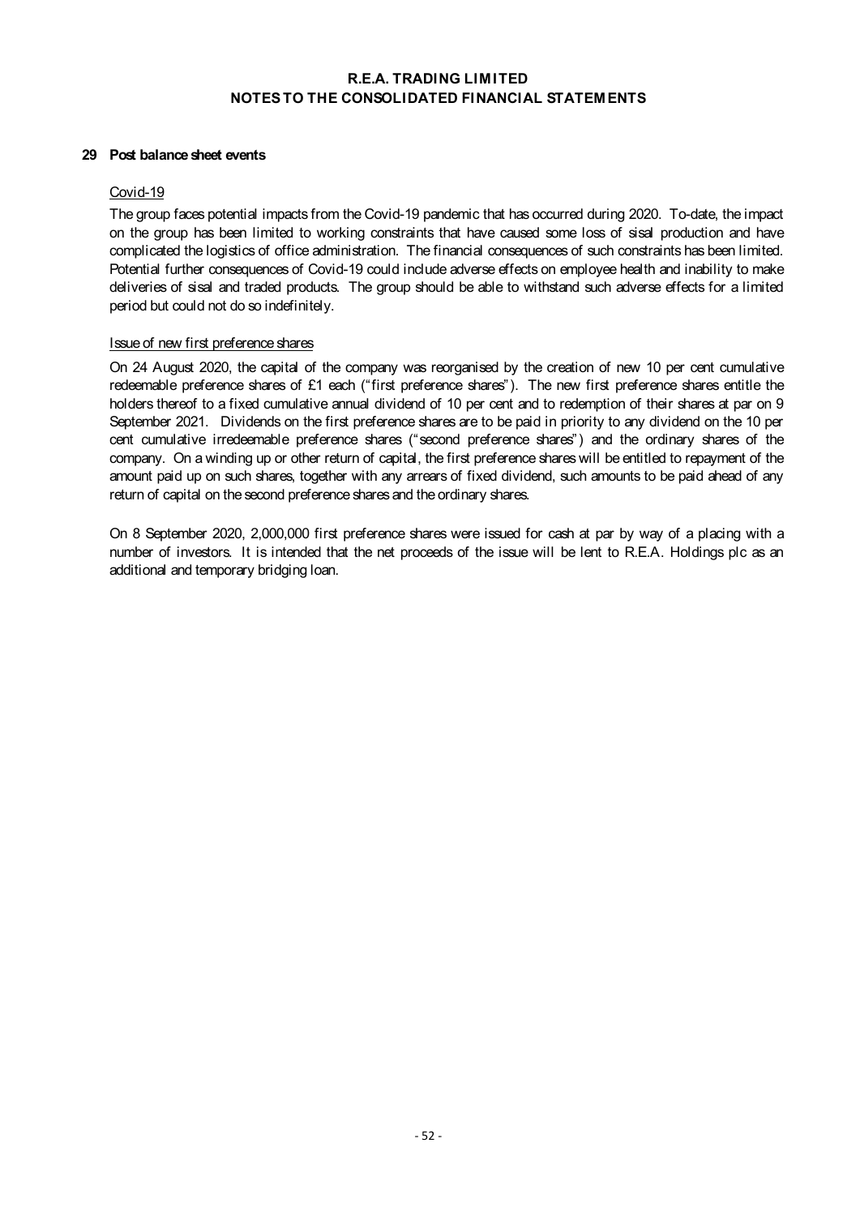## 29 Post balance sheet events

Covid-19

The group faces potential impacts from the Covid-19 pandemic that has occurred during 2020. To-date, the impact on the group has been limited to working constraints that have caused some loss of sisal production and have complicated the logistics of office administration. The financial consequences of such constraints has been limited. Potential further consequences of Covid-19 could include adverse effects on employee health and inability to make deliveries of sisal and traded products. The group should be able to withstand such adverse effects for a limited period but could not do so indefinitely.

Issue of new first preference shares

On 24 August 2020, the capital of the company was reorganised by the creation of new 10 per cent cumulative redeemable preference shares of £1 each ("first preference shares"). The new first preference shares entitle the holders thereof to a fixed cumulative annual dividend of 10 per cent and to redemption of their shares at par on 9 September 2021. Dividends on the first preference shares are to be paid in priority to any dividend on the 10 per cent cumulative irredeemable preference shares ("second preference shares") and the ordinary shares of the company. On a winding up or other return of capital, the first preference shares will be entitled to repayment of the amount paid up on such shares, together with any arrears of fixed dividend, such amounts to be paid ahead of any return of capital on the second preference shares and the ordinary shares.

On 8 September 2020, 2,000,000 first preference shares were issued for cash at par by way of a placing with a number of investors. It is intended that the net proceeds of the issue will be lent to R.E.A. Holdings plc as an additional and temporary bridging loan.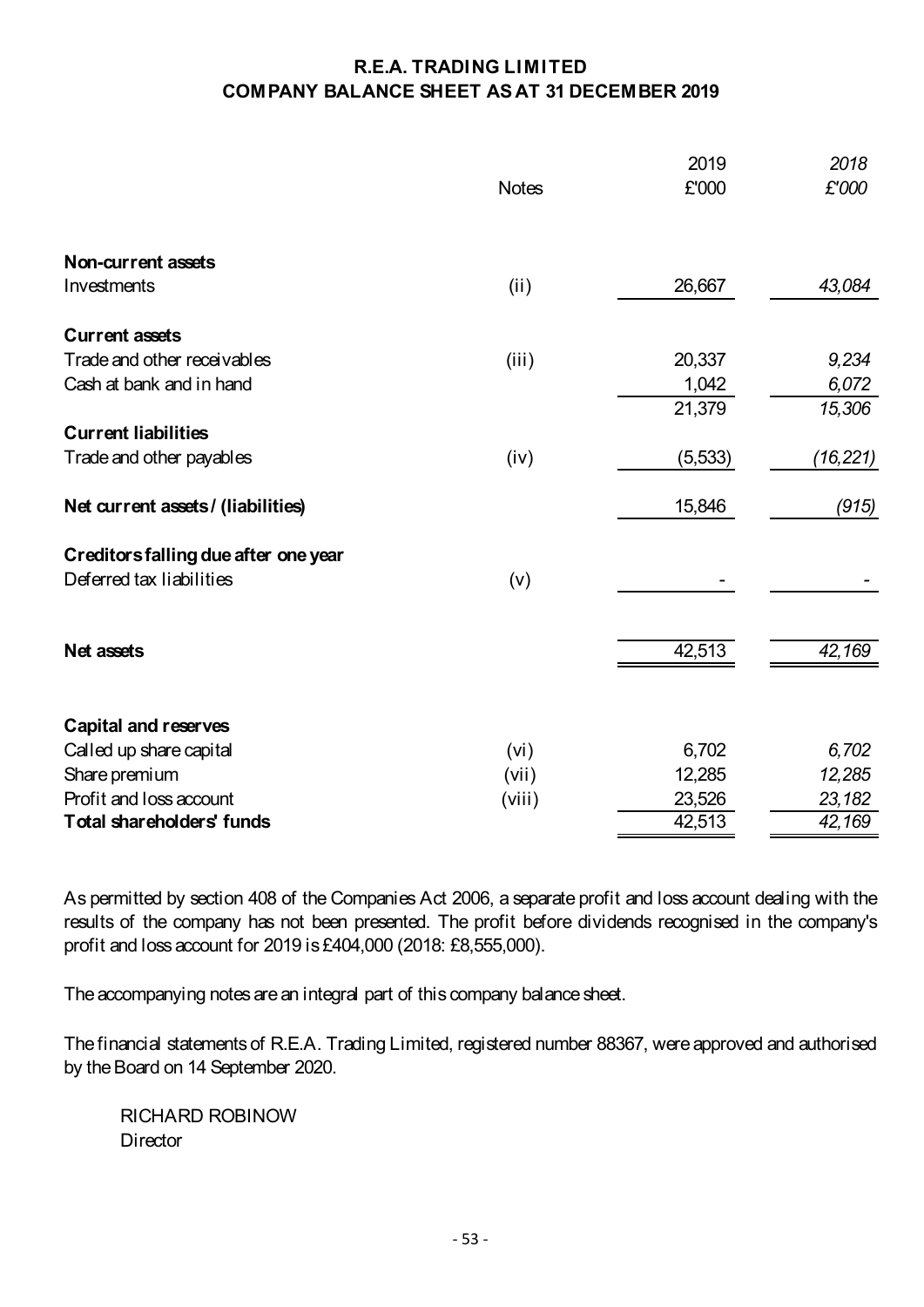# R.E.A. TRADING LIMITED
## COMPANY BALANCE SHEET AS AT 31 DECEMBER 2019

| | Notes | 2019<br>£'000 | *2018*<br>*£'000* |
|---|---|---|---|
| **Non-current assets** | | | |
| Investments | (ii) | 26,667 | *43,084* |
| **Current assets** | | | |
| Trade and other receivables | (iii) | 20,337 | *9,234* |
| Cash at bank and in hand | | 1,042 | *6,072* |
| | | 21,379 | *15,306* |
| **Current liabilities** | | | |
| Trade and other payables | (iv) | (5,533) | *(16,221)* |
| **Net current assets / (liabilities)** | | 15,846 | *(915)* |
| **Creditors falling due after one year** | | | |
| Deferred tax liabilities | (v) | - | *-* |
| **Net assets** | | 42,513 | *42,169* |
| **Capital and reserves** | | | |
| Called up share capital | (vi) | 6,702 | *6,702* |
| Share premium | (vii) | 12,285 | *12,285* |
| Profit and loss account | (viii) | 23,526 | *23,182* |
| **Total shareholders' funds** | | 42,513 | *42,169* |

As permitted by section 408 of the Companies Act 2006, a separate profit and loss account dealing with the results of the company has not been presented. The profit before dividends recognised in the company's profit and loss account for 2019 is £404,000 (2018: £8,555,000).

The accompanying notes are an integral part of this company balance sheet.

The financial statements of R.E.A. Trading Limited, registered number 88367, were approved and authorised by the Board on 14 September 2020.

RICHARD ROBINOW
Director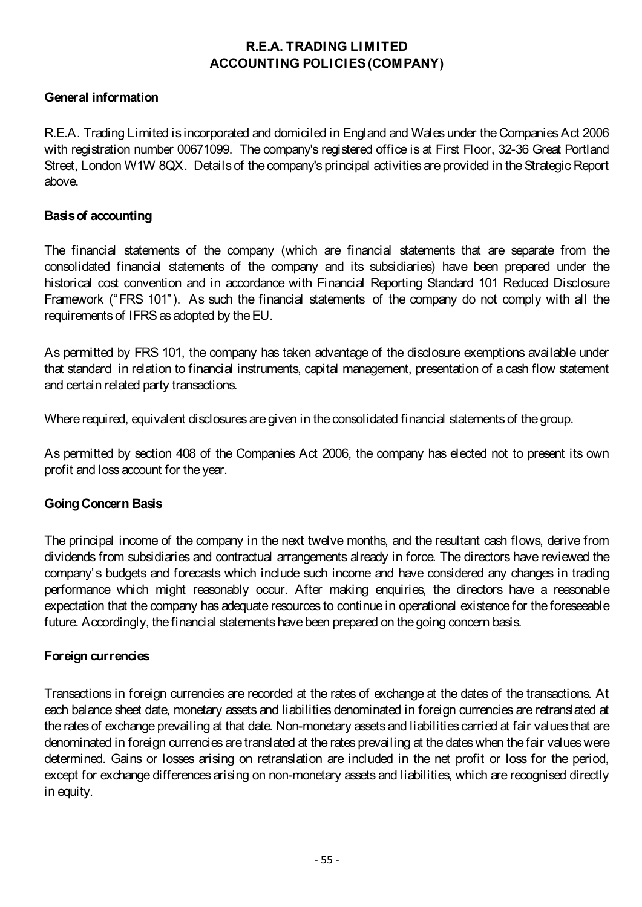# R.E.A. TRADING LIMITED
# ACCOUNTING POLICIES (COMPANY)

## General information

R.E.A. Trading Limited is incorporated and domiciled in England and Wales under the Companies Act 2006 with registration number 00671099. The company's registered office is at First Floor, 32-36 Great Portland Street, London W1W 8QX. Details of the company's principal activities are provided in the Strategic Report above.

## Basis of accounting

The financial statements of the company (which are financial statements that are separate from the consolidated financial statements of the company and its subsidiaries) have been prepared under the historical cost convention and in accordance with Financial Reporting Standard 101 Reduced Disclosure Framework ("FRS 101"). As such the financial statements of the company do not comply with all the requirements of IFRS as adopted by the EU.

As permitted by FRS 101, the company has taken advantage of the disclosure exemptions available under that standard in relation to financial instruments, capital management, presentation of a cash flow statement and certain related party transactions.

Where required, equivalent disclosures are given in the consolidated financial statements of the group.

As permitted by section 408 of the Companies Act 2006, the company has elected not to present its own profit and loss account for the year.

## Going Concern Basis

The principal income of the company in the next twelve months, and the resultant cash flows, derive from dividends from subsidiaries and contractual arrangements already in force. The directors have reviewed the company's budgets and forecasts which include such income and have considered any changes in trading performance which might reasonably occur. After making enquiries, the directors have a reasonable expectation that the company has adequate resources to continue in operational existence for the foreseeable future. Accordingly, the financial statements have been prepared on the going concern basis.

## Foreign currencies

Transactions in foreign currencies are recorded at the rates of exchange at the dates of the transactions. At each balance sheet date, monetary assets and liabilities denominated in foreign currencies are retranslated at the rates of exchange prevailing at that date. Non-monetary assets and liabilities carried at fair values that are denominated in foreign currencies are translated at the rates prevailing at the dates when the fair values were determined. Gains or losses arising on retranslation are included in the net profit or loss for the period, except for exchange differences arising on non-monetary assets and liabilities, which are recognised directly in equity.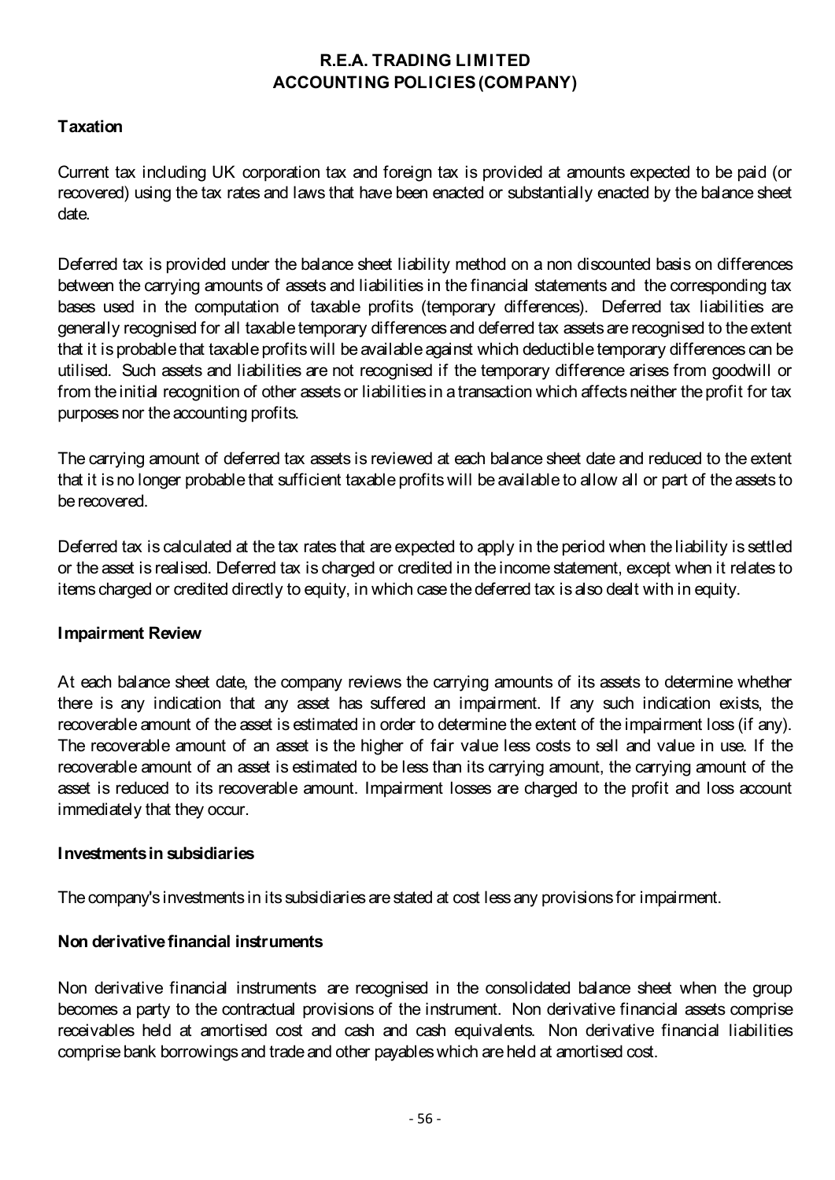# R.E.A. TRADING LIMITED
# ACCOUNTING POLICIES (COMPANY)

**Taxation**

Current tax including UK corporation tax and foreign tax is provided at amounts expected to be paid (or recovered) using the tax rates and laws that have been enacted or substantially enacted by the balance sheet date.

Deferred tax is provided under the balance sheet liability method on a non discounted basis on differences between the carrying amounts of assets and liabilities in the financial statements and the corresponding tax bases used in the computation of taxable profits (temporary differences). Deferred tax liabilities are generally recognised for all taxable temporary differences and deferred tax assets are recognised to the extent that it is probable that taxable profits will be available against which deductible temporary differences can be utilised. Such assets and liabilities are not recognised if the temporary difference arises from goodwill or from the initial recognition of other assets or liabilities in a transaction which affects neither the profit for tax purposes nor the accounting profits.

The carrying amount of deferred tax assets is reviewed at each balance sheet date and reduced to the extent that it is no longer probable that sufficient taxable profits will be available to allow all or part of the assets to be recovered.

Deferred tax is calculated at the tax rates that are expected to apply in the period when the liability is settled or the asset is realised. Deferred tax is charged or credited in the income statement, except when it relates to items charged or credited directly to equity, in which case the deferred tax is also dealt with in equity.

**Impairment Review**

At each balance sheet date, the company reviews the carrying amounts of its assets to determine whether there is any indication that any asset has suffered an impairment. If any such indication exists, the recoverable amount of the asset is estimated in order to determine the extent of the impairment loss (if any). The recoverable amount of an asset is the higher of fair value less costs to sell and value in use. If the recoverable amount of an asset is estimated to be less than its carrying amount, the carrying amount of the asset is reduced to its recoverable amount. Impairment losses are charged to the profit and loss account immediately that they occur.

**Investments in subsidiaries**

The company's investments in its subsidiaries are stated at cost less any provisions for impairment.

**Non derivative financial instruments**

Non derivative financial instruments are recognised in the consolidated balance sheet when the group becomes a party to the contractual provisions of the instrument. Non derivative financial assets comprise receivables held at amortised cost and cash and cash equivalents. Non derivative financial liabilities comprise bank borrowings and trade and other payables which are held at amortised cost.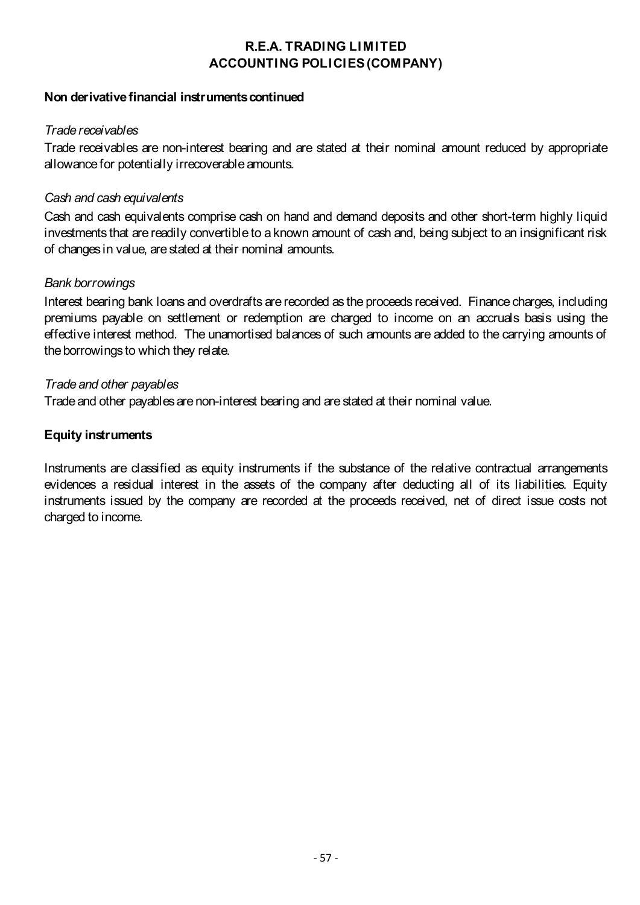## Non derivative financial instruments continued

*Trade receivables*

Trade receivables are non-interest bearing and are stated at their nominal amount reduced by appropriate allowance for potentially irrecoverable amounts.

*Cash and cash equivalents*

Cash and cash equivalents comprise cash on hand and demand deposits and other short-term highly liquid investments that are readily convertible to a known amount of cash and, being subject to an insignificant risk of changes in value, are stated at their nominal amounts.

*Bank borrowings*

Interest bearing bank loans and overdrafts are recorded as the proceeds received. Finance charges, including premiums payable on settlement or redemption are charged to income on an accruals basis using the effective interest method. The unamortised balances of such amounts are added to the carrying amounts of the borrowings to which they relate.

*Trade and other payables*

Trade and other payables are non-interest bearing and are stated at their nominal value.

## Equity instruments

Instruments are classified as equity instruments if the substance of the relative contractual arrangements evidences a residual interest in the assets of the company after deducting all of its liabilities. Equity instruments issued by the company are recorded at the proceeds received, net of direct issue costs not charged to income.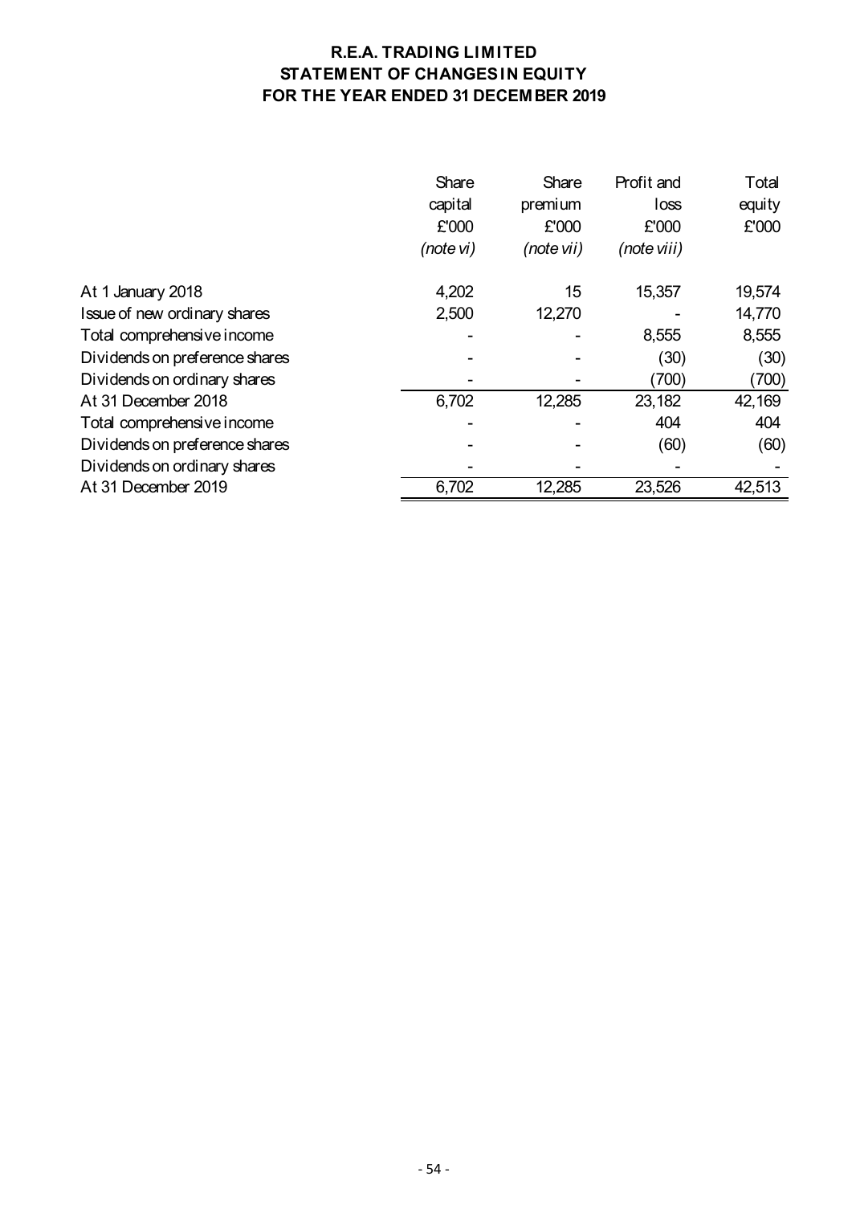# R.E.A. TRADING LIMITED
# STATEMENT OF CHANGES IN EQUITY
# FOR THE YEAR ENDED 31 DECEMBER 2019

| | Share capital £'000 *(note vi)* | Share premium £'000 *(note vii)* | Profit and loss £'000 *(note viii)* | Total equity £'000 |
|---|---|---|---|---|
| At 1 January 2018 | 4,202 | 15 | 15,357 | 19,574 |
| Issue of new ordinary shares | 2,500 | 12,270 | - | 14,770 |
| Total comprehensive income | - | - | 8,555 | 8,555 |
| Dividends on preference shares | - | - | (30) | (30) |
| Dividends on ordinary shares | - | - | (700) | (700) |
| At 31 December 2018 | 6,702 | 12,285 | 23,182 | 42,169 |
| Total comprehensive income | - | - | 404 | 404 |
| Dividends on preference shares | - | - | (60) | (60) |
| Dividends on ordinary shares | - | - | - | - |
| At 31 December 2019 | 6,702 | 12,285 | 23,526 | 42,513 |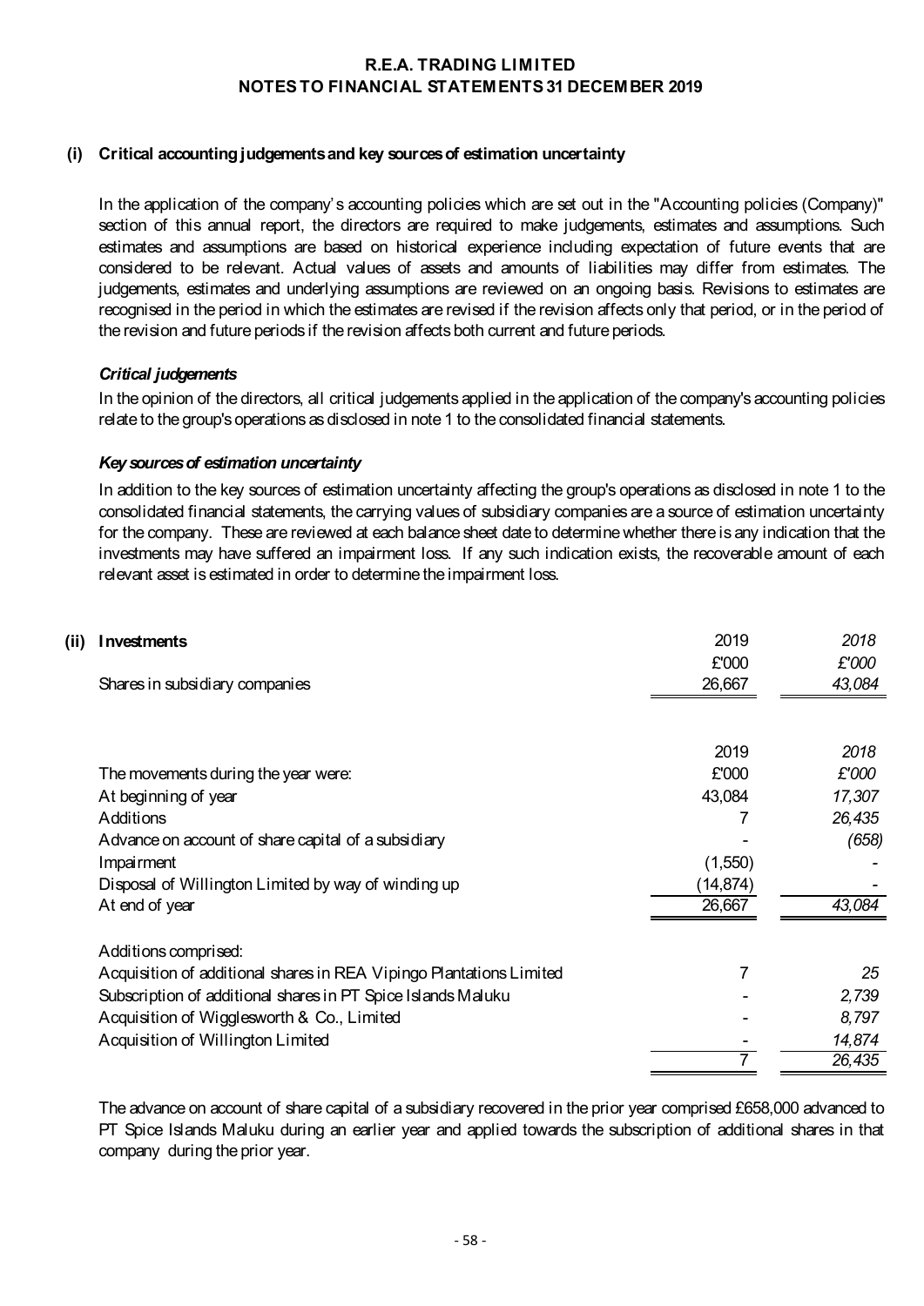# R.E.A. TRADING LIMITED
## NOTES TO FINANCIAL STATEMENTS 31 DECEMBER 2019

### (i) Critical accounting judgements and key sources of estimation uncertainty

In the application of the company's accounting policies which are set out in the "Accounting policies (Company)" section of this annual report, the directors are required to make judgements, estimates and assumptions. Such estimates and assumptions are based on historical experience including expectation of future events that are considered to be relevant. Actual values of assets and amounts of liabilities may differ from estimates. The judgements, estimates and underlying assumptions are reviewed on an ongoing basis. Revisions to estimates are recognised in the period in which the estimates are revised if the revision affects only that period, or in the period of the revision and future periods if the revision affects both current and future periods.

***Critical judgements***

In the opinion of the directors, all critical judgements applied in the application of the company's accounting policies relate to the group's operations as disclosed in note 1 to the consolidated financial statements.

***Key sources of estimation uncertainty***

In addition to the key sources of estimation uncertainty affecting the group's operations as disclosed in note 1 to the consolidated financial statements, the carrying values of subsidiary companies are a source of estimation uncertainty for the company. These are reviewed at each balance sheet date to determine whether there is any indication that the investments may have suffered an impairment loss. If any such indication exists, the recoverable amount of each relevant asset is estimated in order to determine the impairment loss.

### (ii) Investments

| | 2019 | *2018* |
|---|---|---|
| | £'000 | *£'000* |
| Shares in subsidiary companies | 26,667 | *43,084* |

| | 2019 | *2018* |
|---|---|---|
| The movements during the year were: | £'000 | *£'000* |
| At beginning of year | 43,084 | *17,307* |
| Additions | 7 | *26,435* |
| Advance on account of share capital of a subsidiary | - | *(658)* |
| Impairment | (1,550) | - |
| Disposal of Willington Limited by way of winding up | (14,874) | - |
| At end of year | 26,667 | *43,084* |
| | | |
| Additions comprised: | | |
| Acquisition of additional shares in REA Vipingo Plantations Limited | 7 | *25* |
| Subscription of additional shares in PT Spice Islands Maluku | - | *2,739* |
| Acquisition of Wigglesworth & Co., Limited | - | *8,797* |
| Acquisition of Willington Limited | - | *14,874* |
| | 7 | *26,435* |

The advance on account of share capital of a subsidiary recovered in the prior year comprised £658,000 advanced to PT Spice Islands Maluku during an earlier year and applied towards the subscription of additional shares in that company during the prior year.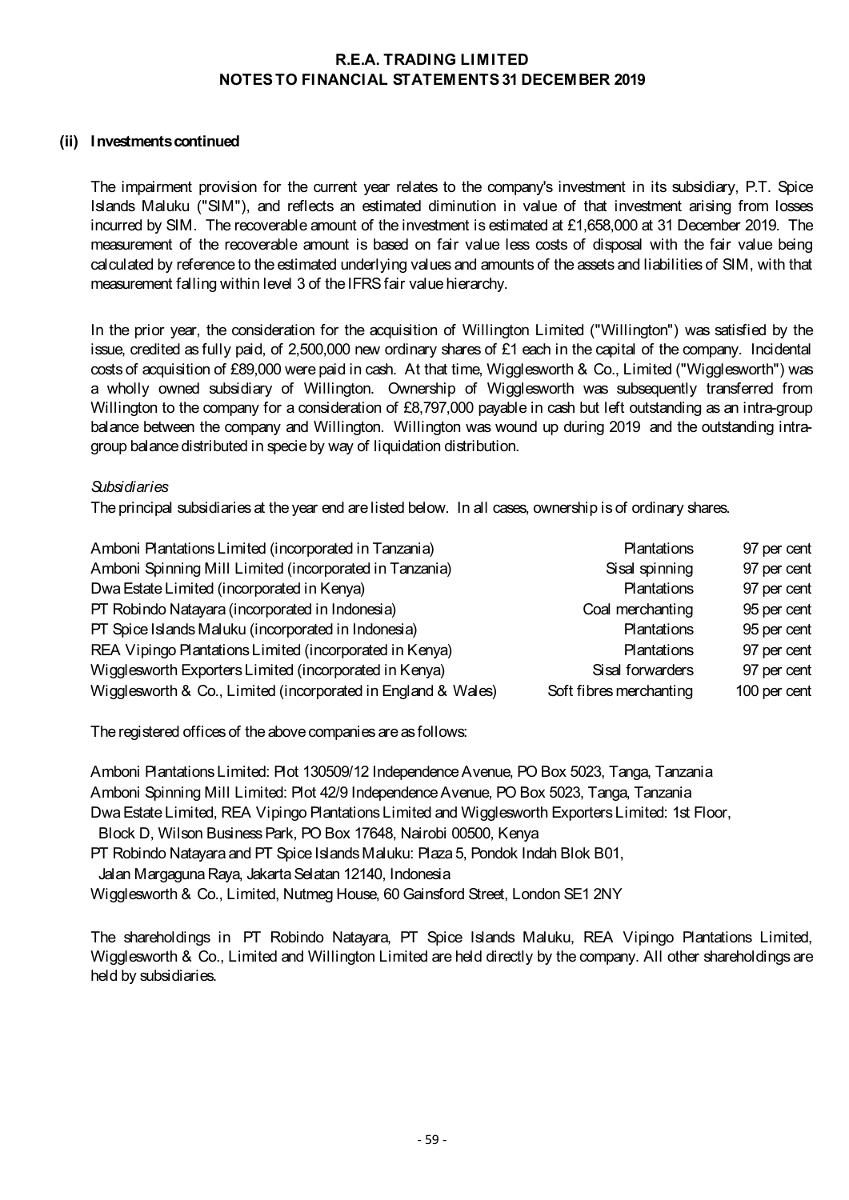### (ii) Investments continued

The impairment provision for the current year relates to the company's investment in its subsidiary, P.T. Spice Islands Maluku ("SIM"), and reflects an estimated diminution in value of that investment arising from losses incurred by SIM. The recoverable amount of the investment is estimated at £1,658,000 at 31 December 2019. The measurement of the recoverable amount is based on fair value less costs of disposal with the fair value being calculated by reference to the estimated underlying values and amounts of the assets and liabilities of SIM, with that measurement falling within level 3 of the IFRS fair value hierarchy.

In the prior year, the consideration for the acquisition of Willington Limited ("Willington") was satisfied by the issue, credited as fully paid, of 2,500,000 new ordinary shares of £1 each in the capital of the company. Incidental costs of acquisition of £89,000 were paid in cash. At that time, Wigglesworth & Co., Limited ("Wigglesworth") was a wholly owned subsidiary of Willington. Ownership of Wigglesworth was subsequently transferred from Willington to the company for a consideration of £8,797,000 payable in cash but left outstanding as an intra-group balance between the company and Willington. Willington was wound up during 2019 and the outstanding intra-group balance distributed in specie by way of liquidation distribution.

*Subsidiaries*

The principal subsidiaries at the year end are listed below. In all cases, ownership is of ordinary shares.

| | | |
|---|---|---|
| Amboni Plantations Limited (incorporated in Tanzania) | Plantations | 97 per cent |
| Amboni Spinning Mill Limited (incorporated in Tanzania) | Sisal spinning | 97 per cent |
| Dwa Estate Limited (incorporated in Kenya) | Plantations | 97 per cent |
| PT Robindo Natayara (incorporated in Indonesia) | Coal merchanting | 95 per cent |
| PT Spice Islands Maluku (incorporated in Indonesia) | Plantations | 95 per cent |
| REA Vipingo Plantations Limited (incorporated in Kenya) | Plantations | 97 per cent |
| Wigglesworth Exporters Limited (incorporated in Kenya) | Sisal forwarders | 97 per cent |
| Wigglesworth & Co., Limited (incorporated in England & Wales) | Soft fibres merchanting | 100 per cent |

The registered offices of the above companies are as follows:

Amboni Plantations Limited: Plot 130509/12 Independence Avenue, PO Box 5023, Tanga, Tanzania
Amboni Spinning Mill Limited: Plot 42/9 Independence Avenue, PO Box 5023, Tanga, Tanzania
Dwa Estate Limited, REA Vipingo Plantations Limited and Wigglesworth Exporters Limited: 1st Floor, Block D, Wilson Business Park, PO Box 17648, Nairobi 00500, Kenya
PT Robindo Natayara and PT Spice Islands Maluku: Plaza 5, Pondok Indah Blok B01, Jalan Margaguna Raya, Jakarta Selatan 12140, Indonesia
Wigglesworth & Co., Limited, Nutmeg House, 60 Gainsford Street, London SE1 2NY

The shareholdings in PT Robindo Natayara, PT Spice Islands Maluku, REA Vipingo Plantations Limited, Wigglesworth & Co., Limited and Willington Limited are held directly by the company. All other shareholdings are held by subsidiaries.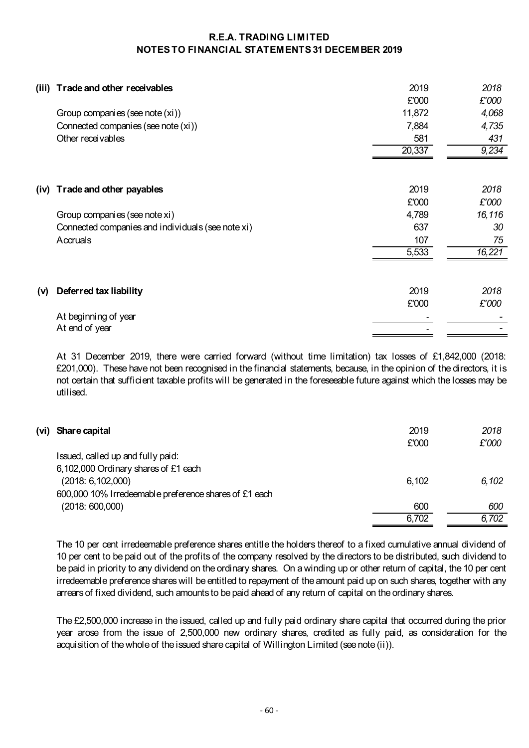# R.E.A. TRADING LIMITED
## NOTES TO FINANCIAL STATEMENTS 31 DECEMBER 2019

### (iii) Trade and other receivables

| | 2019 | *2018* |
|---|---|---|
| | £'000 | *£'000* |
| Group companies (see note (xi)) | 11,872 | *4,068* |
| Connected companies (see note (xi)) | 7,884 | *4,735* |
| Other receivables | 581 | *431* |
| | 20,337 | *9,234* |

### (iv) Trade and other payables

| | 2019 | *2018* |
|---|---|---|
| | £'000 | *£'000* |
| Group companies (see note xi) | 4,789 | *16,116* |
| Connected companies and individuals (see note xi) | 637 | *30* |
| Accruals | 107 | *75* |
| | 5,533 | *16,221* |

### (v) Deferred tax liability

| | 2019 | *2018* |
|---|---|---|
| | £'000 | *£'000* |
| At beginning of year | - | *-* |
| At end of year | - | *-* |

At 31 December 2019, there were carried forward (without time limitation) tax losses of £1,842,000 (2018: £201,000). These have not been recognised in the financial statements, because, in the opinion of the directors, it is not certain that sufficient taxable profits will be generated in the foreseeable future against which the losses may be utilised.

### (vi) Share capital

| | 2019 | *2018* |
|---|---|---|
| | £'000 | *£'000* |
| Issued, called up and fully paid: | | |
| 6,102,000 Ordinary shares of £1 each | | |
| (2018: 6,102,000) | 6,102 | *6,102* |
| 600,000 10% Irredeemable preference shares of £1 each | | |
| (2018: 600,000) | 600 | *600* |
| | 6,702 | *6,702* |

The 10 per cent irredeemable preference shares entitle the holders thereof to a fixed cumulative annual dividend of 10 per cent to be paid out of the profits of the company resolved by the directors to be distributed, such dividend to be paid in priority to any dividend on the ordinary shares. On a winding up or other return of capital, the 10 per cent irredeemable preference shares will be entitled to repayment of the amount paid up on such shares, together with any arrears of fixed dividend, such amounts to be paid ahead of any return of capital on the ordinary shares.

The £2,500,000 increase in the issued, called up and fully paid ordinary share capital that occurred during the prior year arose from the issue of 2,500,000 new ordinary shares, credited as fully paid, as consideration for the acquisition of the whole of the issued share capital of Willington Limited (see note (ii)).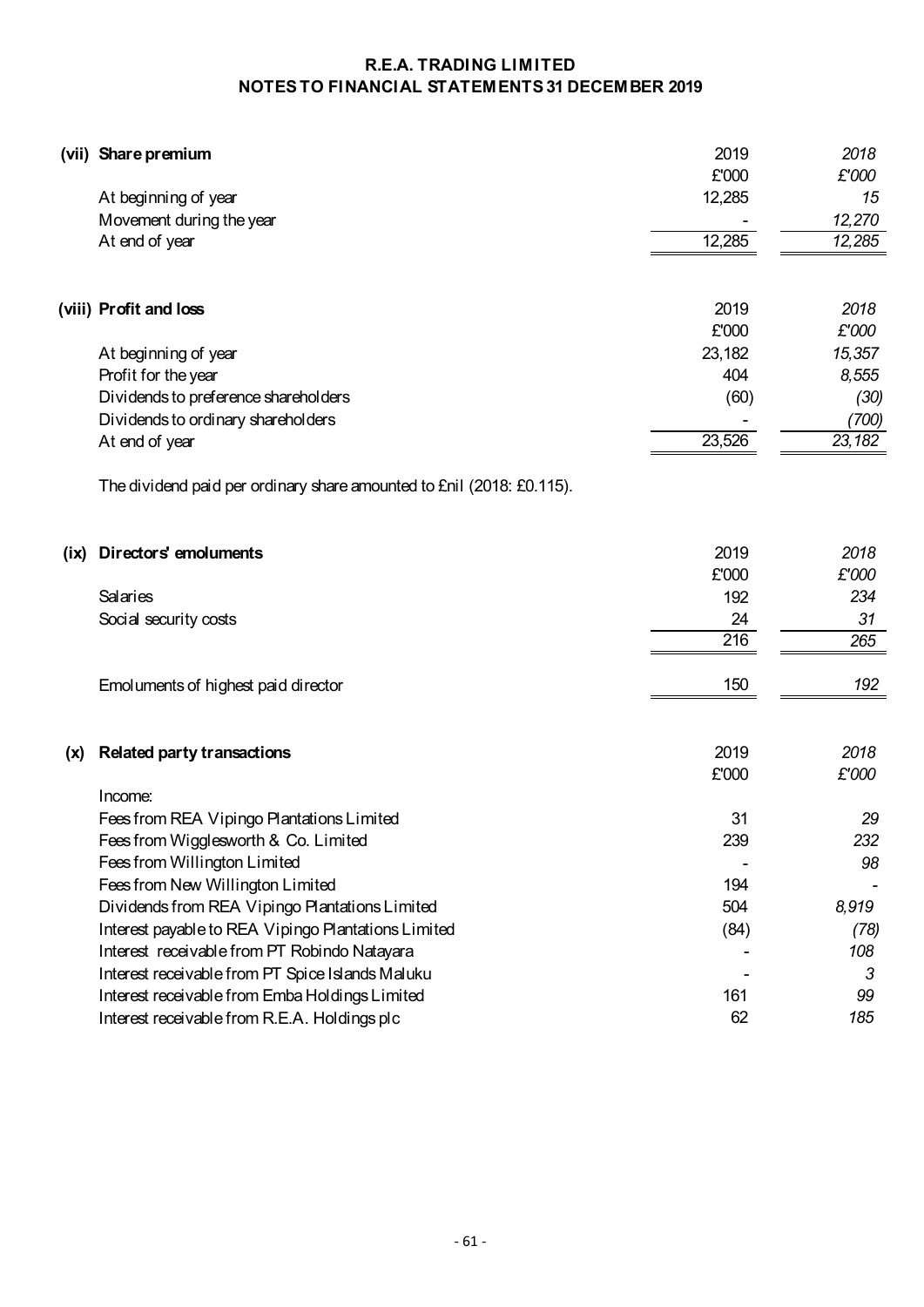# R.E.A. TRADING LIMITED
## NOTES TO FINANCIAL STATEMENTS 31 DECEMBER 2019

**(vii) Share premium**

| | 2019 | *2018* |
|---|---|---|
| | £'000 | *£'000* |
| At beginning of year | 12,285 | *15* |
| Movement during the year | - | *12,270* |
| At end of year | 12,285 | *12,285* |

**(viii) Profit and loss**

| | 2019 | *2018* |
|---|---|---|
| | £'000 | *£'000* |
| At beginning of year | 23,182 | *15,357* |
| Profit for the year | 404 | *8,555* |
| Dividends to preference shareholders | (60) | *(30)* |
| Dividends to ordinary shareholders | - | *(700)* |
| At end of year | 23,526 | *23,182* |

The dividend paid per ordinary share amounted to £nil (2018: £0.115).

**(ix) Directors' emoluments**

| | 2019 | *2018* |
|---|---|---|
| | £'000 | *£'000* |
| Salaries | 192 | *234* |
| Social security costs | 24 | *31* |
| | 216 | *265* |
| Emoluments of highest paid director | 150 | *192* |

**(x) Related party transactions**

| | 2019 | *2018* |
|---|---|---|
| | £'000 | *£'000* |
| Income: | | |
| Fees from REA Vipingo Plantations Limited | 31 | *29* |
| Fees from Wigglesworth & Co. Limited | 239 | *232* |
| Fees from Willington Limited | - | *98* |
| Fees from New Willington Limited | 194 | *-* |
| Dividends from REA Vipingo Plantations Limited | 504 | *8,919* |
| Interest payable to REA Vipingo Plantations Limited | (84) | *(78)* |
| Interest receivable from PT Robindo Natayara | - | *108* |
| Interest receivable from PT Spice Islands Maluku | - | *3* |
| Interest receivable from Emba Holdings Limited | 161 | *99* |
| Interest receivable from R.E.A. Holdings plc | 62 | *185* |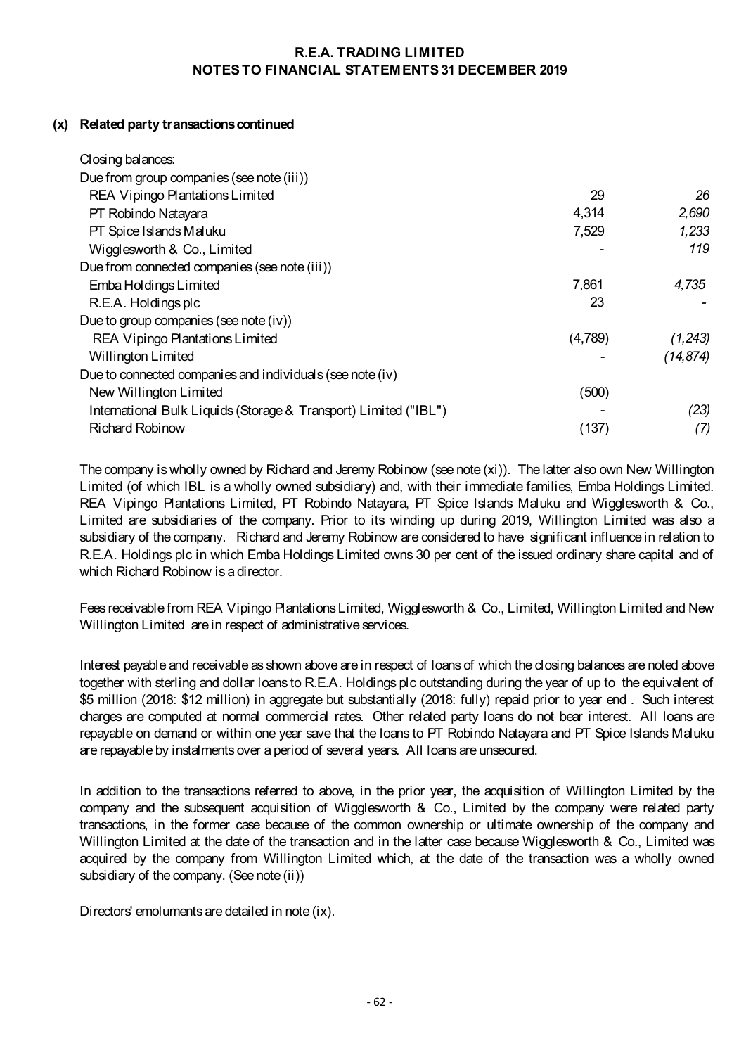## R.E.A. TRADING LIMITED
## NOTES TO FINANCIAL STATEMENTS 31 DECEMBER 2019

### (x) Related party transactions continued

| | | |
|---|---|---|
| Closing balances: | | |
| Due from group companies (see note (iii)) | | |
| REA Vipingo Plantations Limited | 29 | *26* |
| PT Robindo Natayara | 4,314 | *2,690* |
| PT Spice Islands Maluku | 7,529 | *1,233* |
| Wigglesworth & Co., Limited | - | *119* |
| Due from connected companies (see note (iii)) | | |
| Emba Holdings Limited | 7,861 | *4,735* |
| R.E.A. Holdings plc | 23 | - |
| Due to group companies (see note (iv)) | | |
| REA Vipingo Plantations Limited | (4,789) | *(1,243)* |
| Willington Limited | - | *(14,874)* |
| Due to connected companies and individuals (see note (iv) | | |
| New Willington Limited | (500) | |
| International Bulk Liquids (Storage & Transport) Limited ("IBL") | - | *(23)* |
| Richard Robinow | (137) | *(7)* |

The company is wholly owned by Richard and Jeremy Robinow (see note (xi)). The latter also own New Willington Limited (of which IBL is a wholly owned subsidiary) and, with their immediate families, Emba Holdings Limited. REA Vipingo Plantations Limited, PT Robindo Natayara, PT Spice Islands Maluku and Wigglesworth & Co., Limited are subsidiaries of the company. Prior to its winding up during 2019, Willington Limited was also a subsidiary of the company. Richard and Jeremy Robinow are considered to have significant influence in relation to R.E.A. Holdings plc in which Emba Holdings Limited owns 30 per cent of the issued ordinary share capital and of which Richard Robinow is a director.

Fees receivable from REA Vipingo Plantations Limited, Wigglesworth & Co., Limited, Willington Limited and New Willington Limited are in respect of administrative services.

Interest payable and receivable as shown above are in respect of loans of which the closing balances are noted above together with sterling and dollar loans to R.E.A. Holdings plc outstanding during the year of up to the equivalent of $5 million (2018: $12 million) in aggregate but substantially (2018: fully) repaid prior to year end . Such interest charges are computed at normal commercial rates. Other related party loans do not bear interest. All loans are repayable on demand or within one year save that the loans to PT Robindo Natayara and PT Spice Islands Maluku are repayable by instalments over a period of several years. All loans are unsecured.

In addition to the transactions referred to above, in the prior year, the acquisition of Willington Limited by the company and the subsequent acquisition of Wigglesworth & Co., Limited by the company were related party transactions, in the former case because of the common ownership or ultimate ownership of the company and Willington Limited at the date of the transaction and in the latter case because Wigglesworth & Co., Limited was acquired by the company from Willington Limited which, at the date of the transaction was a wholly owned subsidiary of the company. (See note (ii))

Directors' emoluments are detailed in note (ix).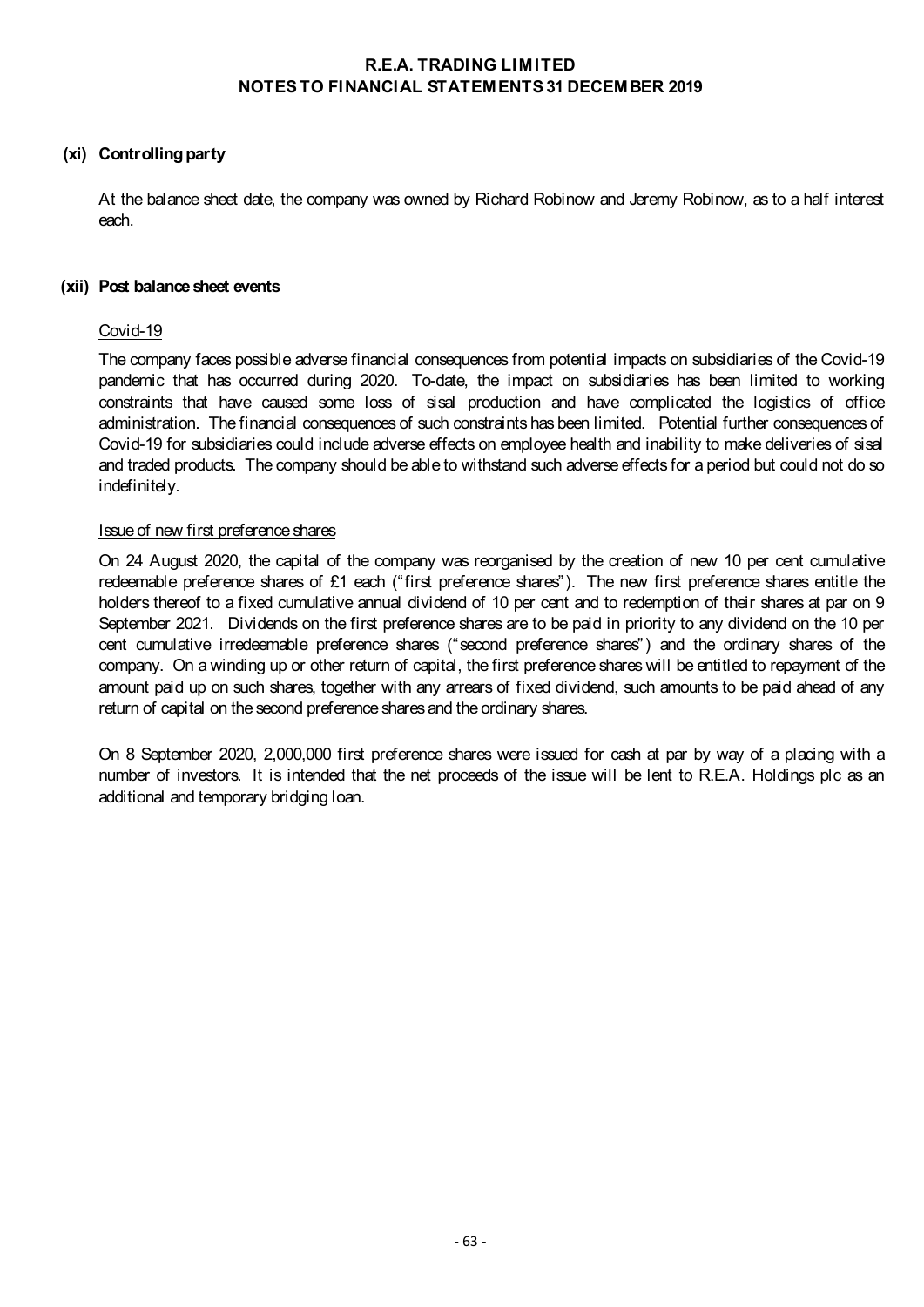### (xi) Controlling party

At the balance sheet date, the company was owned by Richard Robinow and Jeremy Robinow, as to a half interest each.

### (xii) Post balance sheet events

Covid-19

The company faces possible adverse financial consequences from potential impacts on subsidiaries of the Covid-19 pandemic that has occurred during 2020. To-date, the impact on subsidiaries has been limited to working constraints that have caused some loss of sisal production and have complicated the logistics of office administration. The financial consequences of such constraints has been limited. Potential further consequences of Covid-19 for subsidiaries could include adverse effects on employee health and inability to make deliveries of sisal and traded products. The company should be able to withstand such adverse effects for a period but could not do so indefinitely.

Issue of new first preference shares

On 24 August 2020, the capital of the company was reorganised by the creation of new 10 per cent cumulative redeemable preference shares of £1 each ("first preference shares"). The new first preference shares entitle the holders thereof to a fixed cumulative annual dividend of 10 per cent and to redemption of their shares at par on 9 September 2021. Dividends on the first preference shares are to be paid in priority to any dividend on the 10 per cent cumulative irredeemable preference shares ("second preference shares") and the ordinary shares of the company. On a winding up or other return of capital, the first preference shares will be entitled to repayment of the amount paid up on such shares, together with any arrears of fixed dividend, such amounts to be paid ahead of any return of capital on the second preference shares and the ordinary shares.

On 8 September 2020, 2,000,000 first preference shares were issued for cash at par by way of a placing with a number of investors. It is intended that the net proceeds of the issue will be lent to R.E.A. Holdings plc as an additional and temporary bridging loan.